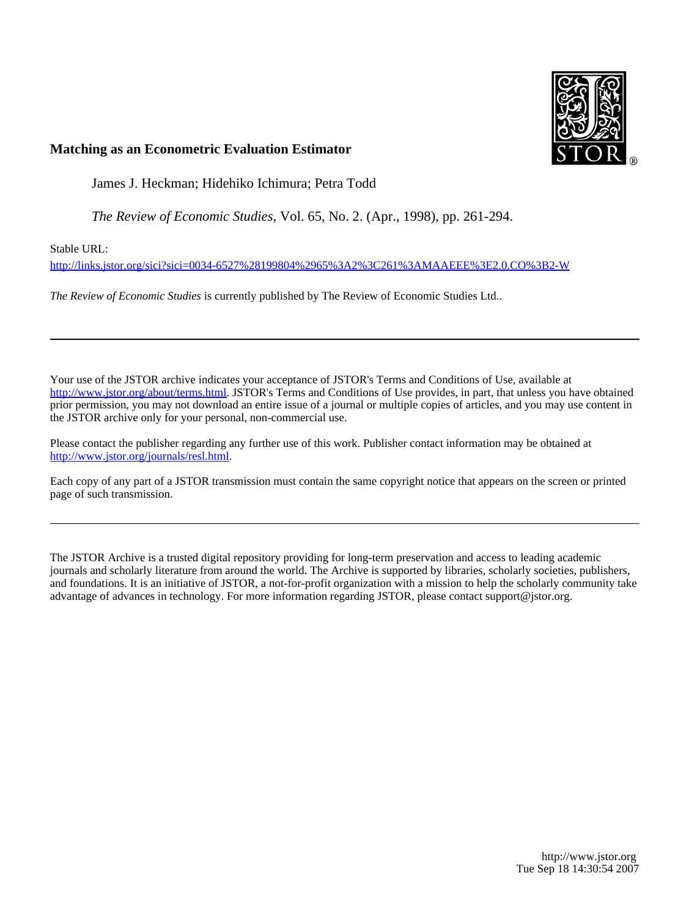**Matching as an Econometric Evaluation Estimator**

James J. Heckman; Hidehiko Ichimura; Petra Todd

*The Review of Economic Studies*, Vol. 65, No. 2. (Apr., 1998), pp. 261-294.

Stable URL:

http://links.jstor.org/sici?sici=0034-6527%28199804%2965%3A2%3C261%3AMAAEEE%3E2.0.CO%3B2-W

*The Review of Economic Studies* is currently published by The Review of Economic Studies Ltd..

---

Your use of the JSTOR archive indicates your acceptance of JSTOR's Terms and Conditions of Use, available at http://www.jstor.org/about/terms.html. JSTOR's Terms and Conditions of Use provides, in part, that unless you have obtained prior permission, you may not download an entire issue of a journal or multiple copies of articles, and you may use content in the JSTOR archive only for your personal, non-commercial use.

Please contact the publisher regarding any further use of this work. Publisher contact information may be obtained at http://www.jstor.org/journals/resl.html.

Each copy of any part of a JSTOR transmission must contain the same copyright notice that appears on the screen or printed page of such transmission.

---

The JSTOR Archive is a trusted digital repository providing for long-term preservation and access to leading academic journals and scholarly literature from around the world. The Archive is supported by libraries, scholarly societies, publishers, and foundations. It is an initiative of JSTOR, a not-for-profit organization with a mission to help the scholarly community take advantage of advances in technology. For more information regarding JSTOR, please contact support@jstor.org.

http://www.jstor.org
Tue Sep 18 14:30:54 2007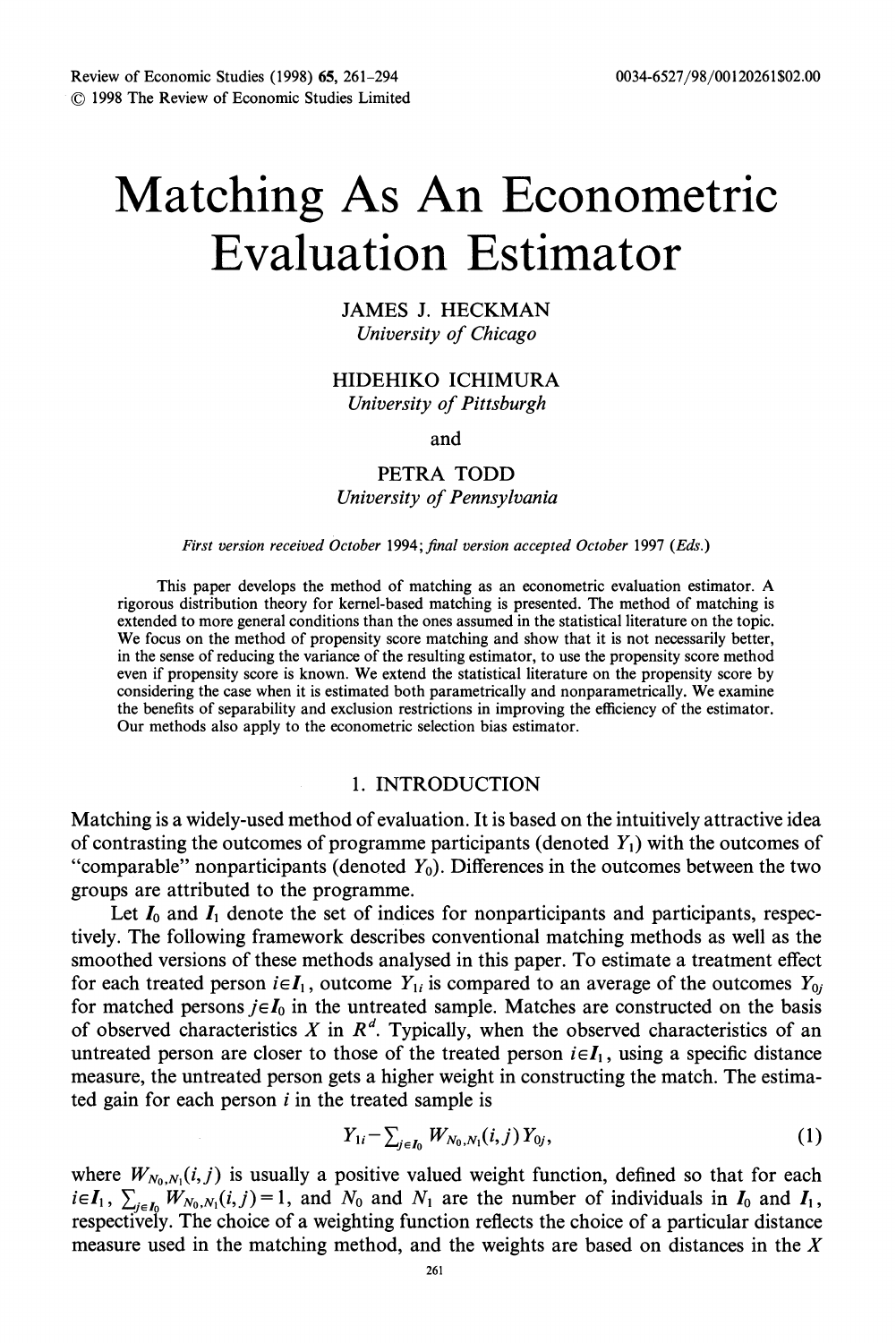# Matching As An Econometric Evaluation Estimator

JAMES J. HECKMAN
*University of Chicago*

HIDEHIKO ICHIMURA
*University of Pittsburgh*

and

PETRA TODD
*University of Pennsylvania*

*First version received October 1994; final version accepted October 1997 (Eds.)*

This paper develops the method of matching as an econometric evaluation estimator. A rigorous distribution theory for kernel-based matching is presented. The method of matching is extended to more general conditions than the ones assumed in the statistical literature on the topic. We focus on the method of propensity score matching and show that it is not necessarily better, in the sense of reducing the variance of the resulting estimator, to use the propensity score method even if propensity score is known. We extend the statistical literature on the propensity score by considering the case when it is estimated both parametrically and nonparametrically. We examine the benefits of separability and exclusion restrictions in improving the efficiency of the estimator. Our methods also apply to the econometric selection bias estimator.

## 1. INTRODUCTION

Matching is a widely-used method of evaluation. It is based on the intuitively attractive idea of contrasting the outcomes of programme participants (denoted $Y_1$) with the outcomes of "comparable" nonparticipants (denoted $Y_0$). Differences in the outcomes between the two groups are attributed to the programme.

Let $I_0$ and $I_1$ denote the set of indices for nonparticipants and participants, respectively. The following framework describes conventional matching methods as well as the smoothed versions of these methods analysed in this paper. To estimate a treatment effect for each treated person $i \in I_1$, outcome $Y_{1i}$ is compared to an average of the outcomes $Y_{0j}$ for matched persons $j \in I_0$ in the untreated sample. Matches are constructed on the basis of observed characteristics $X$ in $R^d$. Typically, when the observed characteristics of an untreated person are closer to those of the treated person $i \in I_1$, using a specific distance measure, the untreated person gets a higher weight in constructing the match. The estimated gain for each person $i$ in the treated sample is

$$Y_{1i} - \sum_{j \in I_0} W_{N_0,N_1}(i,j) Y_{0j}, \tag{1}$$

where $W_{N_0,N_1}(i,j)$ is usually a positive valued weight function, defined so that for each $i \in I_1$, $\sum_{j \in I_0} W_{N_0,N_1}(i,j) = 1$, and $N_0$ and $N_1$ are the number of individuals in $I_0$ and $I_1$, respectively. The choice of a weighting function reflects the choice of a particular distance measure used in the matching method, and the weights are based on distances in the $X$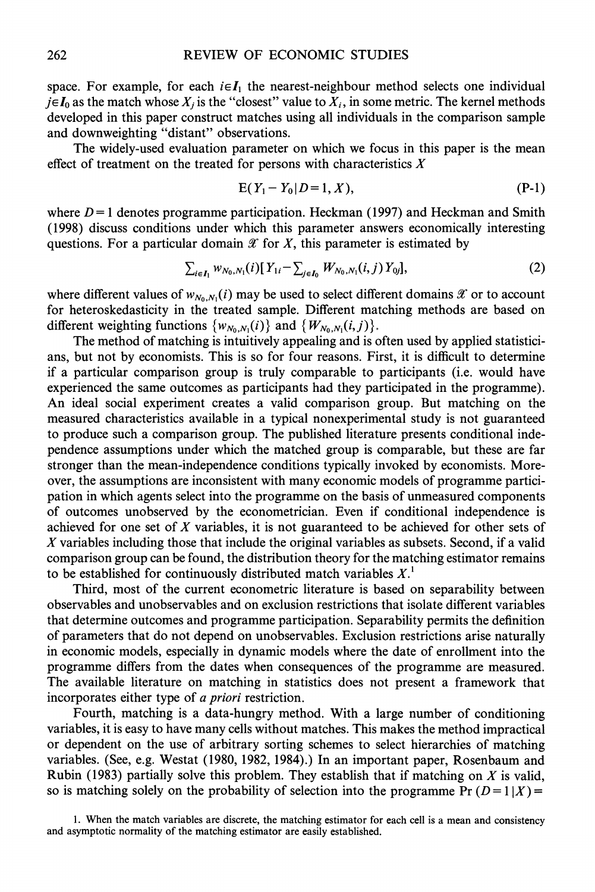space. For example, for each $i \in I_1$ the nearest-neighbour method selects one individual $j \in I_0$ as the match whose $X_j$ is the "closest" value to $X_i$, in some metric. The kernel methods developed in this paper construct matches using all individuals in the comparison sample and downweighting "distant" observations.

The widely-used evaluation parameter on which we focus in this paper is the mean effect of treatment on the treated for persons with characteristics $X$

$$E(Y_1 - Y_0 | D=1, X), \tag{P-1}$$

where $D=1$ denotes programme participation. Heckman (1997) and Heckman and Smith (1998) discuss conditions under which this parameter answers economically interesting questions. For a particular domain $\mathscr{X}$ for $X$, this parameter is estimated by

$$\sum_{i \in I_1} w_{N_0,N_1}(i)[Y_{1i} - \sum_{j \in I_0} W_{N_0,N_1}(i,j) Y_{0j}], \tag{2}$$

where different values of $w_{N_0,N_1}(i)$ may be used to select different domains $\mathscr{X}$ or to account for heteroskedasticity in the treated sample. Different matching methods are based on different weighting functions $\{w_{N_0,N_1}(i)\}$ and $\{W_{N_0,N_1}(i,j)\}$.

The method of matching is intuitively appealing and is often used by applied statisticians, but not by economists. This is so for four reasons. First, it is difficult to determine if a particular comparison group is truly comparable to participants (i.e. would have experienced the same outcomes as participants had they participated in the programme). An ideal social experiment creates a valid comparison group. But matching on the measured characteristics available in a typical nonexperimental study is not guaranteed to produce such a comparison group. The published literature presents conditional independence assumptions under which the matched group is comparable, but these are far stronger than the mean-independence conditions typically invoked by economists. Moreover, the assumptions are inconsistent with many economic models of programme participation in which agents select into the programme on the basis of unmeasured components of outcomes unobserved by the econometrician. Even if conditional independence is achieved for one set of $X$ variables, it is not guaranteed to be achieved for other sets of $X$ variables including those that include the original variables as subsets. Second, if a valid comparison group can be found, the distribution theory for the matching estimator remains to be established for continuously distributed match variables $X$.[1]

Third, most of the current econometric literature is based on separability between observables and unobservables and on exclusion restrictions that isolate different variables that determine outcomes and programme participation. Separability permits the definition of parameters that do not depend on unobservables. Exclusion restrictions arise naturally in economic models, especially in dynamic models where the date of enrollment into the programme differs from the dates when consequences of the programme are measured. The available literature on matching in statistics does not present a framework that incorporates either type of *a priori* restriction.

Fourth, matching is a data-hungry method. With a large number of conditioning variables, it is easy to have many cells without matches. This makes the method impractical or dependent on the use of arbitrary sorting schemes to select hierarchies of matching variables. (See, e.g. Westat (1980, 1982, 1984).) In an important paper, Rosenbaum and Rubin (1983) partially solve this problem. They establish that if matching on $X$ is valid, so is matching solely on the probability of selection into the programme $\Pr(D=1|X)=$

1. When the match variables are discrete, the matching estimator for each cell is a mean and consistency and asymptotic normality of the matching estimator are easily established.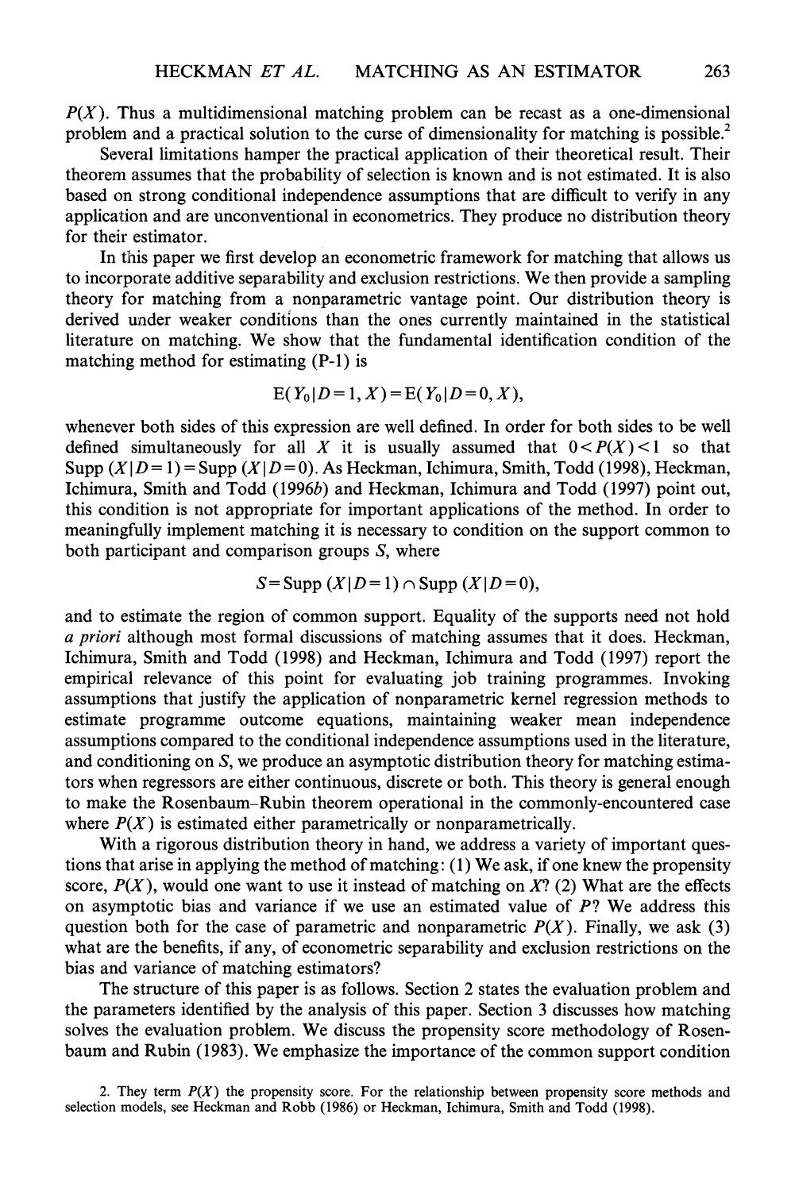$P(X)$. Thus a multidimensional matching problem can be recast as a one-dimensional problem and a practical solution to the curse of dimensionality for matching is possible.[2]

Several limitations hamper the practical application of their theoretical result. Their theorem assumes that the probability of selection is known and is not estimated. It is also based on strong conditional independence assumptions that are difficult to verify in any application and are unconventional in econometrics. They produce no distribution theory for their estimator.

In this paper we first develop an econometric framework for matching that allows us to incorporate additive separability and exclusion restrictions. We then provide a sampling theory for matching from a nonparametric vantage point. Our distribution theory is derived under weaker conditions than the ones currently maintained in the statistical literature on matching. We show that the fundamental identification condition of the matching method for estimating (P-1) is

$$E(Y_0|D=1, X)=E(Y_0|D=0, X),$$

whenever both sides of this expression are well defined. In order for both sides to be well defined simultaneously for all $X$ it is usually assumed that $0<P(X)<1$ so that $\text{Supp}(X|D=1)=\text{Supp}(X|D=0)$. As Heckman, Ichimura, Smith, Todd (1998), Heckman, Ichimura, Smith and Todd (1996*b*) and Heckman, Ichimura and Todd (1997) point out, this condition is not appropriate for important applications of the method. In order to meaningfully implement matching it is necessary to condition on the support common to both participant and comparison groups $S$, where

$$S=\text{Supp}(X|D=1)\cap \text{Supp}(X|D=0),$$

and to estimate the region of common support. Equality of the supports need not hold *a priori* although most formal discussions of matching assumes that it does. Heckman, Ichimura, Smith and Todd (1998) and Heckman, Ichimura and Todd (1997) report the empirical relevance of this point for evaluating job training programmes. Invoking assumptions that justify the application of nonparametric kernel regression methods to estimate programme outcome equations, maintaining weaker mean independence assumptions compared to the conditional independence assumptions used in the literature, and conditioning on $S$, we produce an asymptotic distribution theory for matching estimators when regressors are either continuous, discrete or both. This theory is general enough to make the Rosenbaum–Rubin theorem operational in the commonly-encountered case where $P(X)$ is estimated either parametrically or nonparametrically.

With a rigorous distribution theory in hand, we address a variety of important questions that arise in applying the method of matching: (1) We ask, if one knew the propensity score, $P(X)$, would one want to use it instead of matching on $X$? (2) What are the effects on asymptotic bias and variance if we use an estimated value of $P$? We address this question both for the case of parametric and nonparametric $P(X)$. Finally, we ask (3) what are the benefits, if any, of econometric separability and exclusion restrictions on the bias and variance of matching estimators?

The structure of this paper is as follows. Section 2 states the evaluation problem and the parameters identified by the analysis of this paper. Section 3 discusses how matching solves the evaluation problem. We discuss the propensity score methodology of Rosenbaum and Rubin (1983). We emphasize the importance of the common support condition

2. They term $P(X)$ the propensity score. For the relationship between propensity score methods and selection models, see Heckman and Robb (1986) or Heckman, Ichimura, Smith and Todd (1998).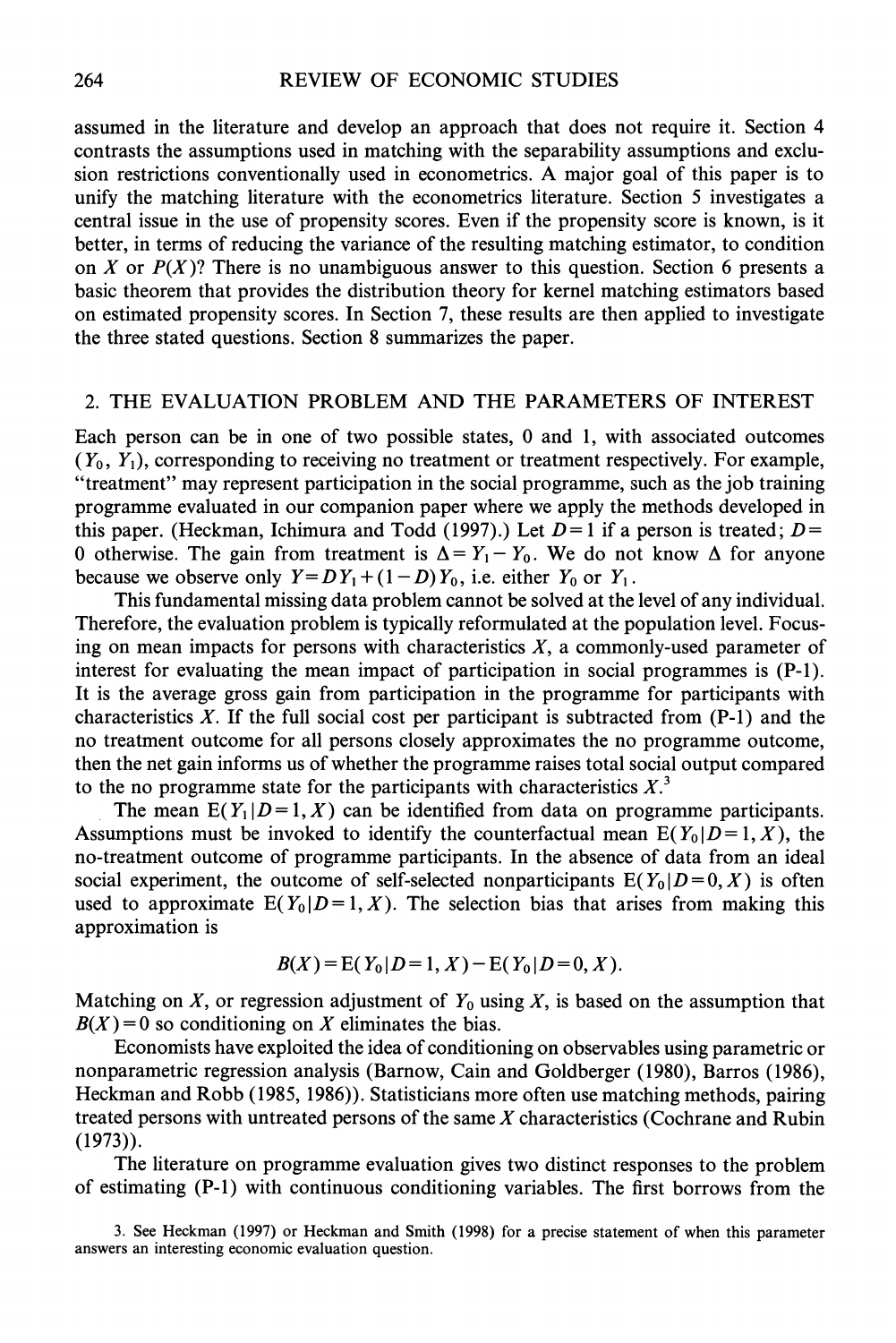assumed in the literature and develop an approach that does not require it. Section 4 contrasts the assumptions used in matching with the separability assumptions and exclusion restrictions conventionally used in econometrics. A major goal of this paper is to unify the matching literature with the econometrics literature. Section 5 investigates a central issue in the use of propensity scores. Even if the propensity score is known, is it better, in terms of reducing the variance of the resulting matching estimator, to condition on $X$ or $P(X)$? There is no unambiguous answer to this question. Section 6 presents a basic theorem that provides the distribution theory for kernel matching estimators based on estimated propensity scores. In Section 7, these results are then applied to investigate the three stated questions. Section 8 summarizes the paper.

## 2. THE EVALUATION PROBLEM AND THE PARAMETERS OF INTEREST

Each person can be in one of two possible states, 0 and 1, with associated outcomes $(Y_0, Y_1)$, corresponding to receiving no treatment or treatment respectively. For example, "treatment" may represent participation in the social programme, such as the job training programme evaluated in our companion paper where we apply the methods developed in this paper. (Heckman, Ichimura and Todd (1997).) Let $D=1$ if a person is treated; $D=0$ otherwise. The gain from treatment is $\Delta = Y_1 - Y_0$. We do not know $\Delta$ for anyone because we observe only $Y = DY_1 + (1-D)Y_0$, i.e. either $Y_0$ or $Y_1$.

This fundamental missing data problem cannot be solved at the level of any individual. Therefore, the evaluation problem is typically reformulated at the population level. Focusing on mean impacts for persons with characteristics $X$, a commonly-used parameter of interest for evaluating the mean impact of participation in social programmes is (P-1). It is the average gross gain from participation in the programme for participants with characteristics $X$. If the full social cost per participant is subtracted from (P-1) and the no treatment outcome for all persons closely approximates the no programme outcome, then the net gain informs us of whether the programme raises total social output compared to the no programme state for the participants with characteristics $X$.[3]

The mean $E(Y_1|D=1, X)$ can be identified from data on programme participants. Assumptions must be invoked to identify the counterfactual mean $E(Y_0|D=1, X)$, the no-treatment outcome of programme participants. In the absence of data from an ideal social experiment, the outcome of self-selected nonparticipants $E(Y_0|D=0, X)$ is often used to approximate $E(Y_0|D=1, X)$. The selection bias that arises from making this approximation is

$$B(X) = E(Y_0|D=1, X) - E(Y_0|D=0, X).$$

Matching on $X$, or regression adjustment of $Y_0$ using $X$, is based on the assumption that $B(X)=0$ so conditioning on $X$ eliminates the bias.

Economists have exploited the idea of conditioning on observables using parametric or nonparametric regression analysis (Barnow, Cain and Goldberger (1980), Barros (1986), Heckman and Robb (1985, 1986)). Statisticians more often use matching methods, pairing treated persons with untreated persons of the same $X$ characteristics (Cochrane and Rubin (1973)).

The literature on programme evaluation gives two distinct responses to the problem of estimating (P-1) with continuous conditioning variables. The first borrows from the

3. See Heckman (1997) or Heckman and Smith (1998) for a precise statement of when this parameter answers an interesting economic evaluation question.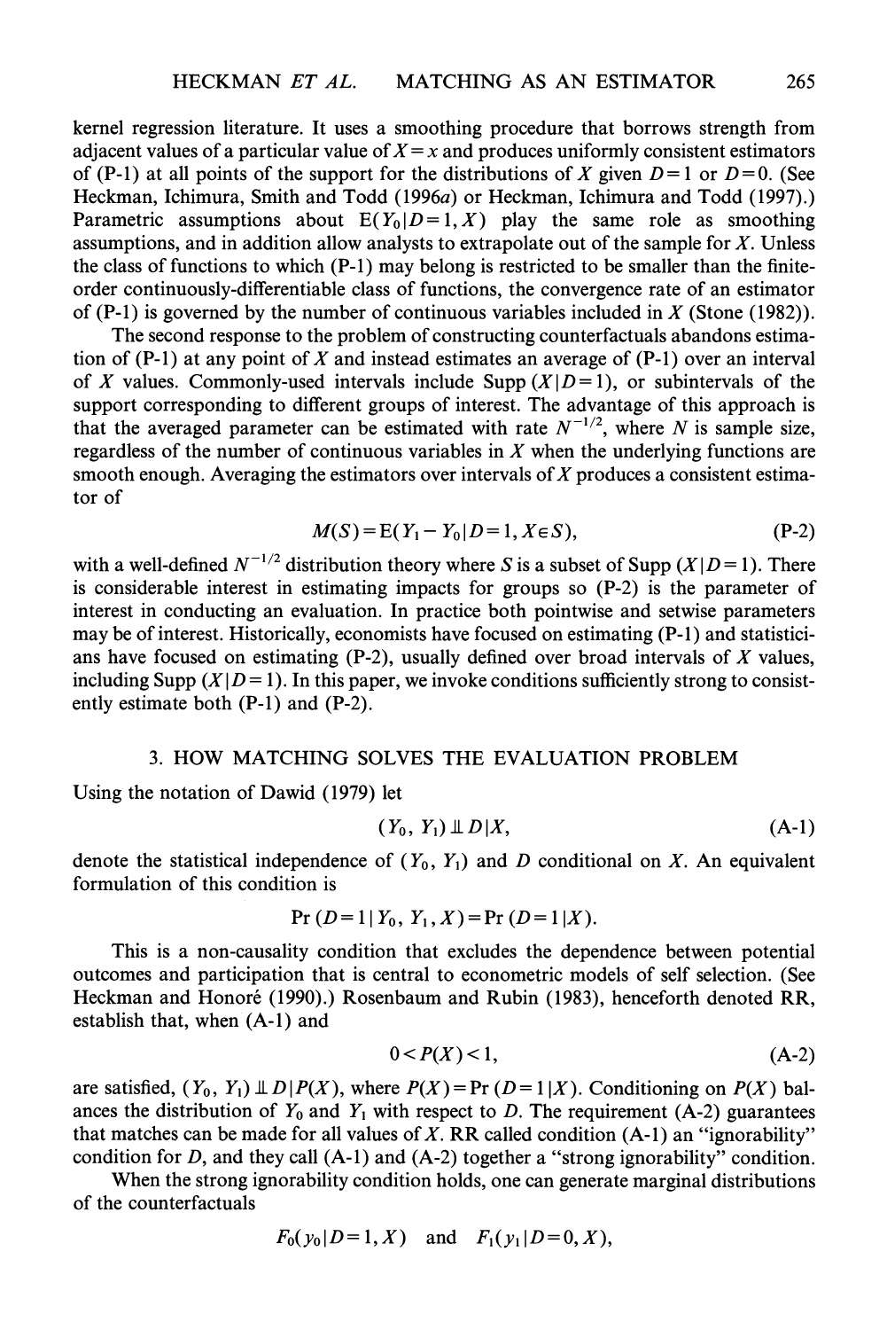kernel regression literature. It uses a smoothing procedure that borrows strength from adjacent values of a particular value of $X = x$ and produces uniformly consistent estimators of (P-1) at all points of the support for the distributions of $X$ given $D=1$ or $D=0$. (See Heckman, Ichimura, Smith and Todd (1996*a*) or Heckman, Ichimura and Todd (1997).) Parametric assumptions about $\mathrm{E}(Y_0|D=1, X)$ play the same role as smoothing assumptions, and in addition allow analysts to extrapolate out of the sample for $X$. Unless the class of functions to which (P-1) may belong is restricted to be smaller than the finite-order continuously-differentiable class of functions, the convergence rate of an estimator of (P-1) is governed by the number of continuous variables included in $X$ (Stone (1982)).

The second response to the problem of constructing counterfactuals abandons estimation of (P-1) at any point of $X$ and instead estimates an average of (P-1) over an interval of $X$ values. Commonly-used intervals include Supp $(X|D=1)$, or subintervals of the support corresponding to different groups of interest. The advantage of this approach is that the averaged parameter can be estimated with rate $N^{-1/2}$, where $N$ is sample size, regardless of the number of continuous variables in $X$ when the underlying functions are smooth enough. Averaging the estimators over intervals of $X$ produces a consistent estimator of

$$M(S) = \mathrm{E}(Y_1 - Y_0|D=1, X \in S), \tag{P-2}$$

with a well-defined $N^{-1/2}$ distribution theory where $S$ is a subset of Supp $(X|D=1)$. There is considerable interest in estimating impacts for groups so (P-2) is the parameter of interest in conducting an evaluation. In practice both pointwise and setwise parameters may be of interest. Historically, economists have focused on estimating (P-1) and statisticians have focused on estimating (P-2), usually defined over broad intervals of $X$ values, including Supp $(X|D=1)$. In this paper, we invoke conditions sufficiently strong to consistently estimate both (P-1) and (P-2).

## 3. HOW MATCHING SOLVES THE EVALUATION PROBLEM

Using the notation of Dawid (1979) let

$$(Y_0, Y_1) \perp\!\!\!\perp D|X, \tag{A-1}$$

denote the statistical independence of $(Y_0, Y_1)$ and $D$ conditional on $X$. An equivalent formulation of this condition is

$$\Pr(D=1|Y_0, Y_1, X) = \Pr(D=1|X).$$

This is a non-causality condition that excludes the dependence between potential outcomes and participation that is central to econometric models of self selection. (See Heckman and Honoré (1990).) Rosenbaum and Rubin (1983), henceforth denoted RR, establish that, when (A-1) and

$$0 < P(X) < 1, \tag{A-2}$$

are satisfied, $(Y_0, Y_1) \perp\!\!\!\perp D|P(X)$, where $P(X) = \Pr(D=1|X)$. Conditioning on $P(X)$ balances the distribution of $Y_0$ and $Y_1$ with respect to $D$. The requirement (A-2) guarantees that matches can be made for all values of $X$. RR called condition (A-1) an "ignorability" condition for $D$, and they call (A-1) and (A-2) together a "strong ignorability" condition.

When the strong ignorability condition holds, one can generate marginal distributions of the counterfactuals

$$F_0(y_0|D=1, X) \quad \text{and} \quad F_1(y_1|D=0, X),$$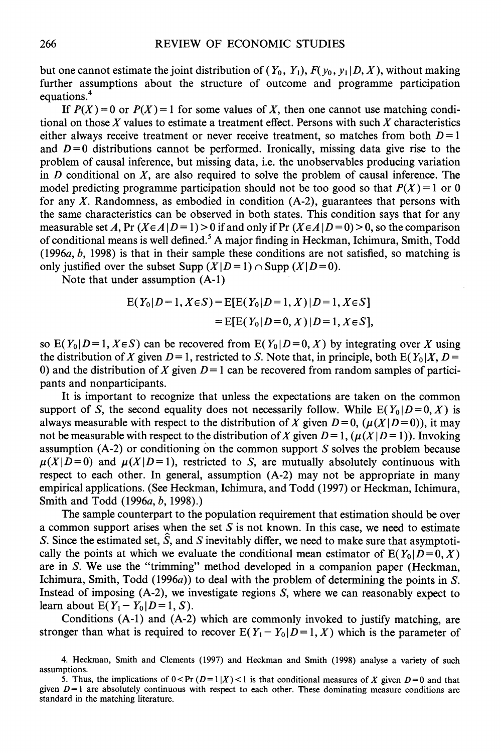but one cannot estimate the joint distribution of $(Y_0, Y_1)$, $F(y_0, y_1 | D, X)$, without making further assumptions about the structure of outcome and programme participation equations.[4]

If $P(X) = 0$ or $P(X) = 1$ for some values of $X$, then one cannot use matching conditional on those $X$ values to estimate a treatment effect. Persons with such $X$ characteristics either always receive treatment or never receive treatment, so matches from both $D = 1$ and $D = 0$ distributions cannot be performed. Ironically, missing data give rise to the problem of causal inference, but missing data, i.e. the unobservables producing variation in $D$ conditional on $X$, are also required to solve the problem of causal inference. The model predicting programme participation should not be too good so that $P(X) = 1$ or 0 for any $X$. Randomness, as embodied in condition (A-2), guarantees that persons with the same characteristics can be observed in both states. This condition says that for any measurable set $A$, $\Pr(X \in A | D = 1) > 0$ if and only if $\Pr(X \in A | D = 0) > 0$, so the comparison of conditional means is well defined.[5] A major finding in Heckman, Ichimura, Smith, Todd (1996*a*, *b*, 1998) is that in their sample these conditions are not satisfied, so matching is only justified over the subset $\text{Supp}(X | D = 1) \cap \text{Supp}(X | D = 0)$.

Note that under assumption (A-1)

$$
\begin{aligned}
\mathrm{E}(Y_0 | D = 1, X \in S) &= \mathrm{E}[\mathrm{E}(Y_0 | D = 1, X) | D = 1, X \in S] \\
&= \mathrm{E}[\mathrm{E}(Y_0 | D = 0, X) | D = 1, X \in S],
\end{aligned}
$$

so $\mathrm{E}(Y_0 | D = 1, X \in S)$ can be recovered from $\mathrm{E}(Y_0 | D = 0, X)$ by integrating over $X$ using the distribution of $X$ given $D = 1$, restricted to $S$. Note that, in principle, both $\mathrm{E}(Y_0 | X, D = 0)$ and the distribution of $X$ given $D = 1$ can be recovered from random samples of participants and nonparticipants.

It is important to recognize that unless the expectations are taken on the common support of $S$, the second equality does not necessarily follow. While $\mathrm{E}(Y_0 | D = 0, X)$ is always measurable with respect to the distribution of $X$ given $D = 0$, $(\mu(X | D = 0))$, it may not be measurable with respect to the distribution of $X$ given $D = 1$, $(\mu(X | D = 1))$. Invoking assumption (A-2) or conditioning on the common support $S$ solves the problem because $\mu(X | D = 0)$ and $\mu(X | D = 1)$, restricted to $S$, are mutually absolutely continuous with respect to each other. In general, assumption (A-2) may not be appropriate in many empirical applications. (See Heckman, Ichimura, and Todd (1997) or Heckman, Ichimura, Smith and Todd (1996*a*, *b*, 1998).)

The sample counterpart to the population requirement that estimation should be over a common support arises when the set $S$ is not known. In this case, we need to estimate $S$. Since the estimated set, $\hat{S}$, and $S$ inevitably differ, we need to make sure that asymptotically the points at which we evaluate the conditional mean estimator of $\mathrm{E}(Y_0 | D = 0, X)$ are in $S$. We use the "trimming" method developed in a companion paper (Heckman, Ichimura, Smith, Todd (1996*a*)) to deal with the problem of determining the points in $S$. Instead of imposing (A-2), we investigate regions $S$, where we can reasonably expect to learn about $\mathrm{E}(Y_1 - Y_0 | D = 1, S)$.

Conditions (A-1) and (A-2) which are commonly invoked to justify matching, are stronger than what is required to recover $\mathrm{E}(Y_1 - Y_0 | D = 1, X)$ which is the parameter of

4. Heckman, Smith and Clements (1997) and Heckman and Smith (1998) analyse a variety of such assumptions.

5. Thus, the implications of $0 < \Pr(D = 1 | X) < 1$ is that conditional measures of $X$ given $D = 0$ and that given $D = 1$ are absolutely continuous with respect to each other. These dominating measure conditions are standard in the matching literature.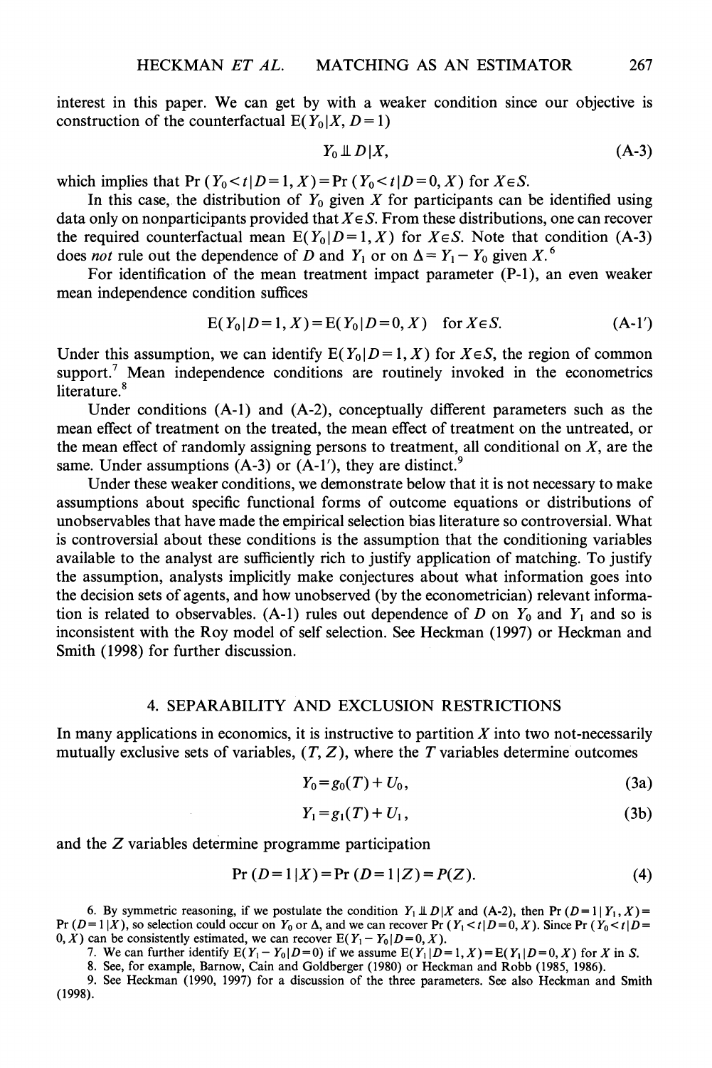interest in this paper. We can get by with a weaker condition since our objective is construction of the counterfactual $E(Y_0|X, D=1)$

$$Y_0 \perp\!\!\!\perp D|X, \tag{A-3}$$

which implies that $\Pr(Y_0<t|D=1, X)=\Pr(Y_0<t|D=0, X)$ for $X \in S$.

In this case, the distribution of $Y_0$ given $X$ for participants can be identified using data only on nonparticipants provided that $X \in S$. From these distributions, one can recover the required counterfactual mean $E(Y_0|D=1, X)$ for $X \in S$. Note that condition (A-3) does *not* rule out the dependence of $D$ and $Y_1$ or on $\Delta = Y_1 - Y_0$ given $X$.[6]

For identification of the mean treatment impact parameter (P-1), an even weaker mean independence condition suffices

$$E(Y_0|D=1, X)=E(Y_0|D=0, X) \quad \text{for } X \in S. \tag{A-1'}$$

Under this assumption, we can identify $E(Y_0|D=1, X)$ for $X \in S$, the region of common support.[7] Mean independence conditions are routinely invoked in the econometrics literature.[8]

Under conditions (A-1) and (A-2), conceptually different parameters such as the mean effect of treatment on the treated, the mean effect of treatment on the untreated, or the mean effect of randomly assigning persons to treatment, all conditional on $X$, are the same. Under assumptions (A-3) or (A-1′), they are distinct.[9]

Under these weaker conditions, we demonstrate below that it is not necessary to make assumptions about specific functional forms of outcome equations or distributions of unobservables that have made the empirical selection bias literature so controversial. What is controversial about these conditions is the assumption that the conditioning variables available to the analyst are sufficiently rich to justify application of matching. To justify the assumption, analysts implicitly make conjectures about what information goes into the decision sets of agents, and how unobserved (by the econometrician) relevant information is related to observables. (A-1) rules out dependence of $D$ on $Y_0$ and $Y_1$ and so is inconsistent with the Roy model of self selection. See Heckman (1997) or Heckman and Smith (1998) for further discussion.

## 4. SEPARABILITY AND EXCLUSION RESTRICTIONS

In many applications in economics, it is instructive to partition $X$ into two not-necessarily mutually exclusive sets of variables, $(T, Z)$, where the $T$ variables determine outcomes

$$Y_0 = g_0(T) + U_0, \tag{3a}$$

$$Y_1 = g_1(T) + U_1, \tag{3b}$$

and the $Z$ variables determine programme participation

$$\Pr(D=1|X)=\Pr(D=1|Z)=P(Z). \tag{4}$$

6. By symmetric reasoning, if we postulate the condition $Y_1 \perp\!\!\!\perp D|X$ and (A-2), then $\Pr(D=1|Y_1, X) = \Pr(D=1|X)$, so selection could occur on $Y_0$ or $\Delta$, and we can recover $\Pr(Y_1<t|D=0, X)$. Since $\Pr(Y_0<t|D=0, X)$ can be consistently estimated, we can recover $E(Y_1 - Y_0|D=0, X)$.

7. We can further identify $E(Y_1 - Y_0|D=0)$ if we assume $E(Y_1|D=1, X)=E(Y_1|D=0, X)$ for $X$ in $S$.

8. See, for example, Barnow, Cain and Goldberger (1980) or Heckman and Robb (1985, 1986).

9. See Heckman (1990, 1997) for a discussion of the three parameters. See also Heckman and Smith (1998).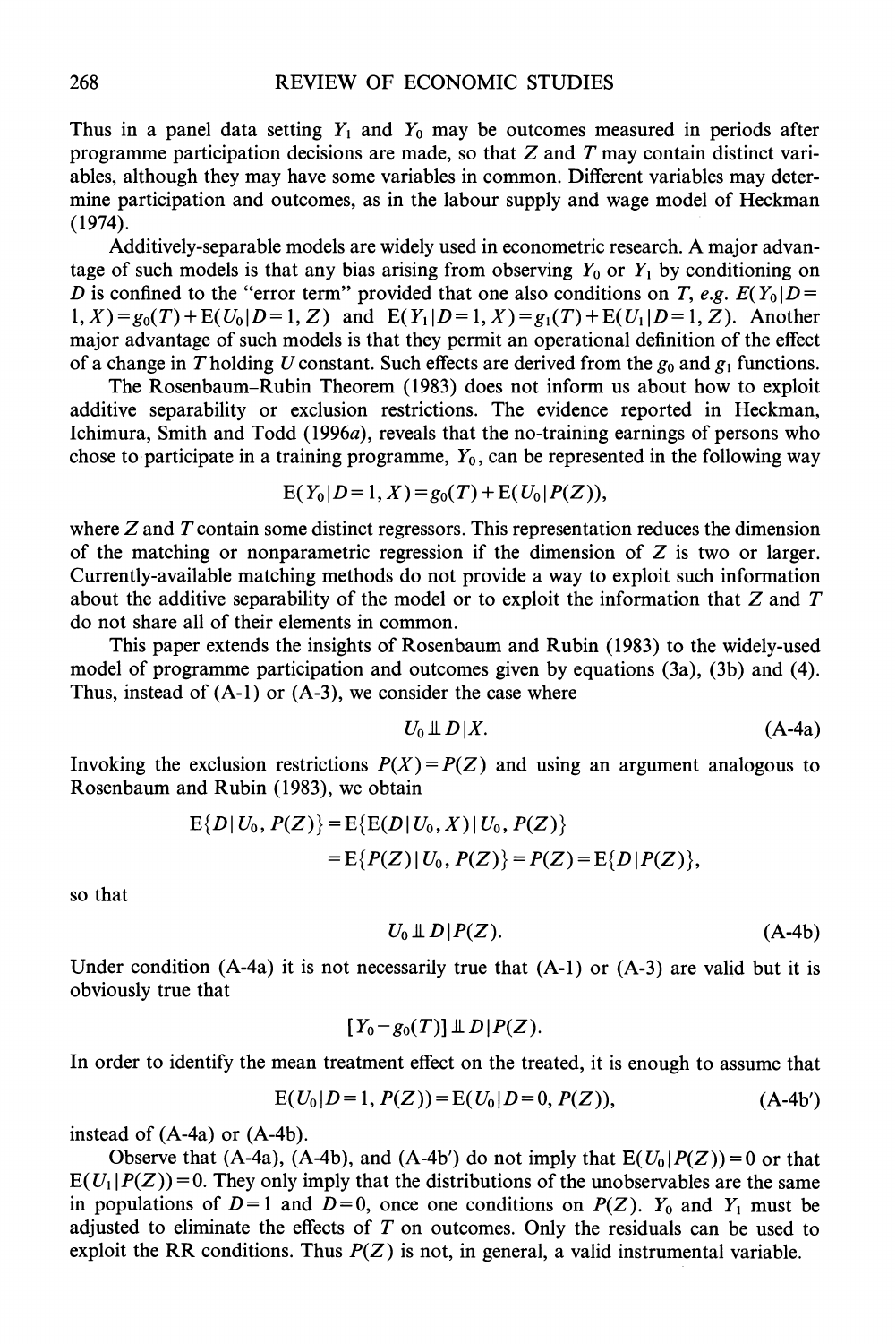Thus in a panel data setting $Y_1$ and $Y_0$ may be outcomes measured in periods after programme participation decisions are made, so that $Z$ and $T$ may contain distinct variables, although they may have some variables in common. Different variables may determine participation and outcomes, as in the labour supply and wage model of Heckman (1974).

Additively-separable models are widely used in econometric research. A major advantage of such models is that any bias arising from observing $Y_0$ or $Y_1$ by conditioning on $D$ is confined to the "error term" provided that one also conditions on $T$, *e.g.* $E(Y_0|D=1, X)=g_0(T)+E(U_0|D=1, Z)$ and $E(Y_1|D=1, X)=g_1(T)+E(U_1|D=1, Z)$. Another major advantage of such models is that they permit an operational definition of the effect of a change in $T$ holding $U$ constant. Such effects are derived from the $g_0$ and $g_1$ functions.

The Rosenbaum–Rubin Theorem (1983) does not inform us about how to exploit additive separability or exclusion restrictions. The evidence reported in Heckman, Ichimura, Smith and Todd (1996*a*), reveals that the no-training earnings of persons who chose to participate in a training programme, $Y_0$, can be represented in the following way

$$E(Y_0|D=1, X)=g_0(T)+E(U_0|P(Z)),$$

where $Z$ and $T$ contain some distinct regressors. This representation reduces the dimension of the matching or nonparametric regression if the dimension of $Z$ is two or larger. Currently-available matching methods do not provide a way to exploit such information about the additive separability of the model or to exploit the information that $Z$ and $T$ do not share all of their elements in common.

This paper extends the insights of Rosenbaum and Rubin (1983) to the widely-used model of programme participation and outcomes given by equations (3a), (3b) and (4). Thus, instead of (A-1) or (A-3), we consider the case where

$$U_0 \perp\!\!\!\perp D|X. \tag{A-4a}$$

Invoking the exclusion restrictions $P(X)=P(Z)$ and using an argument analogous to Rosenbaum and Rubin (1983), we obtain

$$\begin{aligned} E\{D|U_0, P(Z)\} &= E\{E(D|U_0, X)|U_0, P(Z)\} \\ &= E\{P(Z)|U_0, P(Z)\} = P(Z) = E\{D|P(Z)\}, \end{aligned}$$

so that

$$U_0 \perp\!\!\!\perp D|P(Z). \tag{A-4b}$$

Under condition (A-4a) it is not necessarily true that (A-1) or (A-3) are valid but it is obviously true that

$$[Y_0 - g_0(T)] \perp\!\!\!\perp D|P(Z).$$

In order to identify the mean treatment effect on the treated, it is enough to assume that

$$E(U_0|D=1, P(Z))=E(U_0|D=0, P(Z)), \tag{A-4b'}$$

instead of (A-4a) or (A-4b).

Observe that (A-4a), (A-4b), and (A-4b') do not imply that $E(U_0|P(Z))=0$ or that $E(U_1|P(Z))=0$. They only imply that the distributions of the unobservables are the same in populations of $D=1$ and $D=0$, once one conditions on $P(Z)$. $Y_0$ and $Y_1$ must be adjusted to eliminate the effects of $T$ on outcomes. Only the residuals can be used to exploit the RR conditions. Thus $P(Z)$ is not, in general, a valid instrumental variable.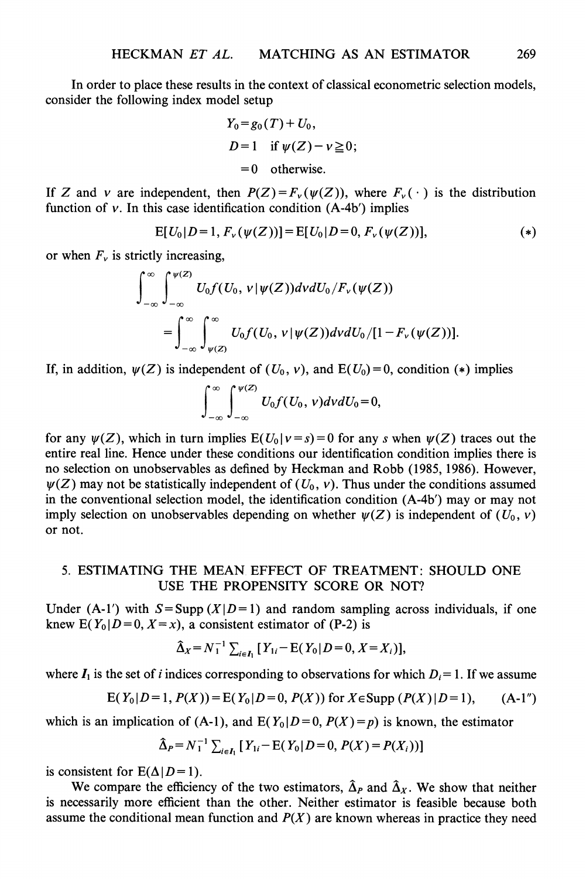In order to place these results in the context of classical econometric selection models, consider the following index model setup

$$Y_0 = g_0(T) + U_0,$$
$$D = 1 \quad \text{if } \psi(Z) - v \geqq 0;$$
$$= 0 \quad \text{otherwise.}$$

If $Z$ and $v$ are independent, then $P(Z) = F_v(\psi(Z))$, where $F_v(\cdot)$ is the distribution function of $v$. In this case identification condition (A-4b′) implies

$$\mathrm{E}[U_0 \mid D=1, F_v(\psi(Z))] = \mathrm{E}[U_0 \mid D=0, F_v(\psi(Z))], \tag{$*$}$$

or when $F_v$ is strictly increasing,

$$\int_{-\infty}^{\infty} \int_{-\infty}^{\psi(Z)} U_0 f(U_0, v \mid \psi(Z)) dv dU_0 / F_v(\psi(Z))$$
$$= \int_{-\infty}^{\infty} \int_{\psi(Z)}^{\infty} U_0 f(U_0, v \mid \psi(Z)) dv dU_0 / [1 - F_v(\psi(Z))].$$

If, in addition, $\psi(Z)$ is independent of $(U_0, v)$, and $\mathrm{E}(U_0) = 0$, condition $(*)$ implies

$$\int_{-\infty}^{\infty} \int_{-\infty}^{\psi(Z)} U_0 f(U_0, v) dv dU_0 = 0,$$

for any $\psi(Z)$, which in turn implies $\mathrm{E}(U_0 \mid v = s) = 0$ for any $s$ when $\psi(Z)$ traces out the entire real line. Hence under these conditions our identification condition implies there is no selection on unobservables as defined by Heckman and Robb (1985, 1986). However, $\psi(Z)$ may not be statistically independent of $(U_0, v)$. Thus under the conditions assumed in the conventional selection model, the identification condition (A-4b′) may or may not imply selection on unobservables depending on whether $\psi(Z)$ is independent of $(U_0, v)$ or not.

## 5. ESTIMATING THE MEAN EFFECT OF TREATMENT: SHOULD ONE USE THE PROPENSITY SCORE OR NOT?

Under (A-1′) with $S = \mathrm{Supp}(X \mid D=1)$ and random sampling across individuals, if one knew $\mathrm{E}(Y_0 \mid D=0, X=x)$, a consistent estimator of (P-2) is

$$\hat{\Delta}_X = N_1^{-1} \sum_{i \in I_1} [Y_{1i} - \mathrm{E}(Y_0 \mid D=0, X=X_i)],$$

where $I_1$ is the set of $i$ indices corresponding to observations for which $D_i = 1$. If we assume

$$\mathrm{E}(Y_0 \mid D=1, P(X)) = \mathrm{E}(Y_0 \mid D=0, P(X)) \text{ for } X \in \mathrm{Supp}(P(X) \mid D=1), \tag{A-1″}$$

which is an implication of (A-1), and $\mathrm{E}(Y_0 \mid D=0, P(X)=p)$ is known, the estimator

$$\hat{\Delta}_P = N_1^{-1} \sum_{i \in I_1} [Y_{1i} - \mathrm{E}(Y_0 \mid D=0, P(X)=P(X_i))]$$

is consistent for $\mathrm{E}(\Delta \mid D=1)$.

We compare the efficiency of the two estimators, $\hat{\Delta}_P$ and $\hat{\Delta}_X$. We show that neither is necessarily more efficient than the other. Neither estimator is feasible because both assume the conditional mean function and $P(X)$ are known whereas in practice they need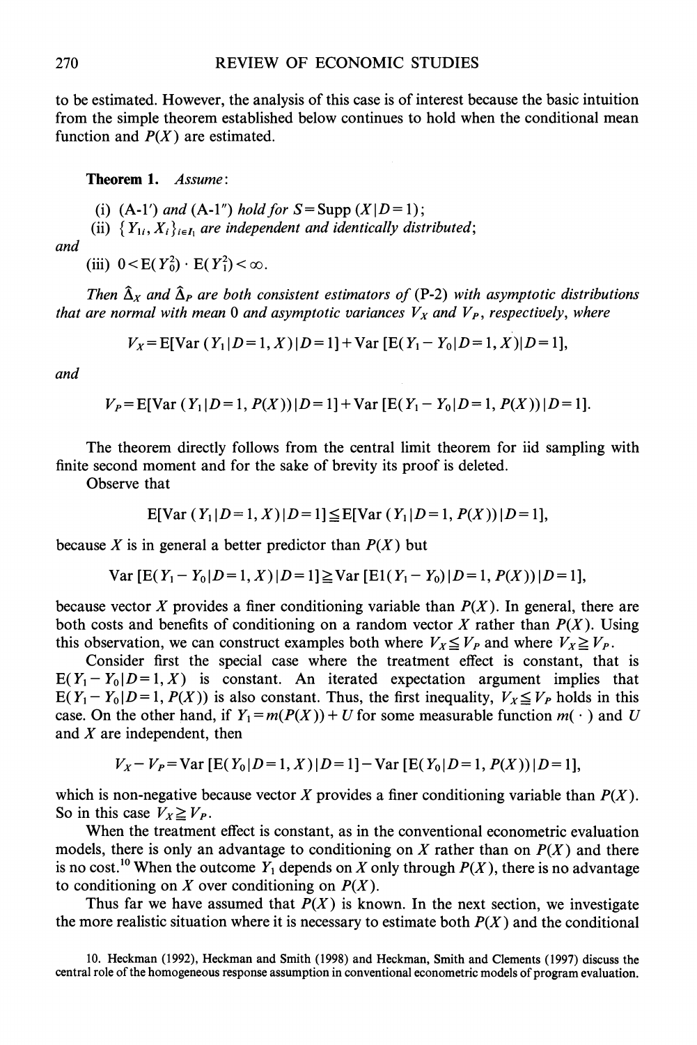to be estimated. However, the analysis of this case is of interest because the basic intuition from the simple theorem established below continues to hold when the conditional mean function and $P(X)$ are estimated.

**Theorem 1.** *Assume*:

(i) (A-1′) *and* (A-1″) *hold for* $S = \text{Supp}(X|D=1)$;

(ii) $\{Y_{1i}, X_i\}_{i \in I_1}$ *are independent and identically distributed*;

*and*

(iii) $0 < E(Y_0^2) \cdot E(Y_1^2) < \infty$.

*Then* $\hat{\Delta}_X$ *and* $\hat{\Delta}_P$ *are both consistent estimators of* (P-2) *with asymptotic distributions that are normal with mean 0 and asymptotic variances* $V_X$ *and* $V_P$, *respectively, where*

$$V_X = E[\text{Var}(Y_1|D=1, X)|D=1] + \text{Var}[E(Y_1 - Y_0|D=1, X)|D=1],$$

*and*

$$V_P = E[\text{Var}(Y_1|D=1, P(X))|D=1] + \text{Var}[E(Y_1 - Y_0|D=1, P(X))|D=1].$$

The theorem directly follows from the central limit theorem for iid sampling with finite second moment and for the sake of brevity its proof is deleted.

Observe that

$$E[\text{Var}(Y_1|D=1, X)|D=1] \leqq E[\text{Var}(Y_1|D=1, P(X))|D=1],$$

because $X$ is in general a better predictor than $P(X)$ but

$$\text{Var}[E(Y_1 - Y_0|D=1, X)|D=1] \geqq \text{Var}[E1(Y_1 - Y_0)|D=1, P(X))|D=1],$$

because vector $X$ provides a finer conditioning variable than $P(X)$. In general, there are both costs and benefits of conditioning on a random vector $X$ rather than $P(X)$. Using this observation, we can construct examples both where $V_X \leqq V_P$ and where $V_X \geqq V_P$.

Consider first the special case where the treatment effect is constant, that is $E(Y_1 - Y_0|D=1, X)$ is constant. An iterated expectation argument implies that $E(Y_1 - Y_0|D=1, P(X))$ is also constant. Thus, the first inequality, $V_X \leqq V_P$ holds in this case. On the other hand, if $Y_1 = m(P(X)) + U$ for some measurable function $m(\cdot)$ and $U$ and $X$ are independent, then

$$V_X - V_P = \text{Var}[E(Y_0|D=1, X)|D=1] - \text{Var}[E(Y_0|D=1, P(X))|D=1],$$

which is non-negative because vector $X$ provides a finer conditioning variable than $P(X)$. So in this case $V_X \geqq V_P$.

When the treatment effect is constant, as in the conventional econometric evaluation models, there is only an advantage to conditioning on $X$ rather than on $P(X)$ and there is no cost.[10] When the outcome $Y_1$ depends on $X$ only through $P(X)$, there is no advantage to conditioning on $X$ over conditioning on $P(X)$.

Thus far we have assumed that $P(X)$ is known. In the next section, we investigate the more realistic situation where it is necessary to estimate both $P(X)$ and the conditional

10. Heckman (1992), Heckman and Smith (1998) and Heckman, Smith and Clements (1997) discuss the central role of the homogeneous response assumption in conventional econometric models of program evaluation.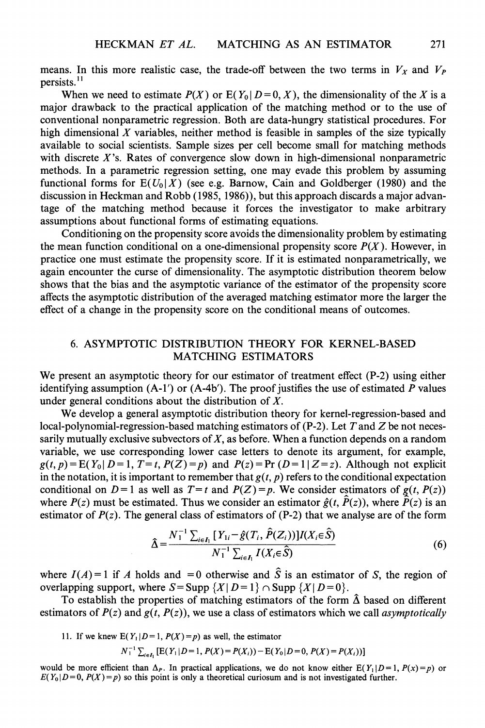means. In this more realistic case, the trade-off between the two terms in $V_X$ and $V_P$ persists.[11]

When we need to estimate $P(X)$ or $E(Y_0 | D=0, X)$, the dimensionality of the $X$ is a major drawback to the practical application of the matching method or to the use of conventional nonparametric regression. Both are data-hungry statistical procedures. For high dimensional $X$ variables, neither method is feasible in samples of the size typically available to social scientists. Sample sizes per cell become small for matching methods with discrete $X$'s. Rates of convergence slow down in high-dimensional nonparametric methods. In a parametric regression setting, one may evade this problem by assuming functional forms for $E(U_0 | X)$ (see e.g. Barnow, Cain and Goldberger (1980) and the discussion in Heckman and Robb (1985, 1986)), but this approach discards a major advantage of the matching method because it forces the investigator to make arbitrary assumptions about functional forms of estimating equations.

Conditioning on the propensity score avoids the dimensionality problem by estimating the mean function conditional on a one-dimensional propensity score $P(X)$. However, in practice one must estimate the propensity score. If it is estimated nonparametrically, we again encounter the curse of dimensionality. The asymptotic distribution theorem below shows that the bias and the asymptotic variance of the estimator of the propensity score affects the asymptotic distribution of the averaged matching estimator more the larger the effect of a change in the propensity score on the conditional means of outcomes.

## 6. ASYMPTOTIC DISTRIBUTION THEORY FOR KERNEL-BASED MATCHING ESTIMATORS

We present an asymptotic theory for our estimator of treatment effect (P-2) using either identifying assumption (A-1′) or (A-4b′). The proof justifies the use of estimated $P$ values under general conditions about the distribution of $X$.

We develop a general asymptotic distribution theory for kernel-regression-based and local-polynomial-regression-based matching estimators of (P-2). Let $T$ and $Z$ be not necessarily mutually exclusive subvectors of $X$, as before. When a function depends on a random variable, we use corresponding lower case letters to denote its argument, for example, $g(t, p) = E(Y_0 | D=1, T=t, P(Z)=p)$ and $P(z) = \Pr(D=1 | Z=z)$. Although not explicit in the notation, it is important to remember that $g(t, p)$ refers to the conditional expectation conditional on $D=1$ as well as $T=t$ and $P(Z)=p$. We consider estimators of $g(t, P(z))$ where $P(z)$ must be estimated. Thus we consider an estimator $\hat{g}(t, \hat{P}(z))$, where $\hat{P}(z)$ is an estimator of $P(z)$. The general class of estimators of (P-2) that we analyse are of the form

$$\hat{\Delta} = \frac{N_1^{-1} \sum_{i \in I_1} [Y_{1i} - \hat{g}(T_i, \hat{P}(Z_i))] I(X_i \in \hat{S})}{N_1^{-1} \sum_{i \in I_1} I(X_i \in \hat{S})} \tag{6}$$

where $I(A) = 1$ if $A$ holds and $=0$ otherwise and $\hat{S}$ is an estimator of $S$, the region of overlapping support, where $S = \text{Supp}\{X | D=1\} \cap \text{Supp}\{X | D=0\}$.

To establish the properties of matching estimators of the form $\hat{\Delta}$ based on different estimators of $P(z)$ and $g(t, P(z))$, we use a class of estimators which we call *asymptotically*

11. If we knew $E(Y_1 | D=1, P(X)=p)$ as well, the estimator

$$N_1^{-1} \sum_{i \in I_1} [E(Y_1 | D=1, P(X)=P(X_i)) - E(Y_0 | D=0, P(X)=P(X_i))]$$

would be more efficient than $\Delta_P$. In practical applications, we do not know either $E(Y_1 | D=1, P(x)=p)$ or $E(Y_0 | D=0, P(X)=p)$ so this point is only a theoretical curiosum and is not investigated further.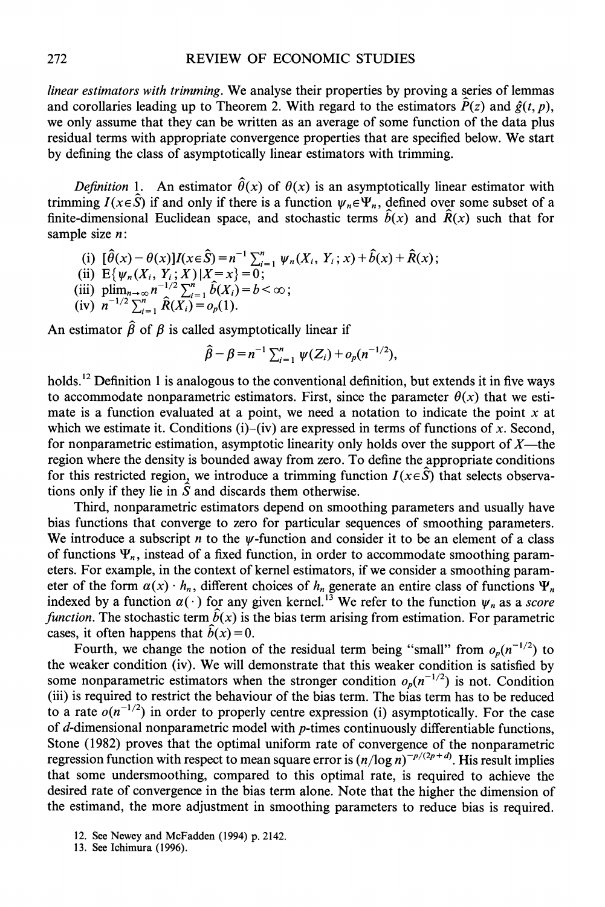*linear estimators with trimming*. We analyse their properties by proving a series of lemmas and corollaries leading up to Theorem 2. With regard to the estimators $\hat{P}(z)$ and $\hat{g}(t, p)$, we only assume that they can be written as an average of some function of the data plus residual terms with appropriate convergence properties that are specified below. We start by defining the class of asymptotically linear estimators with trimming.

*Definition* 1. An estimator $\hat{\theta}(x)$ of $\theta(x)$ is an asymptotically linear estimator with trimming $I(x \in \hat{S})$ if and only if there is a function $\psi_n \in \Psi_n$, defined over some subset of a finite-dimensional Euclidean space, and stochastic terms $\hat{b}(x)$ and $\hat{R}(x)$ such that for sample size $n$:

(i) $[\hat{\theta}(x) - \theta(x)]I(x \in \hat{S}) = n^{-1} \sum_{i=1}^{n} \psi_n(X_i, Y_i; x) + \hat{b}(x) + \hat{R}(x)$;
(ii) $\mathrm{E}\{\psi_n(X_i, Y_i; X) | X = x\} = 0$;
(iii) $\mathrm{plim}_{n \to \infty} n^{-1/2} \sum_{i=1}^{n} \hat{b}(X_i) = b < \infty$;
(iv) $n^{-1/2} \sum_{i=1}^{n} \hat{R}(X_i) = o_p(1)$.

An estimator $\hat{\beta}$ of $\beta$ is called asymptotically linear if

$$\hat{\beta} - \beta = n^{-1} \sum_{i=1}^{n} \psi(Z_i) + o_p(n^{-1/2}),$$

holds.[12] Definition 1 is analogous to the conventional definition, but extends it in five ways to accommodate nonparametric estimators. First, since the parameter $\theta(x)$ that we estimate is a function evaluated at a point, we need a notation to indicate the point $x$ at which we estimate it. Conditions (i)–(iv) are expressed in terms of functions of $x$. Second, for nonparametric estimation, asymptotic linearity only holds over the support of $X$—the region where the density is bounded away from zero. To define the appropriate conditions for this restricted region, we introduce a trimming function $I(x \in \hat{S})$ that selects observations only if they lie in $\hat{S}$ and discards them otherwise.

Third, nonparametric estimators depend on smoothing parameters and usually have bias functions that converge to zero for particular sequences of smoothing parameters. We introduce a subscript $n$ to the $\psi$-function and consider it to be an element of a class of functions $\Psi_n$, instead of a fixed function, in order to accommodate smoothing parameters. For example, in the context of kernel estimators, if we consider a smoothing parameter of the form $\alpha(x) \cdot h_n$, different choices of $h_n$ generate an entire class of functions $\Psi_n$ indexed by a function $\alpha(\cdot)$ for any given kernel.[13] We refer to the function $\psi_n$ as a *score function*. The stochastic term $\hat{b}(x)$ is the bias term arising from estimation. For parametric cases, it often happens that $\hat{b}(x) = 0$.

Fourth, we change the notion of the residual term being "small" from $o_p(n^{-1/2})$ to the weaker condition (iv). We will demonstrate that this weaker condition is satisfied by some nonparametric estimators when the stronger condition $o_p(n^{-1/2})$ is not. Condition (iii) is required to restrict the behaviour of the bias term. The bias term has to be reduced to a rate $o(n^{-1/2})$ in order to properly centre expression (i) asymptotically. For the case of $d$-dimensional nonparametric model with $p$-times continuously differentiable functions, Stone (1982) proves that the optimal uniform rate of convergence of the nonparametric regression function with respect to mean square error is $(n/\log n)^{-p/(2p+d)}$. His result implies that some undersmoothing, compared to this optimal rate, is required to achieve the desired rate of convergence in the bias term alone. Note that the higher the dimension of the estimand, the more adjustment in smoothing parameters to reduce bias is required.

12. See Newey and McFadden (1994) p. 2142.
13. See Ichimura (1996).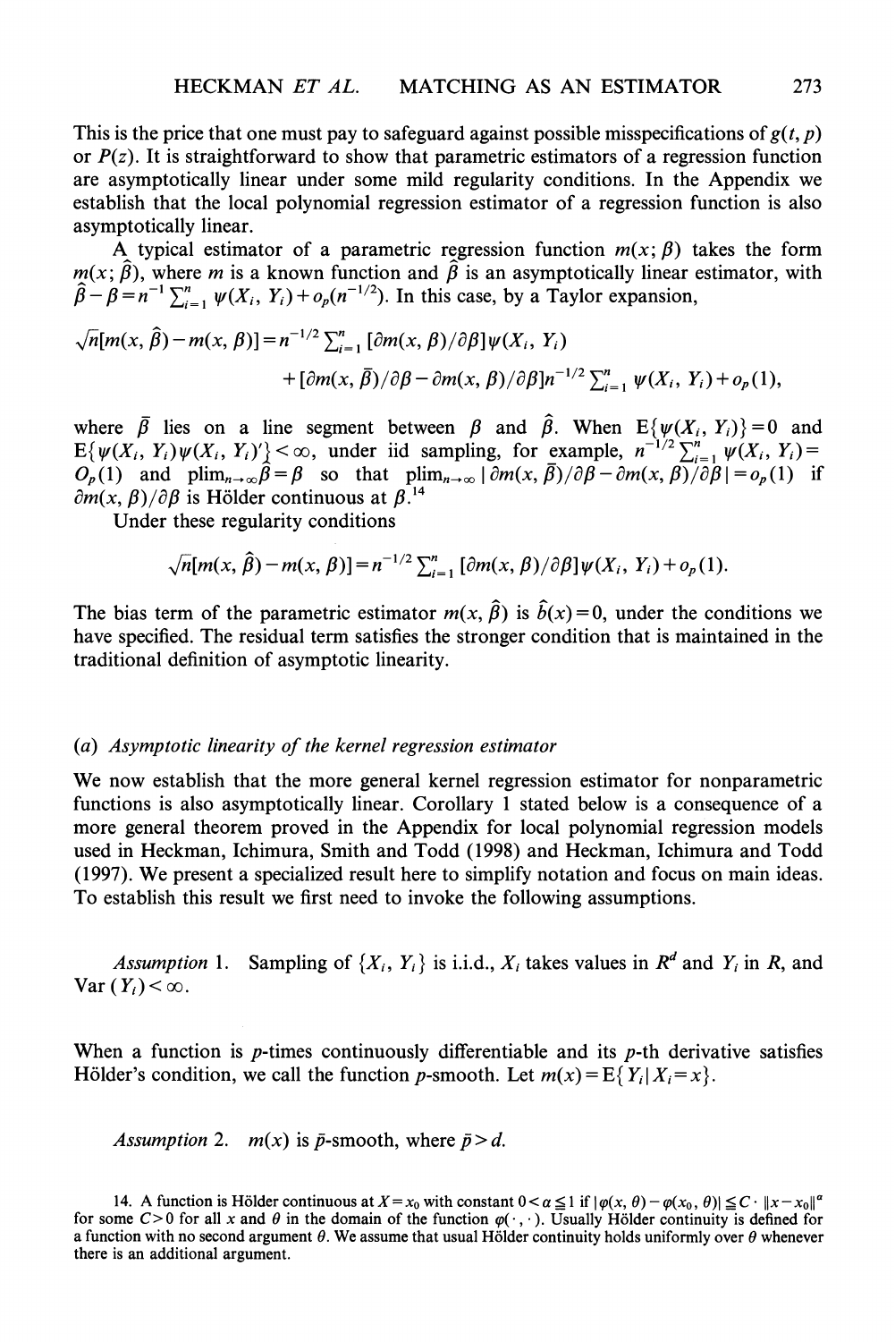This is the price that one must pay to safeguard against possible misspecifications of $g(t, p)$ or $P(z)$. It is straightforward to show that parametric estimators of a regression function are asymptotically linear under some mild regularity conditions. In the Appendix we establish that the local polynomial regression estimator of a regression function is also asymptotically linear.

A typical estimator of a parametric regression function $m(x; \beta)$ takes the form $m(x; \hat{\beta})$, where $m$ is a known function and $\hat{\beta}$ is an asymptotically linear estimator, with $\hat{\beta} - \beta = n^{-1} \sum_{i=1}^{n} \psi(X_i, Y_i) + o_p(n^{-1/2})$. In this case, by a Taylor expansion,

$$\sqrt{n}[m(x, \hat{\beta}) - m(x, \beta)] = n^{-1/2} \sum_{i=1}^{n} [\partial m(x, \beta)/\partial \beta] \psi(X_i, Y_i) + [\partial m(x, \bar{\beta})/\partial \beta - \partial m(x, \beta)/\partial \beta] n^{-1/2} \sum_{i=1}^{n} \psi(X_i, Y_i) + o_p(1),$$

where $\bar{\beta}$ lies on a line segment between $\beta$ and $\hat{\beta}$. When $E\{\psi(X_i, Y_i)\} = 0$ and $E\{\psi(X_i, Y_i)\psi(X_i, Y_i)'\} < \infty$, under iid sampling, for example, $n^{-1/2} \sum_{i=1}^{n} \psi(X_i, Y_i) = O_p(1)$ and $\text{plim}_{n\to\infty} \bar{\beta} = \beta$ so that $\text{plim}_{n\to\infty} |\partial m(x, \bar{\beta})/\partial \beta - \partial m(x, \beta)/\partial \beta| = o_p(1)$ if $\partial m(x, \beta)/\partial \beta$ is Hölder continuous at $\beta$.[14]

Under these regularity conditions

$$\sqrt{n}[m(x, \hat{\beta}) - m(x, \beta)] = n^{-1/2} \sum_{i=1}^{n} [\partial m(x, \beta)/\partial \beta] \psi(X_i, Y_i) + o_p(1).$$

The bias term of the parametric estimator $m(x, \hat{\beta})$ is $\hat{b}(x) = 0$, under the conditions we have specified. The residual term satisfies the stronger condition that is maintained in the traditional definition of asymptotic linearity.

### (a) *Asymptotic linearity of the kernel regression estimator*

We now establish that the more general kernel regression estimator for nonparametric functions is also asymptotically linear. Corollary 1 stated below is a consequence of a more general theorem proved in the Appendix for local polynomial regression models used in Heckman, Ichimura, Smith and Todd (1998) and Heckman, Ichimura and Todd (1997). We present a specialized result here to simplify notation and focus on main ideas. To establish this result we first need to invoke the following assumptions.

*Assumption* 1. Sampling of $\{X_i, Y_i\}$ is i.i.d., $X_i$ takes values in $R^d$ and $Y_i$ in $R$, and $\text{Var}(Y_i) < \infty$.

When a function is $p$-times continuously differentiable and its $p$-th derivative satisfies Hölder's condition, we call the function $p$-smooth. Let $m(x) = E\{Y_i | X_i = x\}$.

*Assumption* 2. $m(x)$ is $\bar{p}$-smooth, where $\bar{p} > d$.

14. A function is Hölder continuous at $X = x_0$ with constant $0 < \alpha \leq 1$ if $|\varphi(x, \theta) - \varphi(x_0, \theta)| \leq C \cdot \|x - x_0\|^{\alpha}$ for some $C > 0$ for all $x$ and $\theta$ in the domain of the function $\varphi(\cdot, \cdot)$. Usually Hölder continuity is defined for a function with no second argument $\theta$. We assume that usual Hölder continuity holds uniformly over $\theta$ whenever there is an additional argument.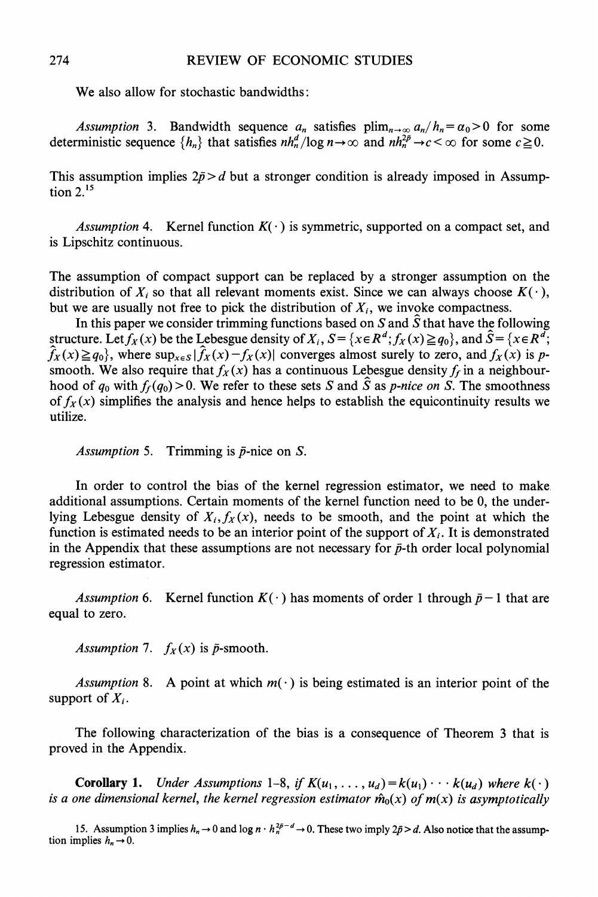We also allow for stochastic bandwidths:

*Assumption* 3. Bandwidth sequence $a_n$ satisfies $\text{plim}_{n\to\infty} a_n/h_n = \alpha_0 > 0$ for some deterministic sequence $\{h_n\}$ that satisfies $nh_n^d/\log n \to \infty$ and $nh_n^{2\bar{p}} \to c < \infty$ for some $c \geq 0$.

This assumption implies $2\bar{p} > d$ but a stronger condition is already imposed in Assumption 2.[15]

*Assumption* 4. Kernel function $K(\cdot)$ is symmetric, supported on a compact set, and is Lipschitz continuous.

The assumption of compact support can be replaced by a stronger assumption on the distribution of $X_i$ so that all relevant moments exist. Since we can always choose $K(\cdot)$, but we are usually not free to pick the distribution of $X_i$, we invoke compactness.

In this paper we consider trimming functions based on $S$ and $\hat{S}$ that have the following structure. Let $f_X(x)$ be the Lebesgue density of $X_i$, $S = \{x \in R^d; f_X(x) \geq q_0\}$, and $\hat{S} = \{x \in R^d; \hat{f}_X(x) \geq q_0\}$, where $\sup_{x\in S} |\hat{f}_X(x) - f_X(x)|$ converges almost surely to zero, and $f_X(x)$ is $p$-smooth. We also require that $f_X(x)$ has a continuous Lebesgue density $f_f$ in a neighbourhood of $q_0$ with $f_f(q_0) > 0$. We refer to these sets $S$ and $\hat{S}$ as *p-nice on S*. The smoothness of $f_X(x)$ simplifies the analysis and hence helps to establish the equicontinuity results we utilize.

*Assumption* 5. Trimming is $\bar{p}$-nice on $S$.

In order to control the bias of the kernel regression estimator, we need to make additional assumptions. Certain moments of the kernel function need to be 0, the underlying Lebesgue density of $X_i$, $f_X(x)$, needs to be smooth, and the point at which the function is estimated needs to be an interior point of the support of $X_i$. It is demonstrated in the Appendix that these assumptions are not necessary for $\bar{p}$-th order local polynomial regression estimator.

*Assumption* 6. Kernel function $K(\cdot)$ has moments of order 1 through $\bar{p} - 1$ that are equal to zero.

*Assumption* 7. $f_X(x)$ is $\bar{p}$-smooth.

*Assumption* 8. A point at which $m(\cdot)$ is being estimated is an interior point of the support of $X_i$.

The following characterization of the bias is a consequence of Theorem 3 that is proved in the Appendix.

**Corollary 1.** *Under Assumptions 1–8, if $K(u_1, \ldots, u_d) = k(u_1) \cdots k(u_d)$ where $k(\cdot)$ is a one dimensional kernel, the kernel regression estimator $\hat{m}_0(x)$ of $m(x)$ is asymptotically*

15. Assumption 3 implies $h_n \to 0$ and $\log n \cdot h_n^{2\bar{p}-d} \to 0$. These two imply $2\bar{p} > d$. Also notice that the assumption implies $h_n \to 0$.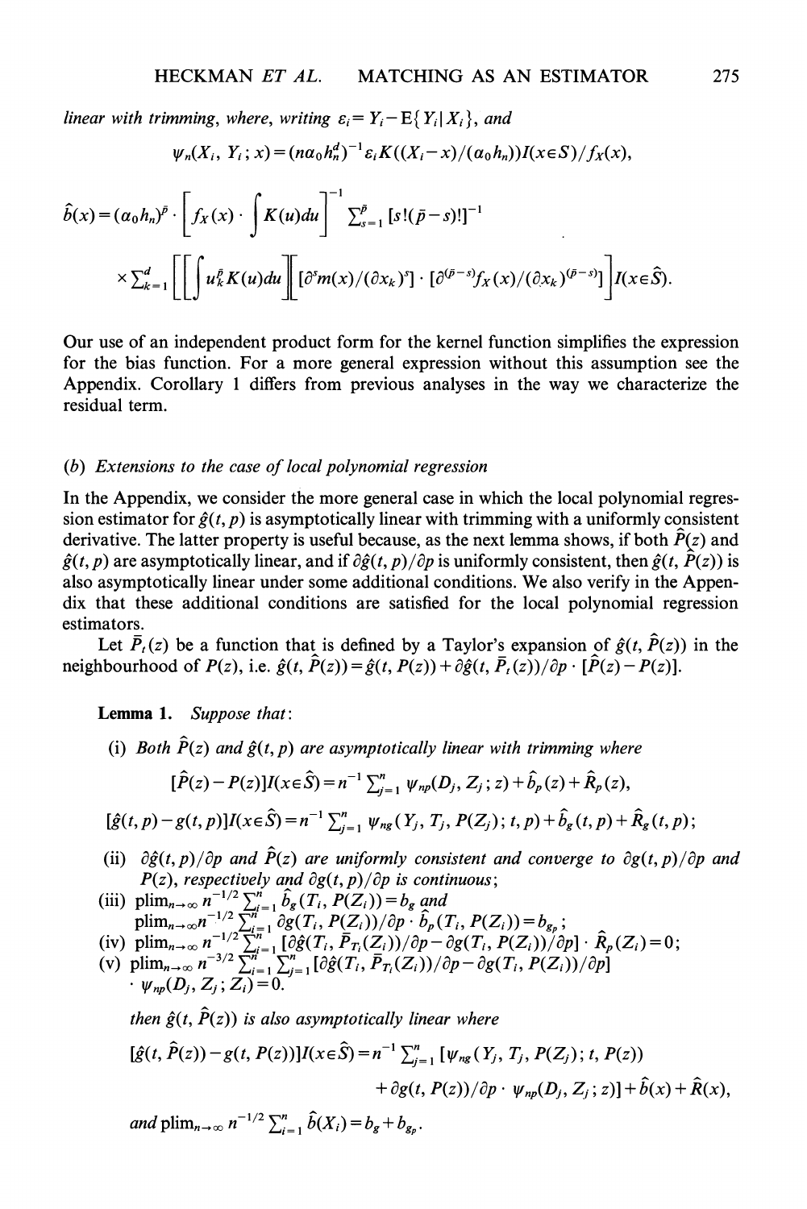*linear with trimming, where, writing* $\varepsilon_i = Y_i - \mathrm{E}\{Y_i | X_i\}$, *and*

$$\psi_n(X_i, Y_i; x) = (n\alpha_0 h_n^d)^{-1} \varepsilon_i K((X_i - x)/(\alpha_0 h_n)) I(x \in S)/f_X(x),$$

$$\hat{b}(x) = (\alpha_0 h_n)^{\bar{p}} \cdot \left[ f_X(x) \cdot \int K(u) du \right]^{-1} \Sigma_{s=1}^{\bar{p}} [s!(\bar{p}-s)!]^{-1}$$

$$\times \Sigma_{k=1}^{d} \left[ \left[ \int u_k^{\bar{p}} K(u) du \right] \left[ \partial^s m(x)/(\partial x_k)^s \right] \cdot \left[ \partial^{(\bar{p}-s)} f_X(x)/(\partial x_k)^{(\bar{p}-s)} \right] \right] I(x \in \hat{S}).$$

Our use of an independent product form for the kernel function simplifies the expression for the bias function. For a more general expression without this assumption see the Appendix. Corollary 1 differs from previous analyses in the way we characterize the residual term.

### (b) *Extensions to the case of local polynomial regression*

In the Appendix, we consider the more general case in which the local polynomial regression estimator for $\hat{g}(t, p)$ is asymptotically linear with trimming with a uniformly consistent derivative. The latter property is useful because, as the next lemma shows, if both $\hat{P}(z)$ and $\hat{g}(t, p)$ are asymptotically linear, and if $\partial \hat{g}(t, p)/\partial p$ is uniformly consistent, then $\hat{g}(t, \hat{P}(z))$ is also asymptotically linear under some additional conditions. We also verify in the Appendix that these additional conditions are satisfied for the local polynomial regression estimators.

Let $\bar{P}_t(z)$ be a function that is defined by a Taylor's expansion of $\hat{g}(t, \hat{P}(z))$ in the neighbourhood of $P(z)$, i.e. $\hat{g}(t, \hat{P}(z)) = \hat{g}(t, P(z)) + \partial \hat{g}(t, \bar{P}_t(z))/\partial p \cdot [\hat{P}(z) - P(z)]$.

**Lemma 1.** *Suppose that*:

(i) *Both* $\hat{P}(z)$ *and* $\hat{g}(t, p)$ *are asymptotically linear with trimming where*

$$[\hat{P}(z) - P(z)] I(x \in \hat{S}) = n^{-1} \Sigma_{j=1}^{n} \psi_{np}(D_j, Z_j; z) + \hat{b}_p(z) + \hat{R}_p(z),$$

$$[\hat{g}(t, p) - g(t, p)] I(x \in \hat{S}) = n^{-1} \Sigma_{j=1}^{n} \psi_{ng}(Y_j, T_j, P(Z_j); t, p) + \hat{b}_g(t, p) + \hat{R}_g(t, p);$$

(ii) $\partial \hat{g}(t, p)/\partial p$ *and* $\hat{P}(z)$ *are uniformly consistent and converge to* $\partial g(t, p)/\partial p$ *and* $P(z)$, *respectively and* $\partial g(t, p)/\partial p$ *is continuous*;

(iii) $\mathrm{plim}_{n \to \infty} n^{-1/2} \Sigma_{i=1}^{n} \hat{b}_g(T_i, P(Z_i)) = b_g$ *and* $\mathrm{plim}_{n \to \infty} n^{-1/2} \Sigma_{i=1}^{n} \partial g(T_i, P(Z_i))/\partial p \cdot \hat{b}_p(T_i, P(Z_i)) = b_{g_p}$;

(iv) $\mathrm{plim}_{n \to \infty} n^{-1/2} \Sigma_{i=1}^{n} [\partial \hat{g}(T_i, \bar{P}_{T_i}(Z_i))/\partial p - \partial g(T_i, P(Z_i))/\partial p] \cdot \hat{R}_p(Z_i) = 0$;

(v) $\mathrm{plim}_{n \to \infty} n^{-3/2} \Sigma_{i=1}^{n} \Sigma_{j=1}^{n} [\partial \hat{g}(T_i, \bar{P}_{T_i}(Z_i))/\partial p - \partial g(T_i, P(Z_i))/\partial p] \cdot \psi_{np}(D_j, Z_j; Z_i) = 0$.

*then* $\hat{g}(t, \hat{P}(z))$ *is also asymptotically linear where*

$$[\hat{g}(t, \hat{P}(z)) - g(t, P(z))] I(x \in \hat{S}) = n^{-1} \Sigma_{j=1}^{n} [\psi_{ng}(Y_j, T_j, P(Z_j); t, P(z)) + \partial g(t, P(z))/\partial p \cdot \psi_{np}(D_j, Z_j; z)] + \hat{b}(x) + \hat{R}(x),$$

*and* $\mathrm{plim}_{n \to \infty} n^{-1/2} \Sigma_{i=1}^{n} \hat{b}(X_i) = b_g + b_{g_p}$.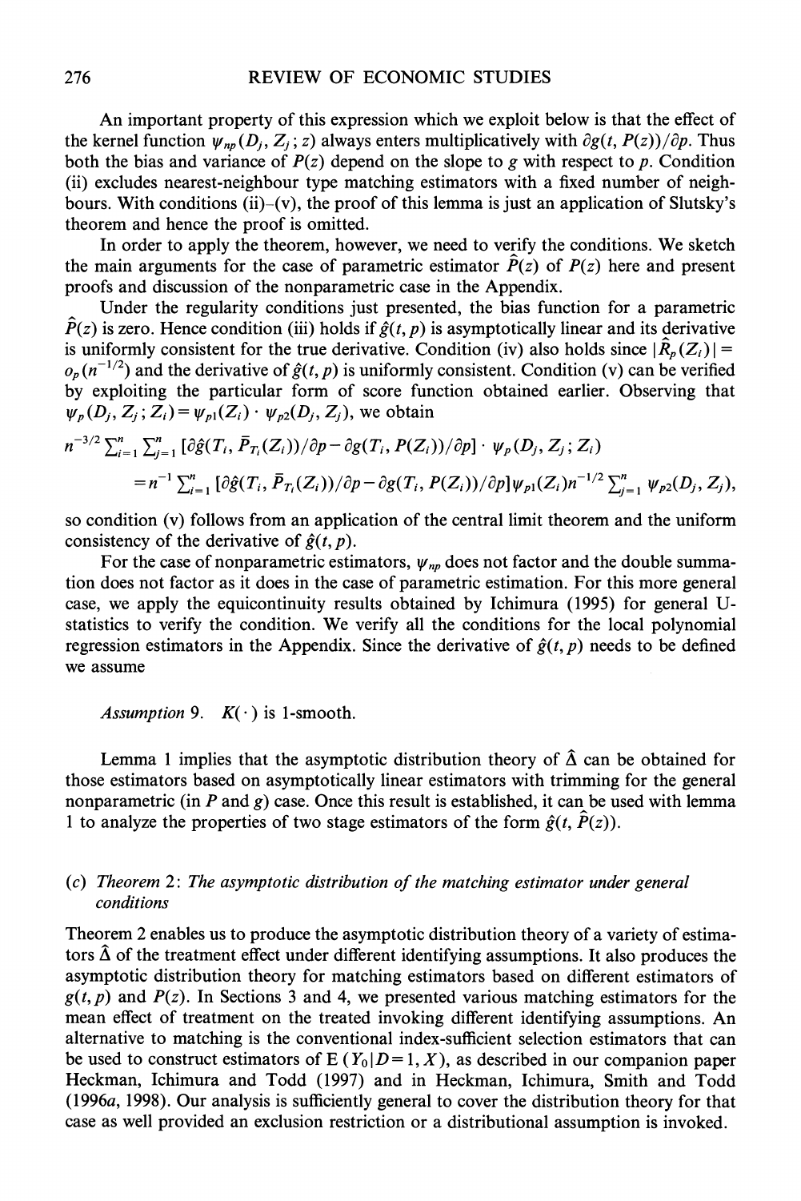An important property of this expression which we exploit below is that the effect of the kernel function $\psi_{np}(D_j, Z_j; z)$ always enters multiplicatively with $\partial g(t, P(z))/\partial p$. Thus both the bias and variance of $P(z)$ depend on the slope to $g$ with respect to $p$. Condition (ii) excludes nearest-neighbour type matching estimators with a fixed number of neighbours. With conditions (ii)–(v), the proof of this lemma is just an application of Slutsky's theorem and hence the proof is omitted.

In order to apply the theorem, however, we need to verify the conditions. We sketch the main arguments for the case of parametric estimator $\hat{P}(z)$ of $P(z)$ here and present proofs and discussion of the nonparametric case in the Appendix.

Under the regularity conditions just presented, the bias function for a parametric $\hat{P}(z)$ is zero. Hence condition (iii) holds if $\hat{g}(t, p)$ is asymptotically linear and its derivative is uniformly consistent for the true derivative. Condition (iv) also holds since $|\hat{R}_p(Z_i)| = o_p(n^{-1/2})$ and the derivative of $\hat{g}(t, p)$ is uniformly consistent. Condition (v) can be verified by exploiting the particular form of score function obtained earlier. Observing that $\psi_p(D_j, Z_j; Z_i) = \psi_{p1}(Z_i) \cdot \psi_{p2}(D_j, Z_j)$, we obtain

$$n^{-3/2} \sum_{i=1}^{n} \sum_{j=1}^{n} [\partial \hat{g}(T_i, \bar{P}_{T_i}(Z_i))/\partial p - \partial g(T_i, P(Z_i))/\partial p] \cdot \psi_p(D_j, Z_j; Z_i)$$

$$= n^{-1} \sum_{i=1}^{n} [\partial \hat{g}(T_i, \bar{P}_{T_i}(Z_i))/\partial p - \partial g(T_i, P(Z_i))/\partial p] \psi_{p1}(Z_i) n^{-1/2} \sum_{j=1}^{n} \psi_{p2}(D_j, Z_j),$$

so condition (v) follows from an application of the central limit theorem and the uniform consistency of the derivative of $\hat{g}(t, p)$.

For the case of nonparametric estimators, $\psi_{np}$ does not factor and the double summation does not factor as it does in the case of parametric estimation. For this more general case, we apply the equicontinuity results obtained by Ichimura (1995) for general U-statistics to verify the condition. We verify all the conditions for the local polynomial regression estimators in the Appendix. Since the derivative of $\hat{g}(t, p)$ needs to be defined we assume

*Assumption 9.* $K(\cdot)$ is 1-smooth.

Lemma 1 implies that the asymptotic distribution theory of $\hat{\Delta}$ can be obtained for those estimators based on asymptotically linear estimators with trimming for the general nonparametric (in $P$ and $g$) case. Once this result is established, it can be used with lemma 1 to analyze the properties of two stage estimators of the form $\hat{g}(t, \hat{P}(z))$.

### (c) *Theorem 2: The asymptotic distribution of the matching estimator under general conditions*

Theorem 2 enables us to produce the asymptotic distribution theory of a variety of estimators $\hat{\Delta}$ of the treatment effect under different identifying assumptions. It also produces the asymptotic distribution theory for matching estimators based on different estimators of $g(t, p)$ and $P(z)$. In Sections 3 and 4, we presented various matching estimators for the mean effect of treatment on the treated invoking different identifying assumptions. An alternative to matching is the conventional index-sufficient selection estimators that can be used to construct estimators of $E(Y_0|D=1, X)$, as described in our companion paper Heckman, Ichimura and Todd (1997) and in Heckman, Ichimura, Smith and Todd (1996a, 1998). Our analysis is sufficiently general to cover the distribution theory for that case as well provided an exclusion restriction or a distributional assumption is invoked.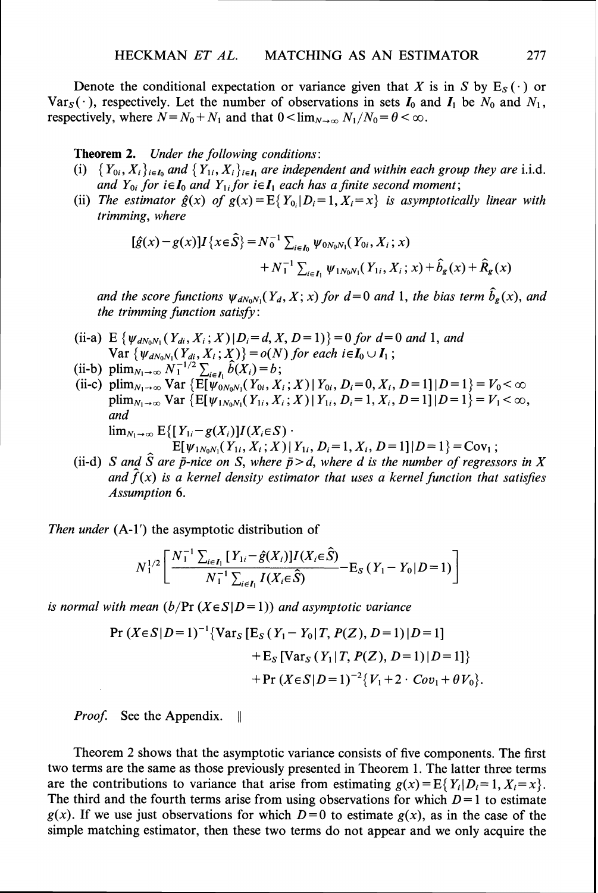Denote the conditional expectation or variance given that $X$ is in $S$ by $E_S(\cdot)$ or $\text{Var}_S(\cdot)$, respectively. Let the number of observations in sets $\boldsymbol{I}_0$ and $\boldsymbol{I}_1$ be $N_0$ and $N_1$, respectively, where $N = N_0 + N_1$ and that $0 < \lim_{N\to\infty} N_1/N_0 = \theta < \infty$.

**Theorem 2.** *Under the following conditions:*

(i) $\{Y_{0i}, X_i\}_{i\in\boldsymbol{I}_0}$ *and* $\{Y_{1i}, X_i\}_{i\in\boldsymbol{I}_1}$ *are independent and within each group they are* i.i.d. *and* $Y_{0i}$ *for* $i\in\boldsymbol{I}_0$ *and* $Y_{1i}$ *for* $i\in\boldsymbol{I}_1$ *each has a finite second moment;*

(ii) *The estimator* $\hat{g}(x)$ *of* $g(x) = E\{Y_{0_i} | D_i = 1, X_i = x\}$ *is asymptotically linear with trimming, where*

$$[\hat{g}(x) - g(x)]I\{x\in\hat{S}\} = N_0^{-1}\sum_{i\in\boldsymbol{I}_0}\psi_{0N_0N_1}(Y_{0i}, X_i; x) + N_1^{-1}\sum_{i\in\boldsymbol{I}_1}\psi_{1N_0N_1}(Y_{1i}, X_i; x) + \hat{b}_g(x) + \hat{R}_g(x)$$

*and the score functions* $\psi_{dN_0N_1}(Y_d, X; x)$ *for* $d = 0$ *and* 1, *the bias term* $\hat{b}_g(x)$, *and the trimming function satisfy:*

(ii-a) $E\{\psi_{dN_0N_1}(Y_{di}, X_i; X) | D_i = d, X, D = 1)\} = 0$ *for* $d = 0$ *and* 1, *and* $\text{Var}\{\psi_{dN_0N_1}(Y_{di}, X_i; X)\} = o(N)$ *for each* $i\in\boldsymbol{I}_0\cup\boldsymbol{I}_1$;

(ii-b) $\text{plim}_{N_1\to\infty} N_1^{-1/2}\sum_{i\in\boldsymbol{I}_1}\hat{b}(X_i) = b$;

(ii-c) $\text{plim}_{N_1\to\infty}\text{Var}\{E[\psi_{0N_0N_1}(Y_{0i}, X_i; X) | Y_{0i}, D_i = 0, X_i, D = 1] | D = 1\} = V_0 < \infty$
$\text{plim}_{N_1\to\infty}\text{Var}\{E[\psi_{1N_0N_1}(Y_{1i}, X_i; X) | Y_{1i}, D_i = 1, X_i, D = 1] | D = 1\} = V_1 < \infty$, *and*
$\lim_{N_1\to\infty} E\{[Y_{1i} - g(X_i)]I(X_i\in S)\cdot E[\psi_{1N_0N_1}(Y_{1i}, X_i; X) | Y_{1i}, D_i = 1, X_i, D = 1] | D = 1\} = \text{Cov}_1$;

(ii-d) $S$ *and* $\hat{S}$ *are* $\bar{p}$*-nice on* $S$, *where* $\bar{p} > d$, *where* $d$ *is the number of regressors in* $X$ *and* $\hat{f}(x)$ *is a kernel density estimator that uses a kernel function that satisfies Assumption* 6.

*Then under* (A-1′) *the asymptotic distribution of*

$$N_1^{1/2}\left[\frac{N_1^{-1}\sum_{i\in\boldsymbol{I}_1}[Y_{1i} - \hat{g}(X_i)]I(X_i\in\hat{S})}{N_1^{-1}\sum_{i\in\boldsymbol{I}_1}I(X_i\in\hat{S})} - E_S(Y_1 - Y_0 | D = 1)\right]$$

*is normal with mean* $(b/\Pr(X\in S|D = 1))$ *and asymptotic variance*

$$\Pr(X\in S|D = 1)^{-1}\{\text{Var}_S[E_S(Y_1 - Y_0 | T, P(Z), D = 1) | D = 1] + E_S[\text{Var}_S(Y_1 | T, P(Z), D = 1) | D = 1]\} + \Pr(X\in S|D = 1)^{-2}\{V_1 + 2\cdot\text{Cov}_1 + \theta V_0\}.$$

*Proof.* See the Appendix. ‖

Theorem 2 shows that the asymptotic variance consists of five components. The first two terms are the same as those previously presented in Theorem 1. The latter three terms are the contributions to variance that arise from estimating $g(x) = E\{Y_i | D_i = 1, X_i = x\}$. The third and the fourth terms arise from using observations for which $D = 1$ to estimate $g(x)$. If we use just observations for which $D = 0$ to estimate $g(x)$, as in the case of the simple matching estimator, then these two terms do not appear and we only acquire the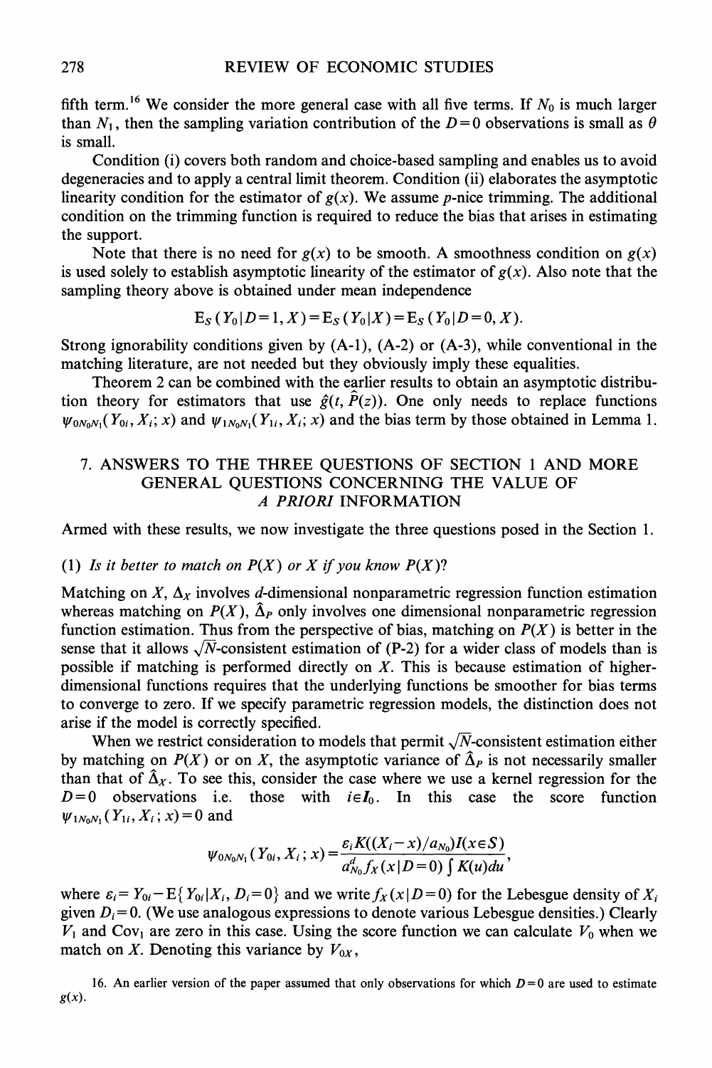fifth term.[16] We consider the more general case with all five terms. If $N_0$ is much larger than $N_1$, then the sampling variation contribution of the $D=0$ observations is small as $\theta$ is small.

Condition (i) covers both random and choice-based sampling and enables us to avoid degeneracies and to apply a central limit theorem. Condition (ii) elaborates the asymptotic linearity condition for the estimator of $g(x)$. We assume $p$-nice trimming. The additional condition on the trimming function is required to reduce the bias that arises in estimating the support.

Note that there is no need for $g(x)$ to be smooth. A smoothness condition on $g(x)$ is used solely to establish asymptotic linearity of the estimator of $g(x)$. Also note that the sampling theory above is obtained under mean independence

$$E_S(Y_0 | D=1, X) = E_S(Y_0 | X) = E_S(Y_0 | D=0, X).$$

Strong ignorability conditions given by (A-1), (A-2) or (A-3), while conventional in the matching literature, are not needed but they obviously imply these equalities.

Theorem 2 can be combined with the earlier results to obtain an asymptotic distribution theory for estimators that use $\hat{g}(t, \hat{P}(z))$. One only needs to replace functions $\psi_{0N_0N_1}(Y_{0i}, X_i; x)$ and $\psi_{1N_0N_1}(Y_{1i}, X_i; x)$ and the bias term by those obtained in Lemma 1.

## 7. ANSWERS TO THE THREE QUESTIONS OF SECTION 1 AND MORE GENERAL QUESTIONS CONCERNING THE VALUE OF *A PRIORI* INFORMATION

Armed with these results, we now investigate the three questions posed in the Section 1.

(1) *Is it better to match on $P(X)$ or $X$ if you know $P(X)$?*

Matching on $X$, $\Delta_X$ involves $d$-dimensional nonparametric regression function estimation whereas matching on $P(X)$, $\hat{\Delta}_P$ only involves one dimensional nonparametric regression function estimation. Thus from the perspective of bias, matching on $P(X)$ is better in the sense that it allows $\sqrt{N}$-consistent estimation of (P-2) for a wider class of models than is possible if matching is performed directly on $X$. This is because estimation of higher-dimensional functions requires that the underlying functions be smoother for bias terms to converge to zero. If we specify parametric regression models, the distinction does not arise if the model is correctly specified.

When we restrict consideration to models that permit $\sqrt{N}$-consistent estimation either by matching on $P(X)$ or on $X$, the asymptotic variance of $\hat{\Delta}_P$ is not necessarily smaller than that of $\hat{\Delta}_X$. To see this, consider the case where we use a kernel regression for the $D=0$ observations i.e. those with $i \in I_0$. In this case the score function $\psi_{1N_0N_1}(Y_{1i}, X_i; x) = 0$ and

$$\psi_{0N_0N_1}(Y_{0i}, X_i; x) = \frac{\varepsilon_i K((X_i - x)/a_{N_0}) I(x \in S)}{a_{N_0}^d f_X(x | D=0) \int K(u) du},$$

where $\varepsilon_i = Y_{0i} - E\{Y_{0i} | X_i, D_i = 0\}$ and we write $f_X(x | D=0)$ for the Lebesgue density of $X_i$ given $D_i = 0$. (We use analogous expressions to denote various Lebesgue densities.) Clearly $V_1$ and $\text{Cov}_1$ are zero in this case. Using the score function we can calculate $V_0$ when we match on $X$. Denoting this variance by $V_{0X}$,

16. An earlier version of the paper assumed that only observations for which $D=0$ are used to estimate $g(x)$.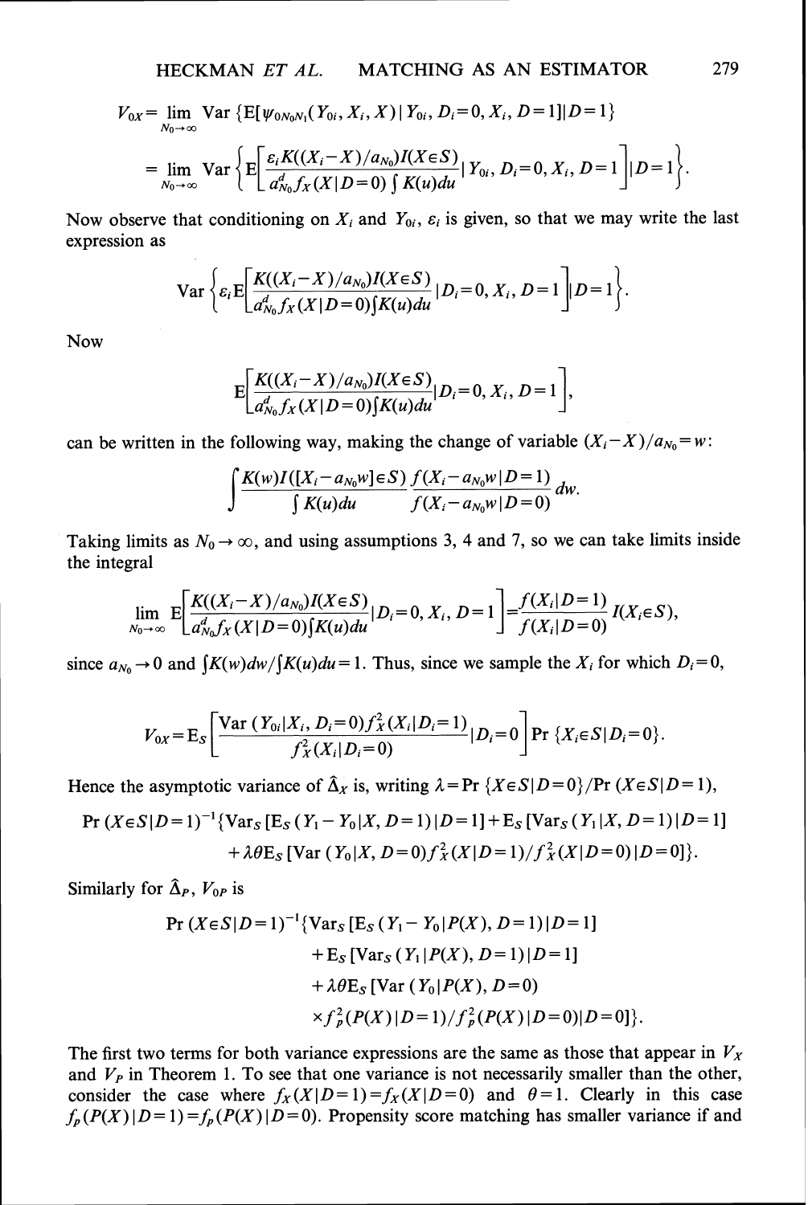$$V_{0X} = \lim_{N_0 \to \infty} \text{Var}\,\{\text{E}[\psi_{0N_0N_1}(Y_{0i}, X_i, X) \mid Y_{0i}, D_i = 0, X_i, D = 1] | D = 1\}$$

$$= \lim_{N_0 \to \infty} \text{Var}\left\{\text{E}\left[\frac{\varepsilon_i K((X_i - X)/a_{N_0}) I(X \in S)}{a_{N_0}^d f_X(X \mid D = 0) \int K(u)du} \mid Y_{0i}, D_i = 0, X_i, D = 1\right] | D = 1\right\}.$$

Now observe that conditioning on $X_i$ and $Y_{0i}$, $\varepsilon_i$ is given, so that we may write the last expression as

$$\text{Var}\left\{\varepsilon_i \text{E}\left[\frac{K((X_i - X)/a_{N_0}) I(X \in S)}{a_{N_0}^d f_X(X \mid D = 0) \int K(u)du} | D_i = 0, X_i, D = 1\right] | D = 1\right\}.$$

Now

$$\text{E}\left[\frac{K((X_i - X)/a_{N_0}) I(X \in S)}{a_{N_0}^d f_X(X \mid D = 0) \int K(u)du} | D_i = 0, X_i, D = 1\right],$$

can be written in the following way, making the change of variable $(X_i - X)/a_{N_0} = w$:

$$\int \frac{K(w) I([X_i - a_{N_0} w] \in S)}{\int K(u)du} \frac{f(X_i - a_{N_0} w \mid D = 1)}{f(X_i - a_{N_0} w \mid D = 0)} dw.$$

Taking limits as $N_0 \to \infty$, and using assumptions 3, 4 and 7, so we can take limits inside the integral

$$\lim_{N_0 \to \infty} \text{E}\left[\frac{K((X_i - X)/a_{N_0}) I(X \in S)}{a_{N_0}^d f_X(X \mid D = 0) \int K(u)du} | D_i = 0, X_i, D = 1\right] = \frac{f(X_i \mid D = 1)}{f(X_i \mid D = 0)} I(X_i \in S),$$

since $a_{N_0} \to 0$ and $\int K(w)dw / \int K(u)du = 1$. Thus, since we sample the $X_i$ for which $D_i = 0$,

$$V_{0X} = \text{E}_S\left[\frac{\text{Var}\,(Y_{0i} \mid X_i, D_i = 0) f_X^2(X_i \mid D_i = 1)}{f_X^2(X_i \mid D_i = 0)} | D_i = 0\right] \Pr\{X_i \in S \mid D_i = 0\}.$$

Hence the asymptotic variance of $\hat{\Delta}_X$ is, writing $\lambda = \Pr\{X \in S \mid D = 0\} / \Pr(X \in S \mid D = 1)$,

$$\Pr(X \in S \mid D = 1)^{-1}\{\text{Var}_S[\text{E}_S(Y_1 - Y_0 \mid X, D = 1) \mid D = 1] + \text{E}_S[\text{Var}_S(Y_1 \mid X, D = 1) \mid D = 1]$$
$$+ \lambda\theta \text{E}_S[\text{Var}\,(Y_0 \mid X, D = 0) f_X^2(X \mid D = 1) / f_X^2(X \mid D = 0) \mid D = 0]\}.$$

Similarly for $\hat{\Delta}_P$, $V_{0P}$ is

$$\Pr(X \in S \mid D = 1)^{-1}\{\text{Var}_S[\text{E}_S(Y_1 - Y_0 \mid P(X), D = 1) \mid D = 1]$$
$$+ \text{E}_S[\text{Var}_S(Y_1 \mid P(X), D = 1) \mid D = 1]$$
$$+ \lambda\theta \text{E}_S[\text{Var}\,(Y_0 \mid P(X), D = 0)$$
$$\times f_P^2(P(X) \mid D = 1) / f_P^2(P(X) \mid D = 0) \mid D = 0]\}.$$

The first two terms for both variance expressions are the same as those that appear in $V_X$ and $V_P$ in Theorem 1. To see that one variance is not necessarily smaller than the other, consider the case where $f_X(X \mid D = 1) = f_X(X \mid D = 0)$ and $\theta = 1$. Clearly in this case $f_P(P(X) \mid D = 1) = f_P(P(X) \mid D = 0)$. Propensity score matching has smaller variance if and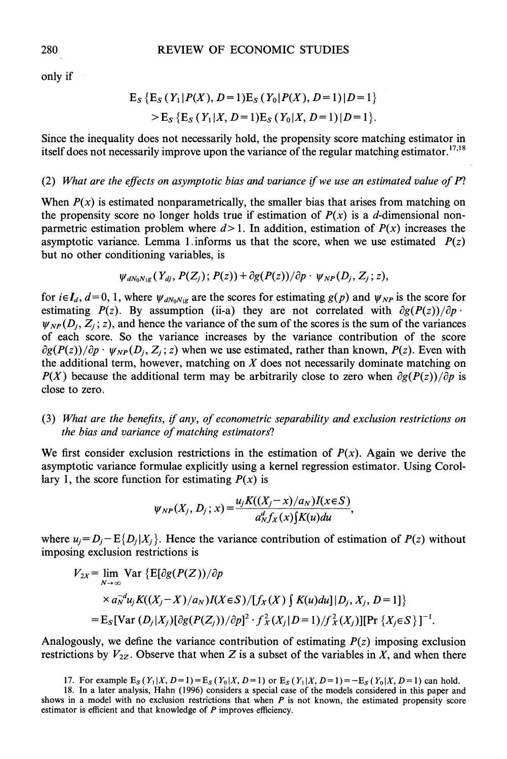only if

$$\mathrm{E}_S\{\mathrm{E}_S(Y_1|P(X), D=1)\mathrm{E}_S(Y_0|P(X), D=1)|D=1\}$$
$$>\mathrm{E}_S\{\mathrm{E}_S(Y_1|X, D=1)\mathrm{E}_S(Y_0|X, D=1)|D=1\}.$$

Since the inequality does not necessarily hold, the propensity score matching estimator in itself does not necessarily improve upon the variance of the regular matching estimator.[17,18]

(2) *What are the effects on asymptotic bias and variance if we use an estimated value of P?*

When $P(x)$ is estimated nonparametrically, the smaller bias that arises from matching on the propensity score no longer holds true if estimation of $P(x)$ is a $d$-dimensional nonparametric estimation problem where $d>1$. In addition, estimation of $P(x)$ increases the asymptotic variance. Lemma 1 informs us that the score, when we use estimated $P(z)$ but no other conditioning variables, is

$$\psi_{dN_0N_{1g}}(Y_{dj}, P(Z_j); P(z)) + \partial g(P(z))/\partial p \cdot \psi_{NP}(D_j, Z_j; z),$$

for $i\in I_d$, $d=0, 1$, where $\psi_{dN_0N_{1g}}$ are the scores for estimating $g(p)$ and $\psi_{NP}$ is the score for estimating $P(z)$. By assumption (ii-a) they are not correlated with $\partial g(P(z))/\partial p \cdot \psi_{NP}(D_j, Z_j; z)$, and hence the variance of the sum of the scores is the sum of the variances of each score. So the variance increases by the variance contribution of the score $\partial g(P(z))/\partial p \cdot \psi_{NP}(D_j, Z_j; z)$ when we use estimated, rather than known, $P(z)$. Even with the additional term, however, matching on $X$ does not necessarily dominate matching on $P(X)$ because the additional term may be arbitrarily close to zero when $\partial g(P(z))/\partial p$ is close to zero.

(3) *What are the benefits, if any, of econometric separability and exclusion restrictions on the bias and variance of matching estimators?*

We first consider exclusion restrictions in the estimation of $P(x)$. Again we derive the asymptotic variance formulae explicitly using a kernel regression estimator. Using Corollary 1, the score function for estimating $P(x)$ is

$$\psi_{NP}(X_j, D_j; x) = \frac{u_j K((X_j - x)/a_N)I(x\in S)}{a_N^d f_X(x)\int K(u)du},$$

where $u_j = D_j - \mathrm{E}\{D_j|X_j\}$. Hence the variance contribution of estimation of $P(z)$ without imposing exclusion restrictions is

$$\begin{aligned}V_{2X} &= \lim_{N\to\infty} \mathrm{Var}\,\{\mathrm{E}[\partial g(P(Z))/\partial p \\ &\quad \times a_N^{-d} u_j K((X_j - X)/a_N)I(X\in S)/[f_X(X)\textstyle\int K(u)du]\,|D_j, X_j, D=1]\} \\ &= \mathrm{E}_S[\mathrm{Var}\,(D_j|X_j)[\partial g(P(Z_j))/\partial p]^2 \cdot f_X^2(X_j|D=1)/f_X^2(X_j)][\Pr\{X_j\in S\}]^{-1}.\end{aligned}$$

Analogously, we define the variance contribution of estimating $P(z)$ imposing exclusion restrictions by $V_{2Z}$. Observe that when $Z$ is a subset of the variables in $X$, and when there

17. For example $\mathrm{E}_S(Y_1|X, D=1) = \mathrm{E}_S(Y_0|X, D=1)$ or $\mathrm{E}_S(Y_1|X, D=1) = -\mathrm{E}_S(Y_0|X, D=1)$ can hold.

18. In a later analysis, Hahn (1996) considers a special case of the models considered in this paper and shows in a model with no exclusion restrictions that when $P$ is not known, the estimated propensity score estimator is efficient and that knowledge of $P$ improves efficiency.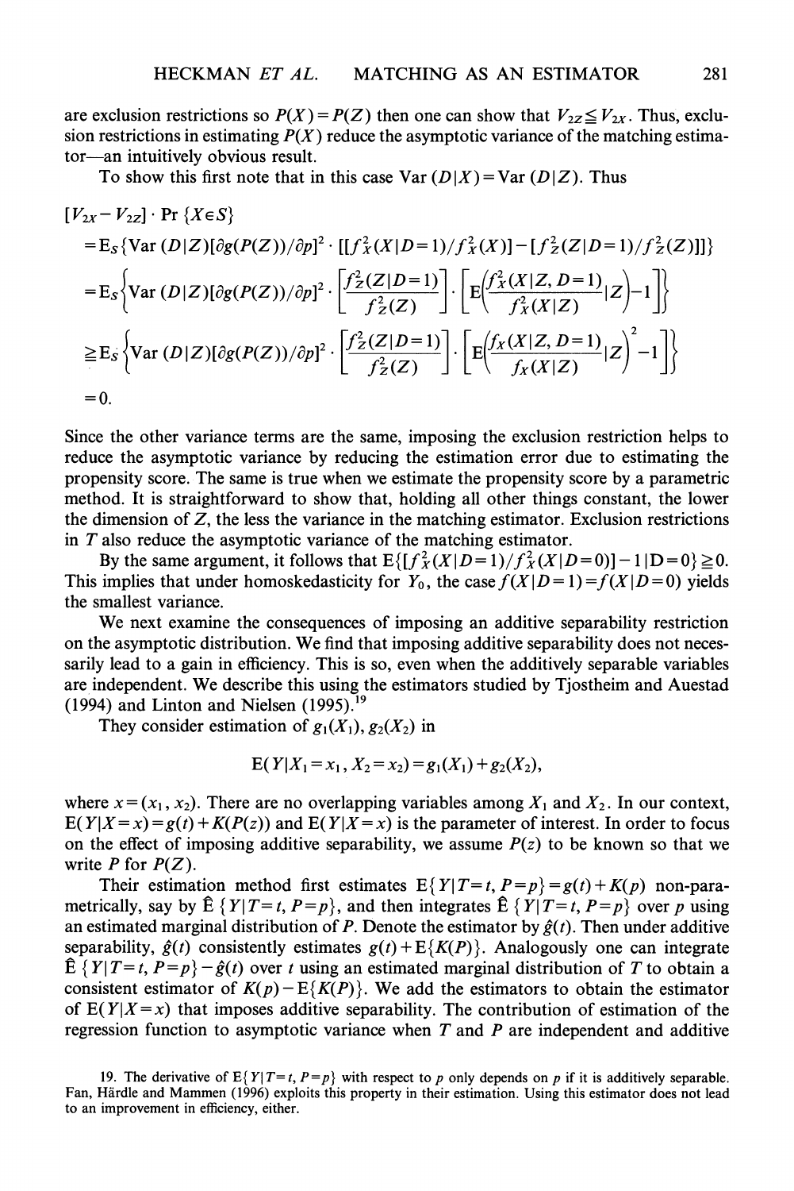are exclusion restrictions so $P(X)=P(Z)$ then one can show that $V_{2Z} \leqq V_{2X}$. Thus, exclusion restrictions in estimating $P(X)$ reduce the asymptotic variance of the matching estimator—an intuitively obvious result.

To show this first note that in this case $\text{Var}(D|X)=\text{Var}(D|Z)$. Thus

$$
\begin{aligned}
&[V_{2X}-V_{2Z}]\cdot \Pr\{X\in S\} \\
&= \text{E}_S\{\text{Var}(D|Z)[\partial g(P(Z))/\partial p]^2\cdot[[f_X^2(X|D=1)/f_X^2(X)]-[f_Z^2(Z|D=1)/f_Z^2(Z)]]\} \\
&= \text{E}_S\left\{\text{Var}(D|Z)[\partial g(P(Z))/\partial p]^2\cdot\left[\frac{f_Z^2(Z|D=1)}{f_Z^2(Z)}\right]\cdot\left[\text{E}\left(\frac{f_X^2(X|Z,D=1)}{f_X^2(X|Z)}|Z\right)-1\right]\right\} \\
&\geqq \text{E}_S\left\{\text{Var}(D|Z)[\partial g(P(Z))/\partial p]^2\cdot\left[\frac{f_Z^2(Z|D=1)}{f_Z^2(Z)}\right]\cdot\left[\text{E}\left(\frac{f_X(X|Z,D=1)}{f_X(X|Z)}|Z\right)^2-1\right]\right\} \\
&= 0.
\end{aligned}
$$

Since the other variance terms are the same, imposing the exclusion restriction helps to reduce the asymptotic variance by reducing the estimation error due to estimating the propensity score. The same is true when we estimate the propensity score by a parametric method. It is straightforward to show that, holding all other things constant, the lower the dimension of $Z$, the less the variance in the matching estimator. Exclusion restrictions in $T$ also reduce the asymptotic variance of the matching estimator.

By the same argument, it follows that $\text{E}\{[f_X^2(X|D=1)/f_X^2(X|D=0)]-1|D=0\}\geqq 0$. This implies that under homoskedasticity for $Y_0$, the case $f(X|D=1)=f(X|D=0)$ yields the smallest variance.

We next examine the consequences of imposing an additive separability restriction on the asymptotic distribution. We find that imposing additive separability does not necessarily lead to a gain in efficiency. This is so, even when the additively separable variables are independent. We describe this using the estimators studied by Tjostheim and Auestad (1994) and Linton and Nielsen (1995).[19]

They consider estimation of $g_1(X_1)$, $g_2(X_2)$ in

$$\text{E}(Y|X_1=x_1, X_2=x_2)=g_1(X_1)+g_2(X_2),$$

where $x=(x_1, x_2)$. There are no overlapping variables among $X_1$ and $X_2$. In our context, $\text{E}(Y|X=x)=g(t)+K(P(z))$ and $\text{E}(Y|X=x)$ is the parameter of interest. In order to focus on the effect of imposing additive separability, we assume $P(z)$ to be known so that we write $P$ for $P(Z)$.

Their estimation method first estimates $\text{E}\{Y|T=t, P=p\}=g(t)+K(p)$ non-parametrically, say by $\hat{\text{E}}\{Y|T=t, P=p\}$, and then integrates $\hat{\text{E}}\{Y|T=t, P=p\}$ over $p$ using an estimated marginal distribution of $P$. Denote the estimator by $\hat{g}(t)$. Then under additive separability, $\hat{g}(t)$ consistently estimates $g(t)+\text{E}\{K(P)\}$. Analogously one can integrate $\hat{\text{E}}\{Y|T=t, P=p\}-\hat{g}(t)$ over $t$ using an estimated marginal distribution of $T$ to obtain a consistent estimator of $K(p)-\text{E}\{K(P)\}$. We add the estimators to obtain the estimator of $\text{E}(Y|X=x)$ that imposes additive separability. The contribution of estimation of the regression function to asymptotic variance when $T$ and $P$ are independent and additive

19. The derivative of $\text{E}\{Y|T=t, P=p\}$ with respect to $p$ only depends on $p$ if it is additively separable. Fan, Härdle and Mammen (1996) exploits this property in their estimation. Using this estimator does not lead to an improvement in efficiency, either.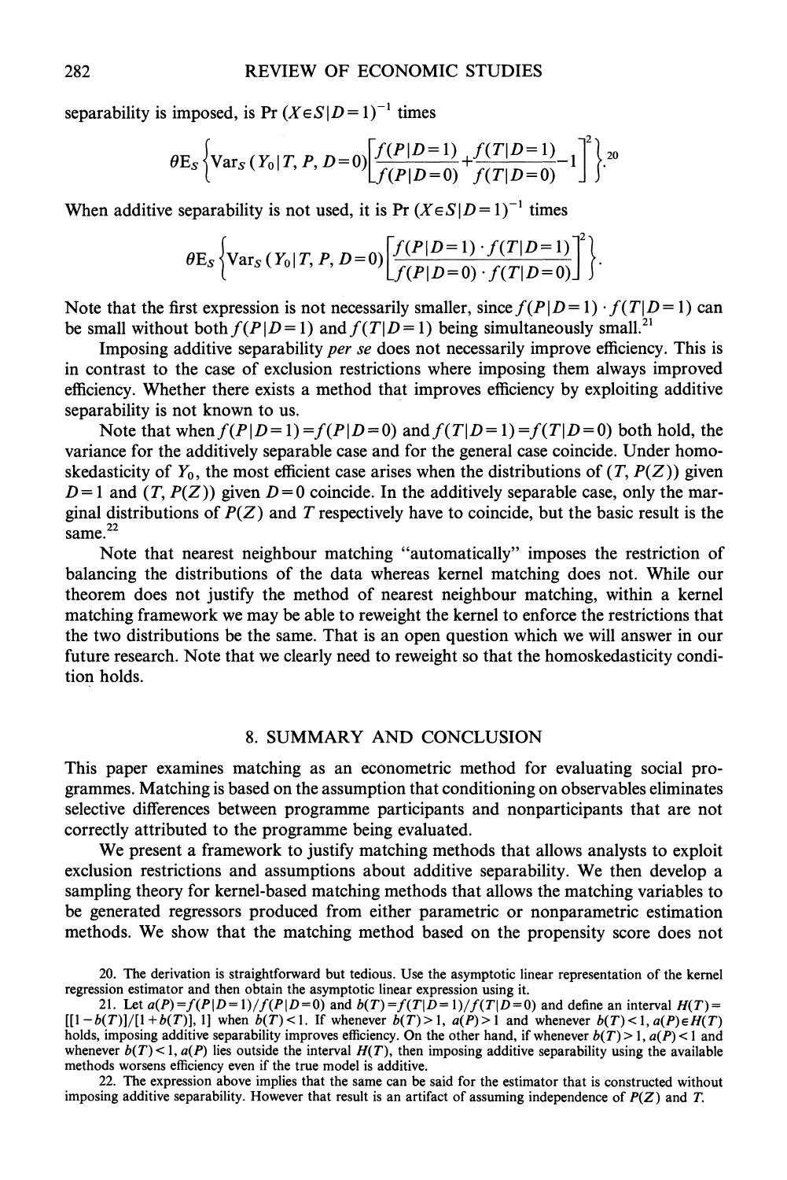separability is imposed, is $\Pr(X \in S \mid D=1)^{-1}$ times

$$\theta \mathrm{E}_S \left\{ \mathrm{Var}_S(Y_0 \mid T, P, D=0) \left[ \frac{f(P \mid D=1)}{f(P \mid D=0)} + \frac{f(T \mid D=1)}{f(T \mid D=0)} - 1 \right]^2 \right\}.^{20}$$

When additive separability is not used, it is $\Pr(X \in S \mid D=1)^{-1}$ times

$$\theta \mathrm{E}_S \left\{ \mathrm{Var}_S(Y_0 \mid T, P, D=0) \left[ \frac{f(P \mid D=1) \cdot f(T \mid D=1)}{f(P \mid D=0) \cdot f(T \mid D=0)} \right]^2 \right\}.$$

Note that the first expression is not necessarily smaller, since $f(P \mid D=1) \cdot f(T \mid D=1)$ can be small without both $f(P \mid D=1)$ and $f(T \mid D=1)$ being simultaneously small.[21]

Imposing additive separability *per se* does not necessarily improve efficiency. This is in contrast to the case of exclusion restrictions where imposing them always improved efficiency. Whether there exists a method that improves efficiency by exploiting additive separability is not known to us.

Note that when $f(P \mid D=1) = f(P \mid D=0)$ and $f(T \mid D=1) = f(T \mid D=0)$ both hold, the variance for the additively separable case and for the general case coincide. Under homoskedasticity of $Y_0$, the most efficient case arises when the distributions of $(T, P(Z))$ given $D=1$ and $(T, P(Z))$ given $D=0$ coincide. In the additively separable case, only the marginal distributions of $P(Z)$ and $T$ respectively have to coincide, but the basic result is the same.[22]

Note that nearest neighbour matching "automatically" imposes the restriction of balancing the distributions of the data whereas kernel matching does not. While our theorem does not justify the method of nearest neighbour matching, within a kernel matching framework we may be able to reweight the kernel to enforce the restrictions that the two distributions be the same. That is an open question which we will answer in our future research. Note that we clearly need to reweight so that the homoskedasticity condition holds.

## 8. SUMMARY AND CONCLUSION

This paper examines matching as an econometric method for evaluating social programmes. Matching is based on the assumption that conditioning on observables eliminates selective differences between programme participants and nonparticipants that are not correctly attributed to the programme being evaluated.

We present a framework to justify matching methods that allows analysts to exploit exclusion restrictions and assumptions about additive separability. We then develop a sampling theory for kernel-based matching methods that allows the matching variables to be generated regressors produced from either parametric or nonparametric estimation methods. We show that the matching method based on the propensity score does not

20. The derivation is straightforward but tedious. Use the asymptotic linear representation of the kernel regression estimator and then obtain the asymptotic linear expression using it.

21. Let $a(P) = f(P \mid D=1)/f(P \mid D=0)$ and $b(T) = f(T \mid D=1)/f(T \mid D=0)$ and define an interval $H(T) = [[1 - b(T)]/[1 + b(T)], 1]$ when $b(T) < 1$. If whenever $b(T) > 1$, $a(P) > 1$ and whenever $b(T) < 1$, $a(P) \in H(T)$ holds, imposing additive separability improves efficiency. On the other hand, if whenever $b(T) > 1$, $a(P) < 1$ and whenever $b(T) < 1$, $a(P)$ lies outside the interval $H(T)$, then imposing additive separability using the available methods worsens efficiency even if the true model is additive.

22. The expression above implies that the same can be said for the estimator that is constructed without imposing additive separability. However that result is an artifact of assuming independence of $P(Z)$ and $T$.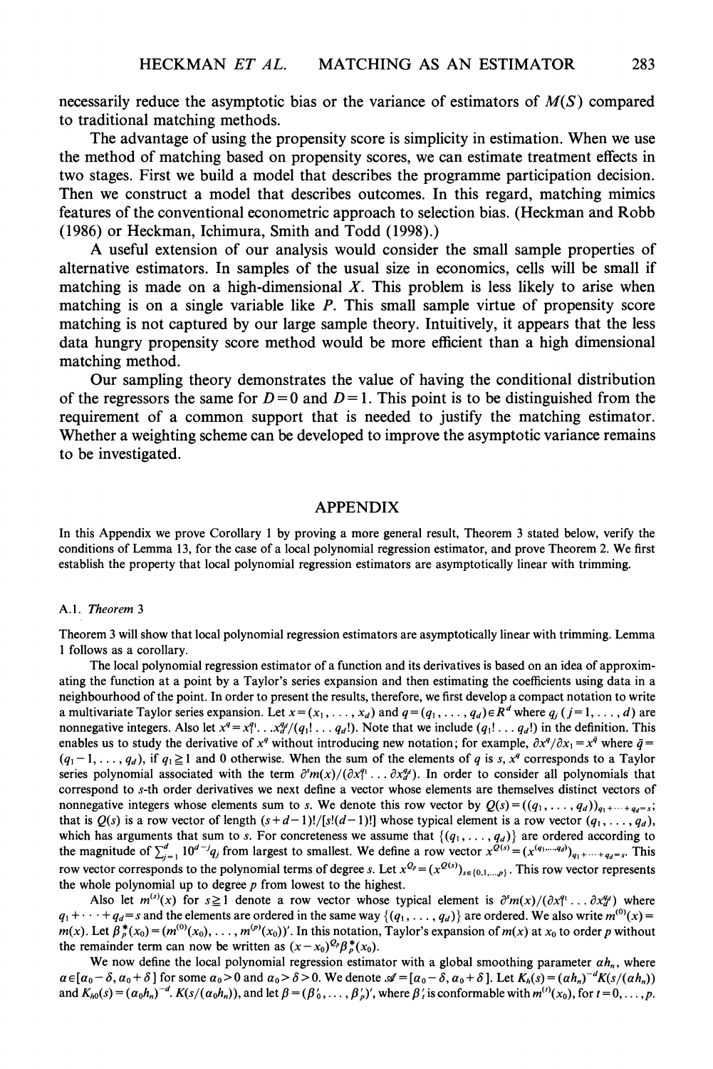necessarily reduce the asymptotic bias or the variance of estimators of $M(S)$ compared to traditional matching methods.

The advantage of using the propensity score is simplicity in estimation. When we use the method of matching based on propensity scores, we can estimate treatment effects in two stages. First we build a model that describes the programme participation decision. Then we construct a model that describes outcomes. In this regard, matching mimics features of the conventional econometric approach to selection bias. (Heckman and Robb (1986) or Heckman, Ichimura, Smith and Todd (1998).)

A useful extension of our analysis would consider the small sample properties of alternative estimators. In samples of the usual size in economics, cells will be small if matching is made on a high-dimensional $X$. This problem is less likely to arise when matching is on a single variable like $P$. This small sample virtue of propensity score matching is not captured by our large sample theory. Intuitively, it appears that the less data hungry propensity score method would be more efficient than a high dimensional matching method.

Our sampling theory demonstrates the value of having the conditional distribution of the regressors the same for $D=0$ and $D=1$. This point is to be distinguished from the requirement of a common support that is needed to justify the matching estimator. Whether a weighting scheme can be developed to improve the asymptotic variance remains to be investigated.

## APPENDIX

In this Appendix we prove Corollary 1 by proving a more general result, Theorem 3 stated below, verify the conditions of Lemma 13, for the case of a local polynomial regression estimator, and prove Theorem 2. We first establish the property that local polynomial regression estimators are asymptotically linear with trimming.

### A.1. *Theorem 3*

Theorem 3 will show that local polynomial regression estimators are asymptotically linear with trimming. Lemma 1 follows as a corollary.

The local polynomial regression estimator of a function and its derivatives is based on an idea of approximating the function at a point by a Taylor's series expansion and then estimating the coefficients using data in a neighbourhood of the point. In order to present the results, therefore, we first develop a compact notation to write a multivariate Taylor series expansion. Let $x=(x_1,\ldots,x_d)$ and $q=(q_1,\ldots,q_d)\in R^d$ where $q_j$ $(j=1,\ldots,d)$ are nonnegative integers. Also let $x^q=x_1^{q_1}\ldots x_d^{q_d}/(q_1!\ldots q_d!)$. Note that we include $(q_1!\ldots q_d!)$ in the definition. This enables us to study the derivative of $x^q$ without introducing new notation; for example, $\partial x^q/\partial x_1=x^{\bar{q}}$ where $\bar{q}=(q_1-1,\ldots,q_d)$, if $q_1\geq 1$ and 0 otherwise. When the sum of the elements of $q$ is $s$, $x^q$ corresponds to a Taylor series polynomial associated with the term $\partial^s m(x)/(\partial x_1^{q_1}\ldots\partial x_d^{q_d})$. In order to consider all polynomials that correspond to $s$-th order derivatives we next define a vector whose elements are themselves distinct vectors of nonnegative integers whose elements sum to $s$. We denote this row vector by $Q(s)=((q_1,\ldots,q_d))_{q_1+\cdots+q_d=s}$; that is $Q(s)$ is a row vector of length $(s+d-1)!/[s!(d-1)!]$ whose typical element is a row vector $(q_1,\ldots,q_d)$, which has arguments that sum to $s$. For concreteness we assume that $\{(q_1,\ldots,q_d)\}$ are ordered according to the magnitude of $\sum_{j=1}^{d}10^{d-j}q_j$ from largest to smallest. We define a row vector $x^{Q(s)}=(x^{(q_1,\ldots,q_d)})_{q_1+\cdots+q_d=s}$. This row vector corresponds to the polynomial terms of degree $s$. Let $x^{Q_p}=(x^{Q(s)})_{s\in\{0,1,\ldots,p\}}$. This row vector represents the whole polynomial up to degree $p$ from lowest to the highest.

Also let $m^{(s)}(x)$ for $s\geq 1$ denote a row vector whose typical element is $\partial^s m(x)/(\partial x_1^{q_1}\ldots\partial x_d^{q_d})$ where $q_1+\cdots+q_d=s$ and the elements are ordered in the same way $\{(q_1,\ldots,q_d)\}$ are ordered. We also write $m^{(0)}(x)=m(x)$. Let $\beta_p^*(x_0)=(m^{(0)}(x_0),\ldots,m^{(p)}(x_0))'$. In this notation, Taylor's expansion of $m(x)$ at $x_0$ to order $p$ without the remainder term can now be written as $(x-x_0)^{Q_p}\beta_p^*(x_0)$.

We now define the local polynomial regression estimator with a global smoothing parameter $ah_n$, where $a\in[a_0-\delta,a_0+\delta]$ for some $a_0>0$ and $a_0>\delta>0$. We denote $\mathscr{A}=[a_0-\delta,a_0+\delta]$. Let $K_h(s)=(ah_n)^{-d}K(s/(ah_n))$ and $K_{h0}(s)=(a_0h_n)^{-d}\cdot K(s/(a_0h_n))$, and let $\beta=(\beta_0',\ldots,\beta_p')'$, where $\beta_t'$ is conformable with $m^{(t)}(x_0)$, for $t=0,\ldots,p$.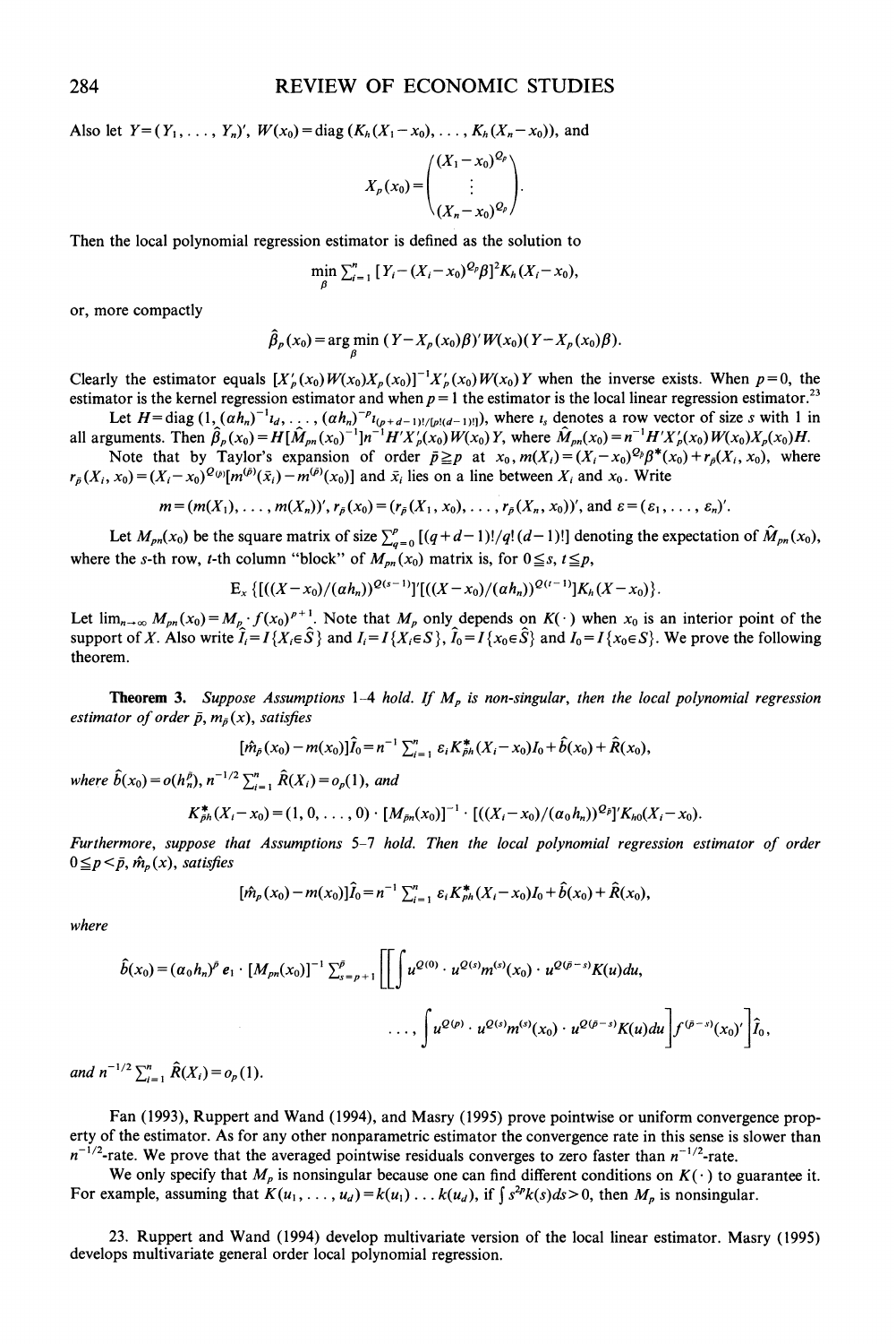Also let $Y=(Y_1,\ldots,Y_n)'$, $W(x_0)=\operatorname{diag}(K_h(X_1-x_0),\ldots,K_h(X_n-x_0))$, and

$$X_p(x_0)=\begin{pmatrix}(X_1-x_0)^{Q_p}\\ \vdots \\ (X_n-x_0)^{Q_p}\end{pmatrix}.$$

Then the local polynomial regression estimator is defined as the solution to

$$\min_\beta \sum_{i=1}^n [Y_i-(X_i-x_0)^{Q_p}\beta]^2 K_h(X_i-x_0),$$

or, more compactly

$$\hat\beta_p(x_0)=\arg\min_\beta (Y-X_p(x_0)\beta)'W(x_0)(Y-X_p(x_0)\beta).$$

Clearly the estimator equals $[X_p'(x_0)W(x_0)X_p(x_0)]^{-1}X_p'(x_0)W(x_0)Y$ when the inverse exists. When $p=0$, the estimator is the kernel regression estimator and when $p=1$ the estimator is the local linear regression estimator.[23]

Let $H=\operatorname{diag}(1,(ah_n)^{-1}\iota_d,\ldots,(ah_n)^{-p}\iota_{(p+d-1)!/[p!(d-1)!]})$, where $\iota_s$ denotes a row vector of size $s$ with 1 in all arguments. Then $\hat\beta_p(x_0)=H[\hat M_{pn}(x_0)^{-1}]n^{-1}H'X_p'(x_0)W(x_0)Y$, where $\hat M_{pn}(x_0)=n^{-1}H'X_p'(x_0)W(x_0)X_p(x_0)H$.

Note that by Taylor's expansion of order $\bar p\geq p$ at $x_0$, $m(X_i)=(X_i-x_0)^{Q_{\bar p}}\beta^*(x_0)+r_{\bar p}(X_i,x_0)$, where $r_{\bar p}(X_i,x_0)=(X_i-x_0)^{Q(\bar p)}[m^{(\bar p)}(\bar x_i)-m^{(\bar p)}(x_0)]$ and $\bar x_i$ lies on a line between $X_i$ and $x_0$. Write

$$m=(m(X_1),\ldots,m(X_n))',\ r_{\bar p}(x_0)=(r_{\bar p}(X_1,x_0),\ldots,r_{\bar p}(X_n,x_0))',\text{ and }\varepsilon=(\varepsilon_1,\ldots,\varepsilon_n)'.$$

Let $M_{pn}(x_0)$ be the square matrix of size $\sum_{q=0}^p[(q+d-1)!/q!(d-1)!]$ denoting the expectation of $\hat M_{pn}(x_0)$, where the $s$-th row, $t$-th column "block" of $M_{pn}(x_0)$ matrix is, for $0\leq s,t\leq p$,

$$\mathrm{E}_x\{[((X-x_0)/(ah_n))^{Q(s-1)}]'[((X-x_0)/(ah_n))^{Q(t-1)}]K_h(X-x_0)\}.$$

Let $\lim_{n\to\infty}M_{pn}(x_0)=M_p\cdot f(x_0)^{p+1}$. Note that $M_p$ only depends on $K(\cdot)$ when $x_0$ is an interior point of the support of $X$. Also write $\hat I_i=I\{X_i\in\hat S\}$ and $I_i=I\{X_i\in S\}$, $\hat I_0=I\{x_0\in\hat S\}$ and $I_0=I\{x_0\in S\}$. We prove the following theorem.

**Theorem 3.** *Suppose Assumptions 1–4 hold. If $M_p$ is non-singular, then the local polynomial regression estimator of order $\bar p$, $m_{\bar p}(x)$, satisfies*

$$[\hat m_{\bar p}(x_0)-m(x_0)]\hat I_0=n^{-1}\sum_{i=1}^n\varepsilon_i K^*_{\bar p h}(X_i-x_0)I_0+\hat b(x_0)+\hat R(x_0),$$

*where $\hat b(x_0)=o(h_n^{\bar p})$, $n^{-1/2}\sum_{i=1}^n\hat R(X_i)=o_p(1)$, and*

$$K^*_{\bar p h}(X_i-x_0)=(1,0,\ldots,0)\cdot[M_{\bar p n}(x_0)]^{-1}\cdot[((X_i-x_0)/(\alpha_0 h_n))^{Q_{\bar p}}]'K_{h0}(X_i-x_0).$$

*Furthermore, suppose that Assumptions 5–7 hold. Then the local polynomial regression estimator of order $0\leq p<\bar p$, $\hat m_p(x)$, satisfies*

$$[\hat m_p(x_0)-m(x_0)]\hat I_0=n^{-1}\sum_{i=1}^n\varepsilon_i K^*_{ph}(X_i-x_0)I_0+\hat b(x_0)+\hat R(x_0),$$

*where*

$$\hat b(x_0)=(\alpha_0 h_n)^{\bar p}e_1\cdot[M_{pn}(x_0)]^{-1}\sum_{s=p+1}^{\bar p}\Bigg[\Bigg[\int u^{Q(0)}\cdot u^{Q(s)}m^{(s)}(x_0)\cdot u^{Q(\bar p-s)}K(u)du,$$

$$\ldots,\int u^{Q(p)}\cdot u^{Q(s)}m^{(s)}(x_0)\cdot u^{Q(\bar p-s)}K(u)du\Bigg]f^{(\bar p-s)}(x_0)'\Bigg]\hat I_0,$$

*and $n^{-1/2}\sum_{i=1}^n\hat R(X_i)=o_p(1)$.*

Fan (1993), Ruppert and Wand (1994), and Masry (1995) prove pointwise or uniform convergence property of the estimator. As for any other nonparametric estimator the convergence rate in this sense is slower than $n^{-1/2}$-rate. We prove that the averaged pointwise residuals converges to zero faster than $n^{-1/2}$-rate.

We only specify that $M_p$ is nonsingular because one can find different conditions on $K(\cdot)$ to guarantee it. For example, assuming that $K(u_1,\ldots,u_d)=k(u_1)\ldots k(u_d)$, if $\int s^{2p}k(s)ds>0$, then $M_p$ is nonsingular.

23. Ruppert and Wand (1994) develop multivariate version of the local linear estimator. Masry (1995) develops multivariate general order local polynomial regression.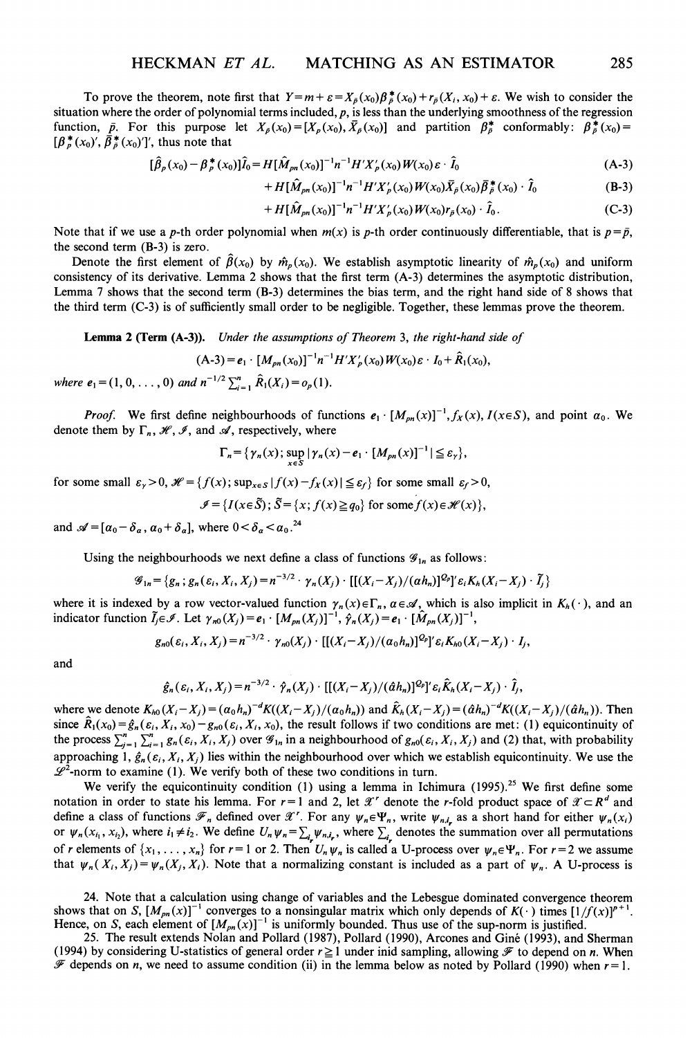To prove the theorem, note first that $Y = m + \varepsilon = X_{\bar{p}}(x_0)\beta^*_{\bar{p}}(x_0) + r_{\bar{p}}(X_i, x_0) + \varepsilon$. We wish to consider the situation where the order of polynomial terms included, $p$, is less than the underlying smoothness of the regression function, $\bar{p}$. For this purpose let $X_{\bar{p}}(x_0) = [X_p(x_0), \bar{X}_{\bar{p}}(x_0)]$ and partition $\beta^*_{\bar{p}}$ conformably: $\beta^*_{\bar{p}}(x_0) = [\beta^*_p(x_0)', \bar{\beta}^*_{\bar{p}}(x_0)']'$, thus note that

$$[\hat{\beta}_p(x_0) - \beta^*_p(x_0)]\hat{I}_0 = H[\hat{M}_{pn}(x_0)]^{-1}n^{-1}H'X'_p(x_0)W(x_0)\varepsilon \cdot \hat{I}_0 \tag{A-3}$$

$$+ H[\hat{M}_{pn}(x_0)]^{-1}n^{-1}H'X'_p(x_0)W(x_0)\bar{X}_{\bar{p}}(x_0)\bar{\beta}^*_{\bar{p}}(x_0) \cdot \hat{I}_0 \tag{B-3}$$

$$+ H[\hat{M}_{pn}(x_0)]^{-1}n^{-1}H'X'_p(x_0)W(x_0)r_{\bar{p}}(x_0) \cdot \hat{I}_0. \tag{C-3}$$

Note that if we use a $p$-th order polynomial when $m(x)$ is $p$-th order continuously differentiable, that is $p = \bar{p}$, the second term (B-3) is zero.

Denote the first element of $\hat{\beta}(x_0)$ by $\hat{m}_p(x_0)$. We establish asymptotic linearity of $\hat{m}_p(x_0)$ and uniform consistency of its derivative. Lemma 2 shows that the first term (A-3) determines the asymptotic distribution, Lemma 7 shows that the second term (B-3) determines the bias term, and the right hand side of 8 shows that the third term (C-3) is of sufficiently small order to be negligible. Together, these lemmas prove the theorem.

**Lemma 2 (Term (A-3)).** *Under the assumptions of Theorem 3, the right-hand side of*

$$(\text{A-3}) = e_1 \cdot [M_{pn}(x_0)]^{-1}n^{-1}H'X'_p(x_0)W(x_0)\varepsilon \cdot I_0 + \hat{R}_1(x_0),$$

*where* $e_1 = (1, 0, \ldots, 0)$ *and* $n^{-1/2}\sum_{i=1}^n \hat{R}_1(X_i) = o_p(1)$.

*Proof.* We first define neighbourhoods of functions $e_1 \cdot [M_{pn}(x)]^{-1}, f_X(x), I(x \in S)$, and point $\alpha_0$. We denote them by $\Gamma_n$, $\mathscr{H}$, $\mathscr{I}$, and $\mathscr{A}$, respectively, where

$$\Gamma_n = \{\gamma_n(x); \sup_{x \in S} |\gamma_n(x) - e_1 \cdot [M_{pn}(x)]^{-1}| \leq \varepsilon_\gamma\},$$

for some small $\varepsilon_\gamma > 0$, $\mathscr{H} = \{f(x); \sup_{x \in S} |f(x) - f_X(x)| \leq \varepsilon_f\}$ for some small $\varepsilon_f > 0$,

$$\mathscr{I} = \{I(x \in \tilde{S}); \tilde{S} = \{x; f(x) \geq q_0\} \text{ for some } f(x) \in \mathscr{H}(x)\},$$

and $\mathscr{A} = [\alpha_0 - \delta_\alpha, \alpha_0 + \delta_\alpha]$, where $0 < \delta_\alpha < \alpha_0$.[24]

Using the neighbourhoods we next define a class of functions $\mathscr{G}_{1n}$ as follows:

$$\mathscr{G}_{1n} = \{g_n; g_n(\varepsilon_i, X_i, X_j) = n^{-3/2} \cdot \gamma_n(X_j) \cdot [[(X_i - X_j)/(\alpha h_n)]^{Q_p}]'\varepsilon_i K_h(X_i - X_j) \cdot \tilde{I}_j\}$$

where it is indexed by a row vector-valued function $\gamma_n(x) \in \Gamma_n$, $\alpha \in \mathscr{A}$, which is also implicit in $K_h(\cdot)$, and an indicator function $\tilde{I}_j \in \mathscr{I}$. Let $\gamma_{n0}(X_j) = e_1 \cdot [M_{pn}(X_j)]^{-1}$, $\hat{\gamma}_n(X_j) = e_1 \cdot [\hat{M}_{pn}(X_j)]^{-1}$,

$$g_{n0}(\varepsilon_i, X_i, X_j) = n^{-3/2} \cdot \gamma_{n0}(X_j) \cdot [[(X_i - X_j)/(\alpha_0 h_n)]^{Q_p}]'\varepsilon_i K_{h0}(X_i - X_j) \cdot I_j,$$

and

$$\hat{g}_n(\varepsilon_i, X_i, X_j) = n^{-3/2} \cdot \hat{\gamma}_n(X_j) \cdot [[(X_i - X_j)/(\hat{\alpha} h_n)]^{Q_p}]'\varepsilon_i \hat{K}_h(X_i - X_j) \cdot \hat{I}_j,$$

where we denote $K_{h0}(X_i - X_j) = (\alpha_0 h_n)^{-d}K((X_i - X_j)/(\alpha_0 h_n))$ and $\hat{K}_h(X_i - X_j) = (\hat{\alpha} h_n)^{-d}K((X_i - X_j)/(\hat{\alpha} h_n))$. Then since $\hat{R}_1(x_0) = \hat{g}_n(\varepsilon_i, X_i, x_0) - g_{n0}(\varepsilon_i, X_i, x_0)$, the result follows if two conditions are met: (1) equicontinuity of the process $\sum_{j=1}^n \sum_{i=1}^n g_n(\varepsilon_i, X_i, X_j)$ over $\mathscr{G}_{1n}$ in a neighbourhood of $g_{n0}(\varepsilon_i, X_i, X_j)$ and (2) that, with probability approaching 1, $\hat{g}_n(\varepsilon_i, X_i, X_j)$ lies within the neighbourhood over which we establish equicontinuity. We use the $\mathscr{L}^2$-norm to examine (1). We verify both of these two conditions in turn.

We verify the equicontinuity condition (1) using a lemma in Ichimura (1995).[25] We first define some notation in order to state his lemma. For $r = 1$ and 2, let $\mathscr{X}^r$ denote the $r$-fold product space of $\mathscr{X} \subset R^d$ and define a class of functions $\mathscr{F}_n$ defined over $\mathscr{X}^r$. For any $\psi_n \in \Psi_n$, write $\psi_{n,i_r}$ as a short hand for either $\psi_n(x_i)$ or $\psi_n(x_{i_1}, x_{i_2})$, where $i_1 \neq i_2$. We define $U_n\psi_n = \sum_{i_r} \psi_{n,i_r}$, where $\sum_{i_r}$ denotes the summation over all permutations of $r$ elements of $\{x_1, \ldots, x_n\}$ for $r = 1$ or 2. Then $U_n\psi_n$ is called a U-process over $\psi_n \in \Psi_n$. For $r = 2$ we assume that $\psi_n(X_i, X_j) = \psi_n(X_j, X_i)$. Note that a normalizing constant is included as a part of $\psi_n$. A U-process is

24. Note that a calculation using change of variables and the Lebesgue dominated convergence theorem shows that on $S$, $[M_{pn}(x)]^{-1}$ converges to a nonsingular matrix which only depends of $K(\cdot)$ times $[1/f(x)]^{p+1}$. Hence, on $S$, each element of $[M_{pn}(x)]^{-1}$ is uniformly bounded. Thus use of the sup-norm is justified.

25. The result extends Nolan and Pollard (1987), Pollard (1990), Arcones and Giné (1993), and Sherman (1994) by considering U-statistics of general order $r \geq 1$ under inid sampling, allowing $\mathscr{F}$ to depend on $n$. When $\mathscr{F}$ depends on $n$, we need to assume condition (ii) in the lemma below as noted by Pollard (1990) when $r = 1$.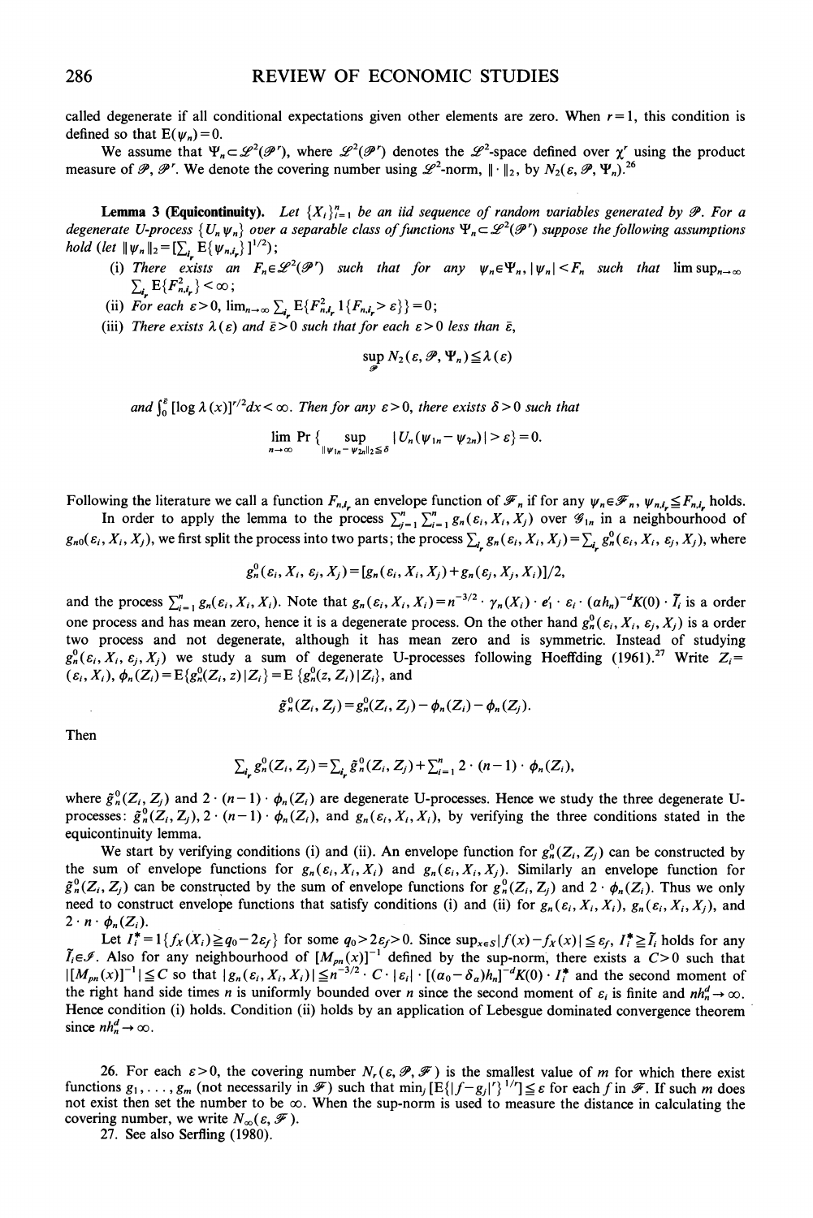called degenerate if all conditional expectations given other elements are zero. When $r=1$, this condition is defined so that $E(\psi_n)=0$.

We assume that $\Psi_n \subset \mathscr{L}^2(\mathscr{P}^r)$, where $\mathscr{L}^2(\mathscr{P}^r)$ denotes the $\mathscr{L}^2$-space defined over $\chi^r$ using the product measure of $\mathscr{P}$, $\mathscr{P}^r$. We denote the covering number using $\mathscr{L}^2$-norm, $\|\cdot\|_2$, by $N_2(\varepsilon, \mathscr{P}, \Psi_n)$.[26]

**Lemma 3 (Equicontinuity).** *Let $\{X_i\}_{i=1}^n$ be an iid sequence of random variables generated by $\mathscr{P}$. For a degenerate U-process $\{U_n\psi_n\}$ over a separable class of functions $\Psi_n \subset \mathscr{L}^2(\mathscr{P}^r)$ suppose the following assumptions hold (let $\|\psi_n\|_2 = [\sum_{i_r} E\{\psi_{n,i_r}\}]^{1/2}$);*

(i) *There exists an $F_n \in \mathscr{L}^2(\mathscr{P}^r)$ such that for any $\psi_n \in \Psi_n$, $|\psi_n| < F_n$ such that $\limsup_{n\to\infty} \sum_{i_r} E\{F_{n,i_r}^2\} < \infty$;*

(ii) *For each $\varepsilon > 0$, $\lim_{n\to\infty} \sum_{i_r} E\{F_{n,i_r}^2 1\{F_{n,i_r} > \varepsilon\}\} = 0$;*

(iii) *There exists $\lambda(\varepsilon)$ and $\bar{\varepsilon} > 0$ such that for each $\varepsilon > 0$ less than $\bar{\varepsilon}$,*

$$\sup_{\mathscr{P}} N_2(\varepsilon, \mathscr{P}, \Psi_n) \le \lambda(\varepsilon)$$

*and $\int_0^{\bar{\varepsilon}} [\log \lambda(x)]^{r/2} dx < \infty$. Then for any $\varepsilon > 0$, there exists $\delta > 0$ such that*

$$\lim_{n\to\infty} \Pr\{\sup_{\|\psi_{1n}-\psi_{2n}\|_2 \le \delta} |U_n(\psi_{1n} - \psi_{2n})| > \varepsilon\} = 0.$$

Following the literature we call a function $F_{n,i_r}$ an envelope function of $\mathscr{F}_n$ if for any $\psi_n \in \mathscr{F}_n$, $\psi_{n,i_r} \le F_{n,i_r}$ holds.

In order to apply the lemma to the process $\sum_{j=1}^n \sum_{i=1}^n g_n(\varepsilon_i, X_i, X_j)$ over $\mathscr{G}_{1n}$ in a neighbourhood of $g_{n0}(\varepsilon_i, X_i, X_j)$, we first split the process into two parts; the process $\sum_{i_r} g_n(\varepsilon_i, X_i, X_j) = \sum_{i_r} g_n^0(\varepsilon_i, X_i, \varepsilon_j, X_j)$, where

$$g_n^0(\varepsilon_i, X_i, \varepsilon_j, X_j) = [g_n(\varepsilon_i, X_i, X_j) + g_n(\varepsilon_j, X_j, X_i)]/2,$$

and the process $\sum_{i=1}^n g_n(\varepsilon_i, X_i, X_i)$. Note that $g_n(\varepsilon_i, X_i, X_i) = n^{-3/2} \cdot \gamma_n(X_i) \cdot e_1' \cdot \varepsilon_i \cdot (\alpha h_n)^{-d} K(0) \cdot \tilde{I}_i$ is a order one process and has mean zero, hence it is a degenerate process. On the other hand $g_n^0(\varepsilon_i, X_i, \varepsilon_j, X_j)$ is a order two process and not degenerate, although it has mean zero and is symmetric. Instead of studying $g_n^0(\varepsilon_i, X_i, \varepsilon_j, X_j)$ we study a sum of degenerate U-processes following Hoeffding (1961).[27] Write $Z_i = (\varepsilon_i, X_i)$, $\phi_n(Z_i) = E\{g_n^0(Z_i, z)|Z_i\} = E\{g_n^0(z, Z_i)|Z_i\}$, and

$$\tilde{g}_n^0(Z_i, Z_j) = g_n^0(Z_i, Z_j) - \phi_n(Z_i) - \phi_n(Z_j).$$

Then

$$\sum_{i_r} g_n^0(Z_i, Z_j) = \sum_{i_r} \tilde{g}_n^0(Z_i, Z_j) + \sum_{i=1}^n 2 \cdot (n-1) \cdot \phi_n(Z_i),$$

where $\tilde{g}_n^0(Z_i, Z_j)$ and $2 \cdot (n-1) \cdot \phi_n(Z_i)$ are degenerate U-processes. Hence we study the three degenerate U-processes: $\tilde{g}_n^0(Z_i, Z_j)$, $2 \cdot (n-1) \cdot \phi_n(Z_i)$, and $g_n(\varepsilon_i, X_i, X_i)$, by verifying the three conditions stated in the equicontinuity lemma.

We start by verifying conditions (i) and (ii). An envelope function for $g_n^0(Z_i, Z_j)$ can be constructed by the sum of envelope functions for $g_n(\varepsilon_i, X_i, X_j)$ and $g_n(\varepsilon_j, X_j, X_i)$. Similarly an envelope function for $\tilde{g}_n^0(Z_i, Z_j)$ can be constructed by the sum of envelope functions for $g_n^0(Z_i, Z_j)$ and $2 \cdot \phi_n(Z_i)$. Thus we only need to construct envelope functions that satisfy conditions (i) and (ii) for $g_n(\varepsilon_i, X_i, X_i)$, $g_n(\varepsilon_i, X_i, X_j)$, and $2 \cdot n \cdot \phi_n(Z_i)$.

Let $I_i^* = 1\{f_X(X_i) \ge q_0 - 2\varepsilon_f\}$ for some $q_0 > 2\varepsilon_f > 0$. Since $\sup_{x\in S} |f(x) - f_X(x)| \le \varepsilon_f$, $I_i^* \ge \tilde{I}_i$ holds for any $\tilde{I}_i \in \mathscr{I}$. Also for any neighbourhood of $[M_{pn}(x)]^{-1}$ defined by the sup-norm, there exists a $C > 0$ such that $|[M_{pn}(x)]^{-1}| \le C$ so that $|g_n(\varepsilon_i, X_i, X_i)| \le n^{-3/2} \cdot C \cdot |\varepsilon_i| \cdot [(\alpha_0 - \delta_\alpha)h_n]^{-d} K(0) \cdot I_i^*$ and the second moment of the right hand side times $n$ is uniformly bounded over $n$ since the second moment of $\varepsilon_i$ is finite and $nh_n^d \to \infty$. Hence condition (i) holds. Condition (ii) holds by an application of Lebesgue dominated convergence theorem since $nh_n^d \to \infty$.

26. For each $\varepsilon > 0$, the covering number $N_r(\varepsilon, \mathscr{P}, \mathscr{F})$ is the smallest value of $m$ for which there exist functions $g_1, \ldots, g_m$ (not necessarily in $\mathscr{F}$) such that $\min_j [E\{|f - g_j|^r\}^{1/r}] \le \varepsilon$ for each $f$ in $\mathscr{F}$. If such $m$ does not exist then set the number to be $\infty$. When the sup-norm is used to measure the distance in calculating the covering number, we write $N_\infty(\varepsilon, \mathscr{F})$.

27. See also Serfling (1980).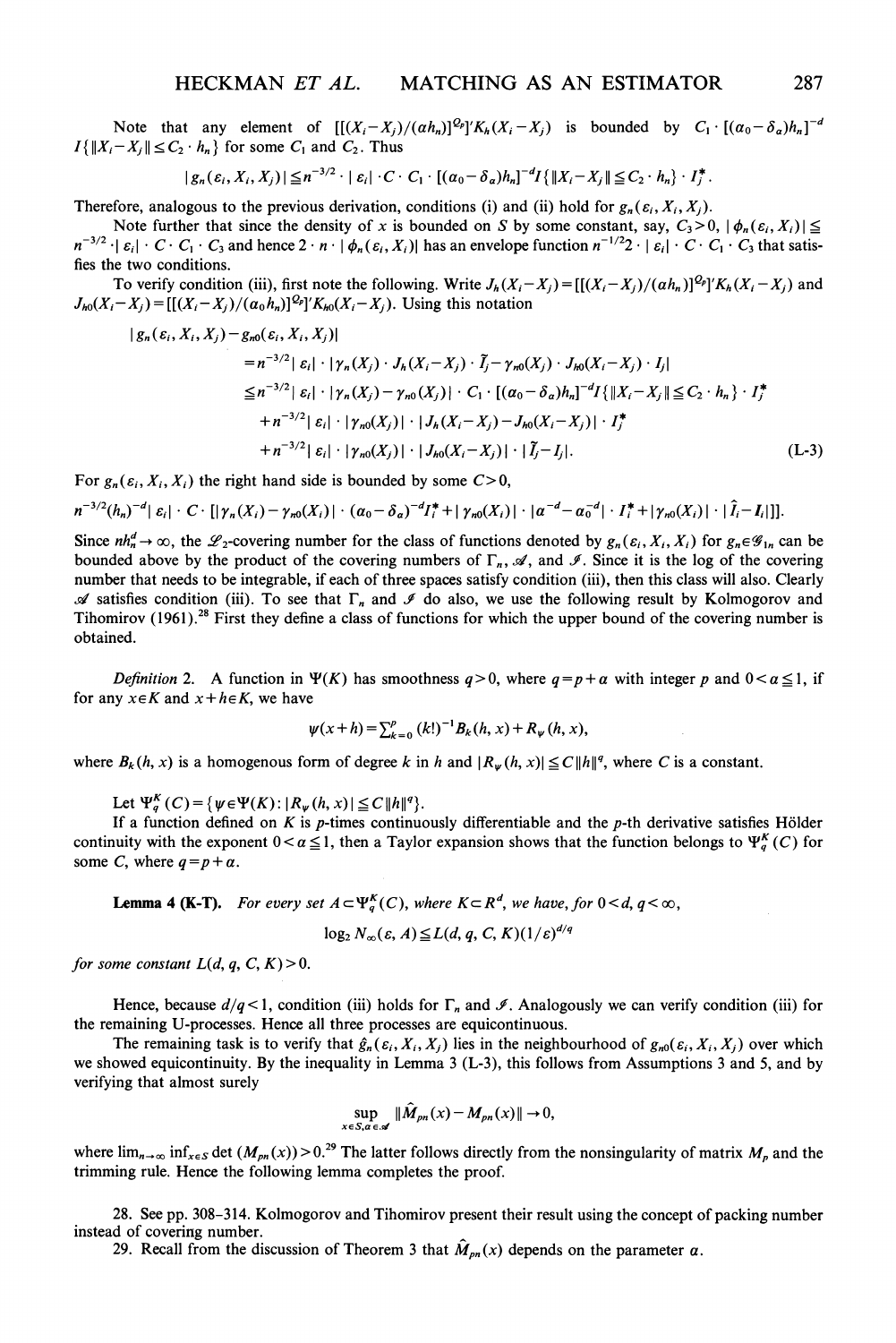Note that any element of $[[(X_i - X_j)/(\alpha h_n)]^{Q_p}]' K_h(X_i - X_j)$ is bounded by $C_1 \cdot [(\alpha_0 - \delta_\alpha)h_n]^{-d}$ $I\{\|X_i - X_j\| \leq C_2 \cdot h_n\}$ for some $C_1$ and $C_2$. Thus

$$|g_n(\varepsilon_i, X_i, X_j)| \leq n^{-3/2} \cdot |\varepsilon_i| \cdot C \cdot C_1 \cdot [(\alpha_0 - \delta_\alpha)h_n]^{-d} I\{\|X_i - X_j\| \leq C_2 \cdot h_n\} \cdot I_j^*.$$

Therefore, analogous to the previous derivation, conditions (i) and (ii) hold for $g_n(\varepsilon_i, X_i, X_j)$.

Note further that since the density of $x$ is bounded on $S$ by some constant, say, $C_3 > 0$, $|\phi_n(\varepsilon_i, X_i)| \leq n^{-3/2} \cdot |\varepsilon_i| \cdot C \cdot C_1 \cdot C_3$ and hence $2 \cdot n \cdot |\phi_n(\varepsilon_i, X_i)|$ has an envelope function $n^{-1/2} 2 \cdot |\varepsilon_i| \cdot C \cdot C_1 \cdot C_3$ that satisfies the two conditions.

To verify condition (iii), first note the following. Write $J_h(X_i - X_j) = [[(X_i - X_j)/(\alpha h_n)]^{Q_p}]' K_h(X_i - X_j)$ and $J_{h0}(X_i - X_j) = [[(X_i - X_j)/(\alpha_0 h_n)]^{Q_p}]' K_{h0}(X_i - X_j)$. Using this notation

$$\begin{aligned}
|g_n(\varepsilon_i, X_i, X_j) - g_{n0}(\varepsilon_i, X_i, X_j)| &= n^{-3/2} |\varepsilon_i| \cdot |\gamma_n(X_j) \cdot J_h(X_i - X_j) \cdot \tilde{I}_j - \gamma_{n0}(X_j) \cdot J_{h0}(X_i - X_j) \cdot I_j| \\
&\leq n^{-3/2} |\varepsilon_i| \cdot |\gamma_n(X_j) - \gamma_{n0}(X_j)| \cdot C_1 \cdot [(\alpha_0 - \delta_\alpha)h_n]^{-d} I\{\|X_i - X_j\| \leq C_2 \cdot h_n\} \cdot I_j^* \\
&\quad + n^{-3/2} |\varepsilon_i| \cdot |\gamma_{n0}(X_j)| \cdot |J_h(X_i - X_j) - J_{h0}(X_i - X_j)| \cdot I_j^* \\
&\quad + n^{-3/2} |\varepsilon_i| \cdot |\gamma_{n0}(X_j)| \cdot |J_{h0}(X_i - X_j)| \cdot |\tilde{I}_j - I_j|. \qquad \text{(L-3)}
\end{aligned}$$

For $g_n(\varepsilon_i, X_i, X_i)$ the right hand side is bounded by some $C > 0$,

$$n^{-3/2}(h_n)^{-d} |\varepsilon_i| \cdot C \cdot [|\gamma_n(X_i) - \gamma_{n0}(X_i)| \cdot (\alpha_0 - \delta_\alpha)^{-d} I_i^* + |\gamma_{n0}(X_i)| \cdot |\alpha^{-d} - \alpha_0^{-d}| \cdot I_i^* + |\gamma_{n0}(X_i)| \cdot |\hat{I}_i - I_i|]].$$

Since $nh_n^d \to \infty$, the $\mathcal{L}_2$-covering number for the class of functions denoted by $g_n(\varepsilon_i, X_i, X_i)$ for $g_n \in \mathcal{G}_{1n}$ can be bounded above by the product of the covering numbers of $\Gamma_n$, $\mathcal{A}$, and $\mathcal{I}$. Since it is the log of the covering number that needs to be integrable, if each of three spaces satisfy condition (iii), then this class will also. Clearly $\mathcal{A}$ satisfies condition (iii). To see that $\Gamma_n$ and $\mathcal{I}$ do also, we use the following result by Kolmogorov and Tihomirov (1961).[28] First they define a class of functions for which the upper bound of the covering number is obtained.

*Definition* 2. A function in $\Psi(K)$ has smoothness $q > 0$, where $q = p + \alpha$ with integer $p$ and $0 < \alpha \leq 1$, if for any $x \in K$ and $x + h \in K$, we have

$$\psi(x+h) = \textstyle\sum_{k=0}^{p} (k!)^{-1} B_k(h, x) + R_\psi(h, x),$$

where $B_k(h, x)$ is a homogenous form of degree $k$ in $h$ and $|R_\psi(h, x)| \leq C\|h\|^q$, where $C$ is a constant.

Let $\Psi_q^K(C) = \{\psi \in \Psi(K) : |R_\psi(h, x)| \leq C\|h\|^q\}$.

If a function defined on $K$ is $p$-times continuously differentiable and the $p$-th derivative satisfies Hölder continuity with the exponent $0 < \alpha \leq 1$, then a Taylor expansion shows that the function belongs to $\Psi_q^K(C)$ for some $C$, where $q = p + \alpha$.

**Lemma 4 (K-T).** *For every set $A \subset \Psi_q^K(C)$, where $K \subset R^d$, we have, for $0 < d$, $q < \infty$,*

$$\log_2 N_\infty(\varepsilon, A) \leq L(d, q, C, K)(1/\varepsilon)^{d/q}$$

*for some constant $L(d, q, C, K) > 0$.*

Hence, because $d/q < 1$, condition (iii) holds for $\Gamma_n$ and $\mathcal{I}$. Analogously we can verify condition (iii) for the remaining U-processes. Hence all three processes are equicontinuous.

The remaining task is to verify that $\hat{g}_n(\varepsilon_i, X_i, X_j)$ lies in the neighbourhood of $g_{n0}(\varepsilon_i, X_i, X_j)$ over which we showed equicontinuity. By the inequality in Lemma 3 (L-3), this follows from Assumptions 3 and 5, and by verifying that almost surely

$$\sup_{x \in S, \alpha \in \mathcal{A}} \|\hat{M}_{pn}(x) - M_{pn}(x)\| \to 0,$$

where $\lim_{n\to\infty} \inf_{x \in S} \det(M_{pn}(x)) > 0$.[29] The latter follows directly from the nonsingularity of matrix $M_p$ and the trimming rule. Hence the following lemma completes the proof.

28. See pp. 308–314. Kolmogorov and Tihomirov present their result using the concept of packing number instead of covering number.

29. Recall from the discussion of Theorem 3 that $\hat{M}_{pn}(x)$ depends on the parameter $\alpha$.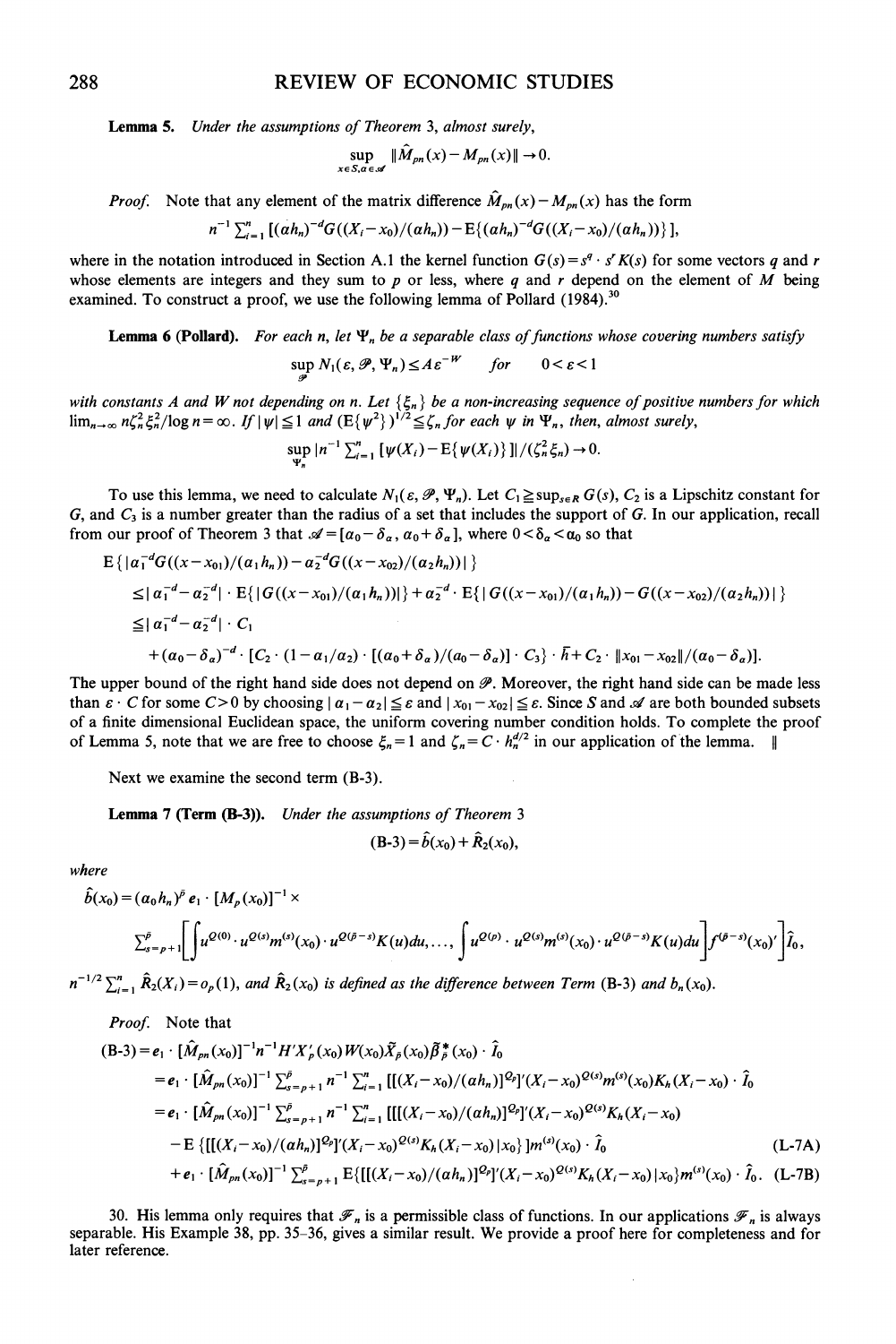**Lemma 5.** *Under the assumptions of Theorem 3, almost surely,*

$$\sup_{x \in S, \alpha \in \mathscr{A}} \|\hat{M}_{pn}(x) - M_{pn}(x)\| \to 0.$$

*Proof.* Note that any element of the matrix difference $\hat{M}_{pn}(x) - M_{pn}(x)$ has the form

$$n^{-1} \sum_{i=1}^{n} [(\alpha h_n)^{-d} G((X_i - x_0)/(\alpha h_n)) - \mathrm{E}\{(\alpha h_n)^{-d} G((X_i - x_0)/(\alpha h_n))\}],$$

where in the notation introduced in Section A.1 the kernel function $G(s) = s^q \cdot s^r K(s)$ for some vectors $q$ and $r$ whose elements are integers and they sum to $p$ or less, where $q$ and $r$ depend on the element of $M$ being examined. To construct a proof, we use the following lemma of Pollard (1984).[30]

**Lemma 6 (Pollard).** *For each n, let $\Psi_n$ be a separable class of functions whose covering numbers satisfy*

$$\sup_{\mathscr{P}} N_1(\varepsilon, \mathscr{P}, \Psi_n) \leq A\varepsilon^{-W} \quad \text{for} \quad 0 < \varepsilon < 1$$

*with constants A and W not depending on n. Let $\{\xi_n\}$ be a non-increasing sequence of positive numbers for which $\lim_{n\to\infty} n\zeta_n^2 \xi_n^2/\log n = \infty$. If $|\psi| \leq 1$ and $(\mathrm{E}\{\psi^2\})^{1/2} \leq \zeta_n$ for each $\psi$ in $\Psi_n$, then, almost surely,*

$$\sup_{\Psi_n} |n^{-1} \sum_{i=1}^{n} [\psi(X_i) - \mathrm{E}\{\psi(X_i)\}]|/(\zeta_n^2 \xi_n) \to 0.$$

To use this lemma, we need to calculate $N_1(\varepsilon, \mathscr{P}, \Psi_n)$. Let $C_1 \geq \sup_{s \in R} G(s)$, $C_2$ is a Lipschitz constant for $G$, and $C_3$ is a number greater than the radius of a set that includes the support of $G$. In our application, recall from our proof of Theorem 3 that $\mathscr{A} = [\alpha_0 - \delta_\alpha, \alpha_0 + \delta_\alpha]$, where $0 < \delta_\alpha < \alpha_0$ so that

$$\begin{aligned}
&\mathrm{E}\{|\alpha_1^{-d} G((x - x_{01})/(\alpha_1 h_n)) - \alpha_2^{-d} G((x - x_{02})/(\alpha_2 h_n))|\} \\
&\leq |\alpha_1^{-d} - \alpha_2^{-d}| \cdot \mathrm{E}\{|G((x - x_{01})/(\alpha_1 h_n))|\} + \alpha_2^{-d} \cdot \mathrm{E}\{|G((x - x_{01})/(\alpha_1 h_n)) - G((x - x_{02})/(\alpha_2 h_n))|\} \\
&\leq |\alpha_1^{-d} - \alpha_2^{-d}| \cdot C_1 \\
&\quad + (\alpha_0 - \delta_\alpha)^{-d} \cdot [C_2 \cdot (1 - \alpha_1/\alpha_2) \cdot [(\alpha_0 + \delta_\alpha)/(\alpha_0 - \delta_\alpha)] \cdot C_3\} \cdot \bar{f} + C_2 \cdot \|x_{01} - x_{02}\|/(\alpha_0 - \delta_\alpha)].
\end{aligned}$$

The upper bound of the right hand side does not depend on $\mathscr{P}$. Moreover, the right hand side can be made less than $\varepsilon \cdot C$ for some $C > 0$ by choosing $|\alpha_1 - \alpha_2| \leq \varepsilon$ and $|x_{01} - x_{02}| \leq \varepsilon$. Since $S$ and $\mathscr{A}$ are both bounded subsets of a finite dimensional Euclidean space, the uniform covering number condition holds. To complete the proof of Lemma 5, note that we are free to choose $\xi_n = 1$ and $\zeta_n = C \cdot h_n^{d/2}$ in our application of the lemma. ‖

Next we examine the second term (B-3).

**Lemma 7 (Term (B-3)).** *Under the assumptions of Theorem 3*

$$\text{(B-3)} = \hat{b}(x_0) + \hat{R}_2(x_0),$$

*where*

$$\hat{b}(x_0) = (\alpha_0 h_n)^{\bar{p}} e_1 \cdot [M_p(x_0)]^{-1} \times$$

$$\sum_{s=p+1}^{\bar{p}} \left[ \left[ \int u^{Q(0)} \cdot u^{Q(s)} m^{(s)}(x_0) \cdot u^{Q(\bar{p}-s)} K(u) du, \ldots, \int u^{Q(p)} \cdot u^{Q(s)} m^{(s)}(x_0) \cdot u^{Q(\bar{p}-s)} K(u) du \right] f^{(\bar{p}-s)}(x_0)' \right] \hat{l}_0,$$

$n^{-1/2} \sum_{i=1}^{n} \hat{R}_2(X_i) = o_p(1)$*, and* $\hat{R}_2(x_0)$ *is defined as the difference between Term (B-3) and* $b_n(x_0)$.

*Proof.* Note that

$$\begin{aligned}
\text{(B-3)} &= e_1 \cdot [\hat{M}_{pn}(x_0)]^{-1} n^{-1} H' X_p'(x_0) W(x_0) \tilde{X}_{\bar{p}}(x_0) \tilde{\beta}_{\bar{p}}^*(x_0) \cdot \hat{l}_0 \\
&= e_1 \cdot [\hat{M}_{pn}(x_0)]^{-1} \sum_{s=p+1}^{\bar{p}} n^{-1} \sum_{i=1}^{n} [[(X_i - x_0)/(\alpha h_n)]^{Q_p}]'(X_i - x_0)^{Q(s)} m^{(s)}(x_0) K_h(X_i - x_0) \cdot \hat{l}_0 \\
&= e_1 \cdot [\hat{M}_{pn}(x_0)]^{-1} \sum_{s=p+1}^{\bar{p}} n^{-1} \sum_{i=1}^{n} [[[(X_i - x_0)/(\alpha h_n)]^{Q_p}]'(X_i - x_0)^{Q(s)} K_h(X_i - x_0) \\
&\quad - \mathrm{E}\{[[(X_i - x_0)/(\alpha h_n)]^{Q_p}]'(X_i - x_0)^{Q(s)} K_h(X_i - x_0) | x_0\}] m^{(s)}(x_0) \cdot \hat{l}_0 \qquad \text{(L-7A)} \\
&\quad + e_1 \cdot [\hat{M}_{pn}(x_0)]^{-1} \sum_{s=p+1}^{\bar{p}} \mathrm{E}\{[[(X_i - x_0)/(\alpha h_n)]^{Q_p}]'(X_i - x_0)^{Q(s)} K_h(X_i - x_0) | x_0\} m^{(s)}(x_0) \cdot \hat{l}_0. \qquad \text{(L-7B)}
\end{aligned}$$

30. His lemma only requires that $\mathscr{F}_n$ is a permissible class of functions. In our applications $\mathscr{F}_n$ is always separable. His Example 38, pp. 35–36, gives a similar result. We provide a proof here for completeness and for later reference.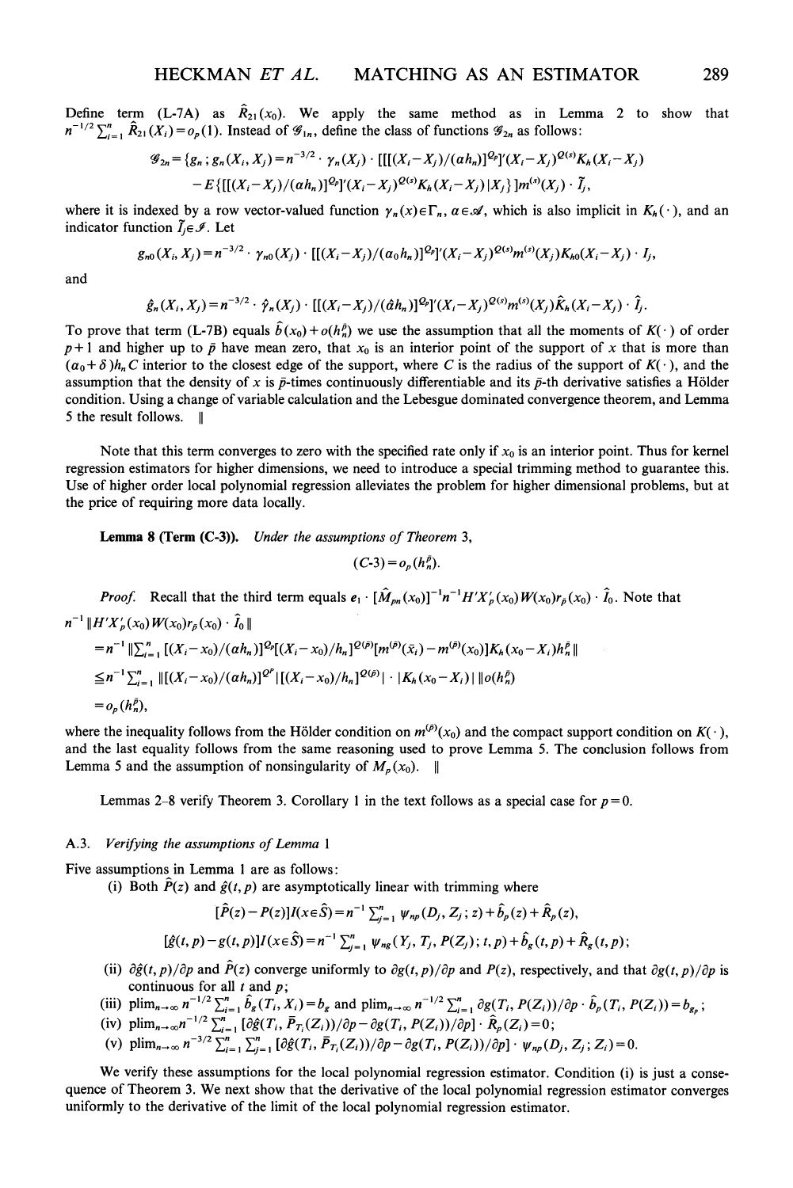Define term (L-7A) as $\hat{R}_{21}(x_0)$. We apply the same method as in Lemma 2 to show that $n^{-1/2}\sum_{i=1}^n \hat{R}_{21}(X_i) = o_p(1)$. Instead of $\mathscr{G}_{1n}$, define the class of functions $\mathscr{G}_{2n}$ as follows:

$$\mathscr{G}_{2n} = \{g_n \, ; g_n(X_i, X_j) = n^{-3/2} \cdot \gamma_n(X_j) \cdot [[[(X_i - X_j)/(ah_n)]^{Q_{\bar{p}}}]'(X_i - X_j)^{Q(s)} K_h(X_i - X_j)$$
$$- E\{[[(X_i - X_j)/(ah_n)]^{Q_{\bar{p}}}]'(X_i - X_j)^{Q(s)} K_h(X_i - X_j) \,|\, X_j\}] m^{(s)}(X_j) \cdot \tilde{I}_j,$$

where it is indexed by a row vector-valued function $\gamma_n(x) \in \Gamma_n$, $a \in \mathscr{A}$, which is also implicit in $K_h(\cdot)$, and an indicator function $\tilde{I}_j \in \mathscr{I}$. Let

$$g_{n0}(X_i, X_j) = n^{-3/2} \cdot \gamma_{n0}(X_j) \cdot [[(X_i - X_j)/(a_0 h_n)]^{Q_{\bar{p}}}]'(X_i - X_j)^{Q(s)} m^{(s)}(X_j) K_{h0}(X_i - X_j) \cdot I_j,$$

and

$$\hat{g}_n(X_i, X_j) = n^{-3/2} \cdot \hat{\gamma}_n(X_j) \cdot [[(X_i - X_j)/(\hat{a} h_n)]^{Q_{\bar{p}}}]'(X_i - X_j)^{Q(s)} m^{(s)}(X_j) \hat{K}_h(X_i - X_j) \cdot \hat{I}_j.$$

To prove that term (L-7B) equals $\hat{b}(x_0) + o(h_n^{\bar{p}})$ we use the assumption that all the moments of $K(\cdot)$ of order $p+1$ and higher up to $\bar{p}$ have mean zero, that $x_0$ is an interior point of the support of $x$ that is more than $(a_0 + \delta)h_n C$ interior to the closest edge of the support, where $C$ is the radius of the support of $K(\cdot)$, and the assumption that the density of $x$ is $\bar{p}$-times continuously differentiable and its $\bar{p}$-th derivative satisfies a Hölder condition. Using a change of variable calculation and the Lebesgue dominated convergence theorem, and Lemma 5 the result follows. ‖

Note that this term converges to zero with the specified rate only if $x_0$ is an interior point. Thus for kernel regression estimators for higher dimensions, we need to introduce a special trimming method to guarantee this. Use of higher order local polynomial regression alleviates the problem for higher dimensional problems, but at the price of requiring more data locally.

**Lemma 8 (Term (C-3)).** *Under the assumptions of Theorem* 3,

$$(C\text{-}3) = o_p(h_n^{\bar{p}}).$$

*Proof.* Recall that the third term equals $e_1 \cdot [\hat{M}_{pn}(x_0)]^{-1} n^{-1} H' X_p'(x_0) W(x_0) r_{\bar{p}}(x_0) \cdot \hat{I}_0$. Note that

$$n^{-1} \| H' X_p'(x_0) W(x_0) r_{\bar{p}}(x_0) \cdot \hat{I}_0 \|$$
$$= n^{-1} \| \textstyle\sum_{i=1}^n [(X_i - x_0)/(ah_n)]^{Q_p} [(X_i - x_0)/h_n]^{Q(\bar{p})} [m^{(\bar{p})}(\bar{x}_i) - m^{(\bar{p})}(x_0)] K_h(x_0 - X_i) h_n^{\bar{p}} \|$$
$$\le n^{-1} \textstyle\sum_{i=1}^n \| [(X_i - x_0)/(ah_n)]^{Q^p} | [(X_i - x_0)/h_n]^{Q(\bar{p})} | \cdot | K_h(x_0 - X_i) | \, \| o(h_n^{\bar{p}})$$
$$= o_p(h_n^{\bar{p}}),$$

where the inequality follows from the Hölder condition on $m^{(\bar{p})}(x_0)$ and the compact support condition on $K(\cdot)$, and the last equality follows from the same reasoning used to prove Lemma 5. The conclusion follows from Lemma 5 and the assumption of nonsingularity of $M_p(x_0)$. ‖

Lemmas 2–8 verify Theorem 3. Corollary 1 in the text follows as a special case for $p = 0$.

### A.3. *Verifying the assumptions of Lemma* 1

Five assumptions in Lemma 1 are as follows:

(i) Both $\hat{P}(z)$ and $\hat{g}(t, p)$ are asymptotically linear with trimming where

$$[\hat{P}(z) - P(z)] I(x \in \hat{S}) = n^{-1} \textstyle\sum_{j=1}^n \psi_{np}(D_j, Z_j; z) + \hat{b}_p(z) + \hat{R}_p(z),$$
$$[\hat{g}(t, p) - g(t, p)] I(x \in \hat{S}) = n^{-1} \textstyle\sum_{j=1}^n \psi_{ng}(Y_j, T_j, P(Z_j); t, p) + \hat{b}_g(t, p) + \hat{R}_g(t, p);$$

(ii) $\partial \hat{g}(t, p)/\partial p$ and $\hat{P}(z)$ converge uniformly to $\partial g(t, p)/\partial p$ and $P(z)$, respectively, and that $\partial g(t, p)/\partial p$ is continuous for all $t$ and $p$;

(iii) $\text{plim}_{n\to\infty} n^{-1/2} \sum_{i=1}^n \hat{b}_g(T_i, X_i) = b_g$ and $\text{plim}_{n\to\infty} n^{-1/2} \sum_{i=1}^n \partial g(T_i, P(Z_i))/\partial p \cdot \hat{b}_p(T_i, P(Z_i)) = b_{g_p}$;

(iv) $\text{plim}_{n\to\infty} n^{-1/2} \sum_{i=1}^n [\partial \hat{g}(T_i, \bar{P}_{T_i}(Z_i))/\partial p - \partial g(T_i, P(Z_i))/\partial p] \cdot \hat{R}_p(Z_i) = 0$;

(v) $\text{plim}_{n\to\infty} n^{-3/2} \sum_{i=1}^n \sum_{j=1}^n [\partial \hat{g}(T_i, \bar{P}_{T_i}(Z_i))/\partial p - \partial g(T_i, P(Z_i))/\partial p] \cdot \psi_{np}(D_j, Z_j; Z_i) = 0$.

We verify these assumptions for the local polynomial regression estimator. Condition (i) is just a consequence of Theorem 3. We next show that the derivative of the local polynomial regression estimator converges uniformly to the derivative of the limit of the local polynomial regression estimator.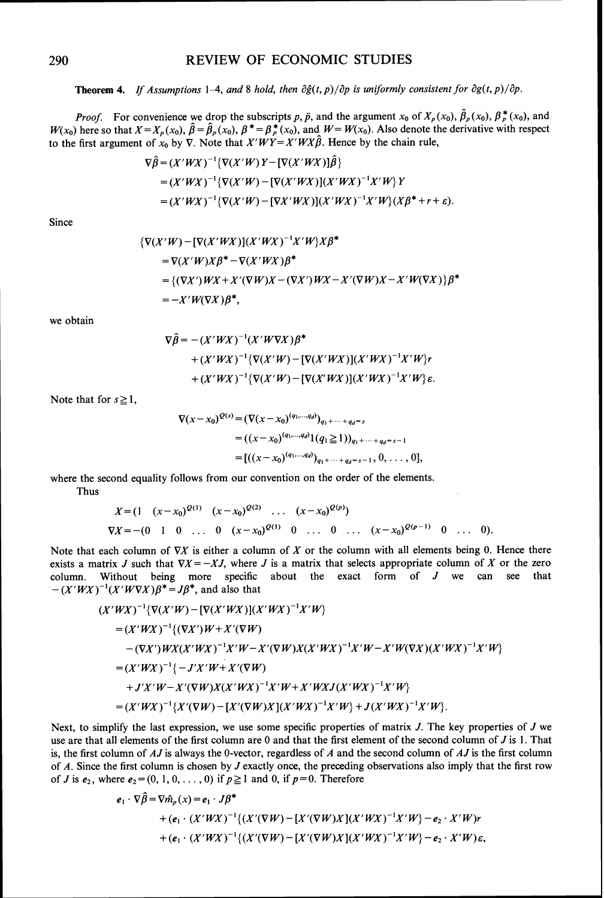**Theorem 4.** *If Assumptions* 1–4, *and* 8 *hold, then* $\partial \hat{g}(t, p)/\partial p$ *is uniformly consistent for* $\partial g(t, p)/\partial p$.

*Proof.* For convenience we drop the subscripts $p, \bar{p}$, and the argument $x_0$ of $X_p(x_0)$, $\hat{\beta}_p(x_0)$, $\beta_p^*(x_0)$, and $W(x_0)$ here so that $X = X_p(x_0)$, $\hat{\beta} = \hat{\beta}_p(x_0)$, $\beta^* = \beta_p^*(x_0)$, and $W = W(x_0)$. Also denote the derivative with respect to the first argument of $x_0$ by $\nabla$. Note that $X'WY = X'WX\hat{\beta}$. Hence by the chain rule,

$$
\begin{aligned}
\nabla\hat{\beta} &= (X'WX)^{-1}\{\nabla(X'W)Y - [\nabla(X'WX)]\hat{\beta}\} \\
&= (X'WX)^{-1}\{\nabla(X'W) - [\nabla(X'WX)](X'WX)^{-1}X'W\}Y \\
&= (X'WX)^{-1}\{\nabla(X'W) - [\nabla X'WX)](X'WX)^{-1}X'W\}(X\beta^* + r + \varepsilon).
\end{aligned}
$$

Since

$$
\begin{aligned}
&\{\nabla(X'W) - [\nabla(X'WX)](X'WX)^{-1}X'W\}X\beta^* \\
&= \nabla(X'W)X\beta^* - \nabla(X'WX)\beta^* \\
&= \{(\nabla X')WX + X'(\nabla W)X - (\nabla X')WX - X'(\nabla W)X - X'W(\nabla X)\}\beta^* \\
&= -X'W(\nabla X)\beta^*,
\end{aligned}
$$

we obtain

$$
\begin{aligned}
\nabla\hat{\beta} = &-(X'WX)^{-1}(X'W\nabla X)\beta^* \\
&+ (X'WX)^{-1}\{\nabla(X'W) - [\nabla(X'WX)](X'WX)^{-1}X'W\}r \\
&+ (X'WX)^{-1}\{\nabla(X'W) - [\nabla(X'WX)](X'WX)^{-1}X'W\}\varepsilon.
\end{aligned}
$$

Note that for $s \geq 1$,

$$
\begin{aligned}
\nabla(x - x_0)^{Q(s)} &= (\nabla(x - x_0)^{(q_1, \ldots, q_d)})_{q_1 + \cdots + q_d = s} \\
&= ((x - x_0)^{(q_1, \ldots, q_d)} 1(q_1 \geq 1))_{q_1 + \cdots + q_d = s-1} \\
&= [((x - x_0)^{(q_1, \ldots, q_d)})_{q_1 + \cdots + q_d = s-1}, 0, \ldots, 0],
\end{aligned}
$$

where the second equality follows from our convention on the order of the elements.

Thus

$$
\begin{aligned}
X &= (1 \quad (x - x_0)^{Q(1)} \quad (x - x_0)^{Q(2)} \quad \ldots \quad (x - x_0)^{Q(p)}) \\
\nabla X &= -(0 \quad 1 \quad 0 \quad \ldots \quad 0 \quad (x - x_0)^{Q(1)} \quad 0 \quad \ldots \quad 0 \quad \ldots \quad (x - x_0)^{Q(p-1)} \quad 0 \quad \ldots \quad 0).
\end{aligned}
$$

Note that each column of $\nabla X$ is either a column of $X$ or the column with all elements being 0. Hence there exists a matrix $J$ such that $\nabla X = -XJ$, where $J$ is a matrix that selects appropriate column of $X$ or the zero column. Without being more specific about the exact form of $J$ we can see that $-(X'WX)^{-1}(X'W\nabla X)\beta^* = J\beta^*$, and also that

$$
\begin{aligned}
&(X'WX)^{-1}\{\nabla(X'W) - [\nabla(X'WX)](X'WX)^{-1}X'W\} \\
&= (X'WX)^{-1}\{(\nabla X')W + X'(\nabla W) \\
&\quad - (\nabla X')WX(X'WX)^{-1}X'W - X'(\nabla W)X(X'WX)^{-1}X'W - X'W(\nabla X)(X'WX)^{-1}X'W\} \\
&= (X'WX)^{-1}\{-J'X'W + X'(\nabla W) \\
&\quad + J'X'W - X'(\nabla W)X(X'WX)^{-1}X'W + X'WXJ(X'WX)^{-1}X'W\} \\
&= (X'WX)^{-1}\{X'(\nabla W) - [X'(\nabla W)X](X'WX)^{-1}X'W\} + J(X'WX)^{-1}X'W\}.
\end{aligned}
$$

Next, to simplify the last expression, we use some specific properties of matrix $J$. The key properties of $J$ we use are that all elements of the first column are 0 and that the first element of the second column of $J$ is 1. That is, the first column of $AJ$ is always the 0-vector, regardless of $A$ and the second column of $AJ$ is the first column of $A$. Since the first column is chosen by $J$ exactly once, the preceding observations also imply that the first row of $J$ is $e_2$, where $e_2 = (0, 1, 0, \ldots, 0)$ if $p \geq 1$ and 0, if $p = 0$. Therefore

$$
\begin{aligned}
e_1 \cdot \nabla\hat{\beta} = \nabla\hat{m}_p(x) = e_1 \cdot J\beta^* \\
&+ (e_1 \cdot (X'WX)^{-1}\{(X'(\nabla W) - [X'(\nabla W)X](X'WX)^{-1}X'W\} - e_2 \cdot X'W)r \\
&+ (e_1 \cdot (X'WX)^{-1}\{(X'(\nabla W) - [X'(\nabla W)X](X'WX)^{-1}X'W\} - e_2 \cdot X'W)\varepsilon,
\end{aligned}
$$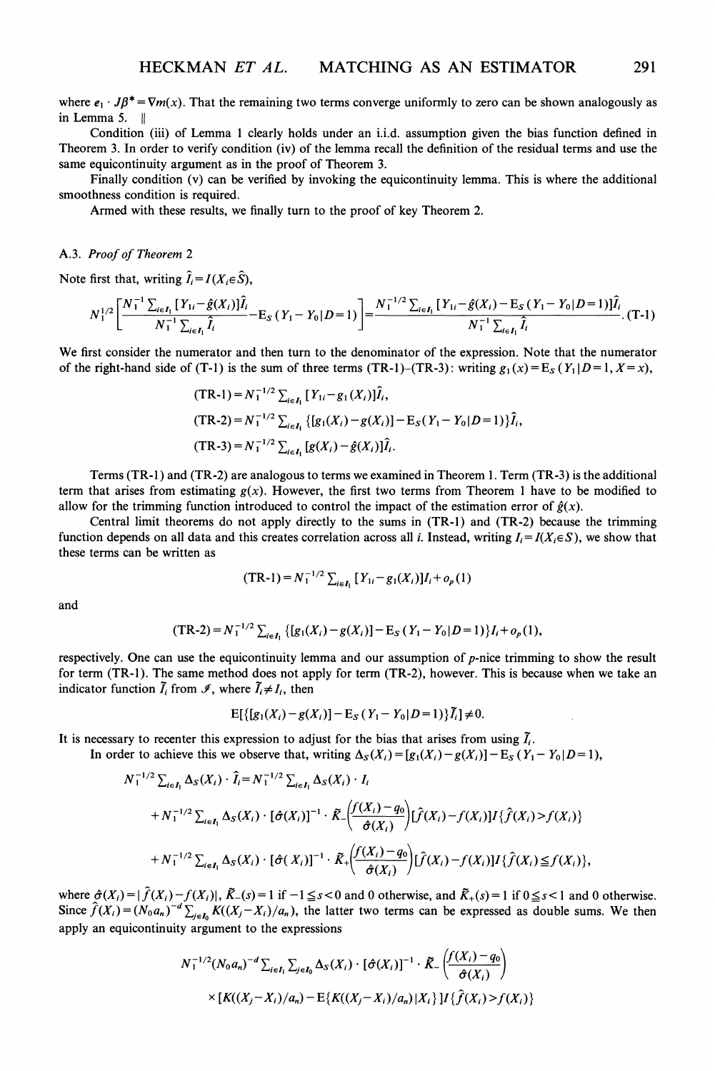where $e_1 \cdot J\beta^* = \nabla m(x)$. That the remaining two terms converge uniformly to zero can be shown analogously as in Lemma 5. ||

Condition (iii) of Lemma 1 clearly holds under an i.i.d. assumption given the bias function defined in Theorem 3. In order to verify condition (iv) of the lemma recall the definition of the residual terms and use the same equicontinuity argument as in the proof of Theorem 3.

Finally condition (v) can be verified by invoking the equicontinuity lemma. This is where the additional smoothness condition is required.

Armed with these results, we finally turn to the proof of key Theorem 2.

### A.3. *Proof of Theorem 2*

Note first that, writing $\hat{I}_i = I(X_i \in \hat{S})$,

$$N_1^{1/2}\left[\frac{N_1^{-1}\sum_{i\in I_1}[Y_{1i}-\hat{g}(X_i)]\hat{I}_i}{N_1^{-1}\sum_{i\in I_1}\hat{I}_i} - \mathrm{E}_S(Y_1 - Y_0 \mid D=1)\right] = \frac{N_1^{-1/2}\sum_{i\in I_1}[Y_{1i}-\hat{g}(X_i)-\mathrm{E}_S(Y_1-Y_0\mid D=1)]\hat{I}_i}{N_1^{-1}\sum_{i\in I_1}\hat{I}_i}. \quad \text{(T-1)}$$

We first consider the numerator and then turn to the denominator of the expression. Note that the numerator of the right-hand side of (T-1) is the sum of three terms (TR-1)–(TR-3): writing $g_1(x) = \mathrm{E}_S(Y_1 \mid D=1, X=x)$,

$$\text{(TR-1)} = N_1^{-1/2}\sum_{i\in I_1}[Y_{1i} - g_1(X_i)]\hat{I}_i,$$

$$\text{(TR-2)} = N_1^{-1/2}\sum_{i\in I_1}\{[g_1(X_i)-g(X_i)] - \mathrm{E}_S(Y_1 - Y_0 \mid D=1)\}\hat{I}_i,$$

$$\text{(TR-3)} = N_1^{-1/2}\sum_{i\in I_1}[g(X_i) - \hat{g}(X_i)]\hat{I}_i.$$

Terms (TR-1) and (TR-2) are analogous to terms we examined in Theorem 1. Term (TR-3) is the additional term that arises from estimating $g(x)$. However, the first two terms from Theorem 1 have to be modified to allow for the trimming function introduced to control the impact of the estimation error of $\hat{g}(x)$.

Central limit theorems do not apply directly to the sums in (TR-1) and (TR-2) because the trimming function depends on all data and this creates correlation across all $i$. Instead, writing $I_i = I(X_i \in S)$, we show that these terms can be written as

$$\text{(TR-1)} = N_1^{-1/2}\sum_{i\in I_1}[Y_{1i} - g_1(X_i)]I_i + o_p(1)$$

and

$$\text{(TR-2)} = N_1^{-1/2}\sum_{i\in I_1}\{[g_1(X_i) - g(X_i)] - \mathrm{E}_S(Y_1 - Y_0 \mid D=1)\}I_i + o_p(1),$$

respectively. One can use the equicontinuity lemma and our assumption of $p$-nice trimming to show the result for term (TR-1). The same method does not apply for term (TR-2), however. This is because when we take an indicator function $\tilde{I}_i$ from $\mathscr{I}$, where $\tilde{I}_i \neq I_i$, then

$$\mathrm{E}[\{[g_1(X_i) - g(X_i)] - \mathrm{E}_S(Y_1 - Y_0 \mid D=1)\}\tilde{I}_i] \neq 0.$$

It is necessary to recenter this expression to adjust for the bias that arises from using $\tilde{I}_i$.

In order to achieve this we observe that, writing $\Delta_S(X_i) = [g_1(X_i) - g(X_i)] - \mathrm{E}_S(Y_1 - Y_0 \mid D=1)$,

$$N_1^{-1/2}\sum_{i\in I_1}\Delta_S(X_i)\cdot\hat{I}_i = N_1^{-1/2}\sum_{i\in I_1}\Delta_S(X_i)\cdot I_i$$

$$+ N_1^{-1/2}\sum_{i\in I_1}\Delta_S(X_i)\cdot[\hat{\sigma}(X_i)]^{-1}\cdot\tilde{K}_-\left(\frac{f(X_i)-q_0}{\hat{\sigma}(X_i)}\right)[\hat{f}(X_i) - f(X_i)]I\{\hat{f}(X_i) > f(X_i)\}$$

$$+ N_1^{-1/2}\sum_{i\in I_1}\Delta_S(X_i)\cdot[\hat{\sigma}(X_i)]^{-1}\cdot\tilde{K}_+\left(\frac{f(X_i)-q_0}{\hat{\sigma}(X_i)}\right)[\hat{f}(X_i) - f(X_i)]I\{\hat{f}(X_i) \leq f(X_i)\},$$

where $\hat{\sigma}(X_i) = |\hat{f}(X_i) - f(X_i)|$, $\tilde{K}_-(s) = 1$ if $-1 \leq s < 0$ and 0 otherwise, and $\tilde{K}_+(s) = 1$ if $0 \leq s < 1$ and 0 otherwise. Since $\hat{f}(X_i) = (N_0 a_n)^{-d}\sum_{j\in I_0}K((X_j - X_i)/a_n)$, the latter two terms can be expressed as double sums. We then apply an equicontinuity argument to the expressions

$$N_1^{-1/2}(N_0 a_n)^{-d}\sum_{i\in I_1}\sum_{j\in I_0}\Delta_S(X_i)\cdot[\hat{\sigma}(X_i)]^{-1}\cdot\tilde{K}_-\left(\frac{f(X_i)-q_0}{\hat{\sigma}(X_i)}\right)$$

$$\times[K((X_j - X_i)/a_n) - \mathrm{E}\{K((X_j - X_i)/a_n) \mid X_i\}]I\{\hat{f}(X_i) > f(X_i)\}$$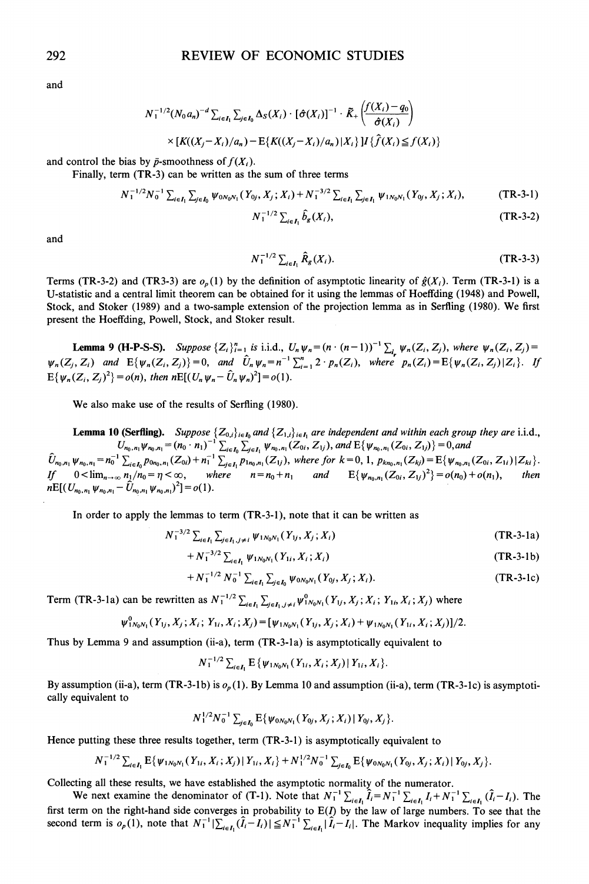and

$$N_1^{-1/2}(N_0 a_n)^{-d} \sum_{i \in I_1} \sum_{j \in I_0} \Delta_S(X_i) \cdot [\hat{\sigma}(X_i)]^{-1} \cdot \tilde{K}_+ \left( \frac{f(X_i) - q_0}{\hat{\sigma}(X_i)} \right)$$
$$\times [K((X_j - X_i)/a_n) - \mathrm{E}\{K((X_j - X_i)/a_n) | X_i\}] I\{\hat{f}(X_i) \leqq f(X_i)\}$$

and control the bias by $\bar{p}$-smoothness of $f(X_i)$.

Finally, term (TR-3) can be written as the sum of three terms

$$N_1^{-1/2} N_0^{-1} \sum_{i \in I_1} \sum_{j \in I_0} \psi_{0N_0N_1}(Y_{0j}, X_j; X_i) + N_1^{-3/2} \sum_{i \in I_1} \sum_{j \in I_1} \psi_{1N_0N_1}(Y_{0j}, X_j; X_i), \tag{TR-3-1}$$

$$N_1^{-1/2} \sum_{i \in I_1} \hat{b}_g(X_i), \tag{TR-3-2}$$

and

$$N_1^{-1/2} \sum_{i \in I_1} \hat{R}_g(X_i). \tag{TR-3-3}$$

Terms (TR-3-2) and (TR3-3) are $o_p(1)$ by the definition of asymptotic linearity of $\hat{g}(X_i)$. Term (TR-3-1) is a U-statistic and a central limit theorem can be obtained for it using the lemmas of Hoeffding (1948) and Powell, Stock, and Stoker (1989) and a two-sample extension of the projection lemma as in Serfling (1980). We first present the Hoeffding, Powell, Stock, and Stoker result.

**Lemma 9 (H-P-S-S).** *Suppose $\{Z_i\}_{i=1}^n$ is* i.i.d., $U_n \psi_n = (n \cdot (n-1))^{-1} \sum_{i_p} \psi_n(Z_i, Z_j)$, *where* $\psi_n(Z_i, Z_j) = \psi_n(Z_j, Z_i)$ *and* $\mathrm{E}\{\psi_n(Z_i, Z_j)\} = 0$, *and* $\hat{U}_n \psi_n = n^{-1} \sum_{i=1}^n 2 \cdot p_n(Z_i)$, *where* $p_n(Z_i) = \mathrm{E}\{\psi_n(Z_i, Z_j) | Z_i\}$. *If* $\mathrm{E}\{\psi_n(Z_i, Z_j)^2\} = o(n)$, *then* $n\mathrm{E}[(U_n \psi_n - \hat{U}_n \psi_n)^2] = o(1)$.

We also make use of the results of Serfling (1980).

**Lemma 10 (Serfling).** *Suppose* $\{Z_{0,i}\}_{i \in I_0}$ *and* $\{Z_{1,i}\}_{i \in I_1}$ *are independent and within each group they are* i.i.d., $U_{n_0,n_1} \psi_{n_0,n_1} = (n_0 \cdot n_1)^{-1} \sum_{i \in I_0} \sum_{j \in I_1} \psi_{n_0,n_1}(Z_{0i}, Z_{1j})$, *and* $\mathrm{E}\{\psi_{n_0,n_1}(Z_{0i}, Z_{1j})\} = 0$, *and* $\hat{U}_{n_0,n_1} \psi_{n_0,n_1} = n_0^{-1} \sum_{i \in I_0} p_{0n_0,n_1}(Z_{0i}) + n_1^{-1} \sum_{j \in I_1} p_{1n_0,n_1}(Z_{1j})$, *where for* $k = 0, 1$, $p_{kn_0,n_1}(Z_{kj}) = \mathrm{E}\{\psi_{n_0,n_1}(Z_{0i}, Z_{1i}) | Z_{ki}\}$. *If* $0 < \lim_{n \to \infty} n_1/n_0 = \eta < \infty$, *where* $n = n_0 + n_1$ *and* $\mathrm{E}\{\psi_{n_0,n_1}(Z_{0i}, Z_{1j})^2\} = o(n_0) + o(n_1)$, *then* $n\mathrm{E}[(U_{n_0,n_1} \psi_{n_0,n_1} - \hat{U}_{n_0,n_1} \psi_{n_0,n_1})^2] = o(1)$.

In order to apply the lemmas to term (TR-3-1), note that it can be written as

$$N_1^{-3/2} \sum_{i \in I_1} \sum_{j \in I_1, j \neq i} \psi_{1N_0N_1}(Y_{1j}, X_j; X_i) \tag{TR-3-1a}$$

$$+ N_1^{-3/2} \sum_{i \in I_1} \psi_{1N_0N_1}(Y_{1i}, X_i; X_i) \tag{TR-3-1b}$$

$$+ N_1^{-1/2} N_0^{-1} \sum_{i \in I_1} \sum_{j \in I_0} \psi_{0N_0N_1}(Y_{0j}, X_j; X_i). \tag{TR-3-1c}$$

Term (TR-3-1a) can be rewritten as $N_1^{-1/2} \sum_{i \in I_1} \sum_{j \in I_1, j \neq i} \psi^0_{1N_0N_1}(Y_{1j}, X_j; X_i; Y_{1i}, X_i; X_j)$ where

$$\psi^0_{1N_0N_1}(Y_{1j}, X_j; X_i; Y_{1i}, X_i; X_j) = [\psi_{1N_0N_1}(Y_{1j}, X_j; X_i) + \psi_{1N_0N_1}(Y_{1i}, X_i; X_j)]/2.$$

Thus by Lemma 9 and assumption (ii-a), term (TR-3-1a) is asymptotically equivalent to

$$N_1^{-1/2} \sum_{i \in I_1} \mathrm{E}\{\psi_{1N_0N_1}(Y_{1i}, X_i; X_j) | Y_{1i}, X_i\}.$$

By assumption (ii-a), term (TR-3-1b) is $o_p(1)$. By Lemma 10 and assumption (ii-a), term (TR-3-1c) is asymptotically equivalent to

$$N_1^{1/2} N_0^{-1} \sum_{j \in I_0} \mathrm{E}\{\psi_{0N_0N_1}(Y_{0j}, X_j; X_i) | Y_{0j}, X_j\}.$$

Hence putting these three results together, term (TR-3-1) is asymptotically equivalent to

$$N_1^{-1/2} \sum_{i \in I_1} \mathrm{E}\{\psi_{1N_0N_1}(Y_{1i}, X_i; X_j) | Y_{1i}, X_i\} + N_1^{1/2} N_0^{-1} \sum_{j \in I_0} \mathrm{E}\{\psi_{0N_0N_1}(Y_{0j}, X_j; X_i) | Y_{0j}, X_j\}.$$

Collecting all these results, we have established the asymptotic normality of the numerator.

We next examine the denominator of (T-1). Note that $N_1^{-1} \sum_{i \in I_1} \hat{I}_i = N_1^{-1} \sum_{i \in I_1} I_i + N_1^{-1} \sum_{i \in I_1} (\hat{I}_i - I_i)$. The first term on the right-hand side converges in probability to $\mathrm{E}(I)$ by the law of large numbers. To see that the second term is $o_p(1)$, note that $N_1^{-1} |\sum_{i \in I_1} (\hat{I}_i - I_i)| \leqq N_1^{-1} \sum_{i \in I_1} |\hat{I}_i - I_i|$. The Markov inequality implies for any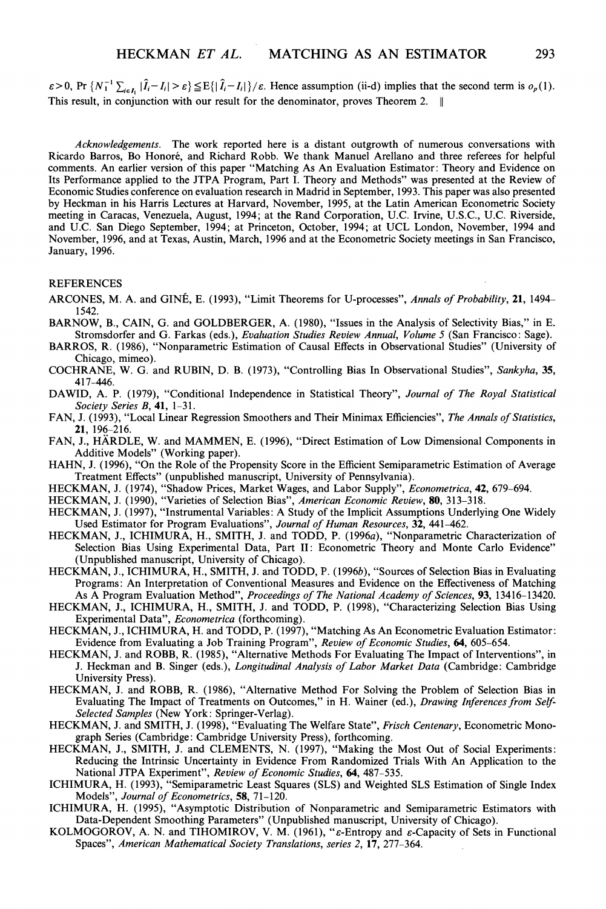$\varepsilon > 0$, $\Pr\{N_1^{-1}\sum_{i\in I_1}|\hat{I}_i - I_i| > \varepsilon\} \leq E\{|\hat{I}_i - I_i|\}/\varepsilon$. Hence assumption (ii-d) implies that the second term is $o_p(1)$. This result, in conjunction with our result for the denominator, proves Theorem 2. ‖

*Acknowledgements.* The work reported here is a distant outgrowth of numerous conversations with Ricardo Barros, Bo Honoré, and Richard Robb. We thank Manuel Arellano and three referees for helpful comments. An earlier version of this paper "Matching As An Evaluation Estimator: Theory and Evidence on Its Performance applied to the JTPA Program, Part I. Theory and Methods" was presented at the Review of Economic Studies conference on evaluation research in Madrid in September, 1993. This paper was also presented by Heckman in his Harris Lectures at Harvard, November, 1995, at the Latin American Econometric Society meeting in Caracas, Venezuela, August, 1994; at the Rand Corporation, U.C. Irvine, U.S.C., U.C. Riverside, and U.C. San Diego September, 1994; at Princeton, October, 1994; at UCL London, November, 1994 and November, 1996, and at Texas, Austin, March, 1996 and at the Econometric Society meetings in San Francisco, January, 1996.

## REFERENCES

ARCONES, M. A. and GINÉ, E. (1993), "Limit Theorems for U-processes", *Annals of Probability*, **21**, 1494–1542.

BARNOW, B., CAIN, G. and GOLDBERGER, A. (1980), "Issues in the Analysis of Selectivity Bias," in E. Stromsdorfer and G. Farkas (eds.), *Evaluation Studies Review Annual, Volume 5* (San Francisco: Sage).

BARROS, R. (1986), "Nonparametric Estimation of Causal Effects in Observational Studies" (University of Chicago, mimeo).

COCHRANE, W. G. and RUBIN, D. B. (1973), "Controlling Bias In Observational Studies", *Sankyha*, **35**, 417–446.

DAWID, A. P. (1979), "Conditional Independence in Statistical Theory", *Journal of The Royal Statistical Society Series B*, **41**, 1–31.

FAN, J. (1993), "Local Linear Regression Smoothers and Their Minimax Efficiencies", *The Annals of Statistics*, **21**, 196–216.

FAN, J., HÄRDLE, W. and MAMMEN, E. (1996), "Direct Estimation of Low Dimensional Components in Additive Models" (Working paper).

HAHN, J. (1996), "On the Role of the Propensity Score in the Efficient Semiparametric Estimation of Average Treatment Effects" (unpublished manuscript, University of Pennsylvania).

HECKMAN, J. (1974), "Shadow Prices, Market Wages, and Labor Supply", *Econometrica*, **42**, 679–694.

HECKMAN, J. (1990), "Varieties of Selection Bias", *American Economic Review*, **80**, 313–318.

HECKMAN, J. (1997), "Instrumental Variables: A Study of the Implicit Assumptions Underlying One Widely Used Estimator for Program Evaluations", *Journal of Human Resources*, **32**, 441–462.

HECKMAN, J., ICHIMURA, H., SMITH, J. and TODD, P. (1996*a*), "Nonparametric Characterization of Selection Bias Using Experimental Data, Part II: Econometric Theory and Monte Carlo Evidence" (Unpublished manuscript, University of Chicago).

HECKMAN, J., ICHIMURA, H., SMITH, J. and TODD, P. (1996*b*), "Sources of Selection Bias in Evaluating Programs: An Interpretation of Conventional Measures and Evidence on the Effectiveness of Matching As A Program Evaluation Method", *Proceedings of The National Academy of Sciences*, **93**, 13416–13420.

HECKMAN, J., ICHIMURA, H., SMITH, J. and TODD, P. (1998), "Characterizing Selection Bias Using Experimental Data", *Econometrica* (forthcoming).

HECKMAN, J., ICHIMURA, H. and TODD, P. (1997), "Matching As An Econometric Evaluation Estimator: Evidence from Evaluating a Job Training Program", *Review of Economic Studies*, **64**, 605–654.

HECKMAN, J. and ROBB, R. (1985), "Alternative Methods For Evaluating The Impact of Interventions", in J. Heckman and B. Singer (eds.), *Longitudinal Analysis of Labor Market Data* (Cambridge: Cambridge University Press).

HECKMAN, J. and ROBB, R. (1986), "Alternative Method For Solving the Problem of Selection Bias in Evaluating The Impact of Treatments on Outcomes," in H. Wainer (ed.), *Drawing Inferences from Self-Selected Samples* (New York: Springer-Verlag).

HECKMAN, J. and SMITH, J. (1998), "Evaluating The Welfare State", *Frisch Centenary*, Econometric Monograph Series (Cambridge: Cambridge University Press), forthcoming.

HECKMAN, J., SMITH, J. and CLEMENTS, N. (1997), "Making the Most Out of Social Experiments: Reducing the Intrinsic Uncertainty in Evidence From Randomized Trials With An Application to the National JTPA Experiment", *Review of Economic Studies*, **64**, 487–535.

ICHIMURA, H. (1993), "Semiparametric Least Squares (SLS) and Weighted SLS Estimation of Single Index Models", *Journal of Econometrics*, **58**, 71–120.

ICHIMURA, H. (1995), "Asymptotic Distribution of Nonparametric and Semiparametric Estimators with Data-Dependent Smoothing Parameters" (Unpublished manuscript, University of Chicago).

KOLMOGOROV, A. N. and TIHOMIROV, V. M. (1961), "$\varepsilon$-Entropy and $\varepsilon$-Capacity of Sets in Functional Spaces", *American Mathematical Society Translations, series 2*, **17**, 277–364.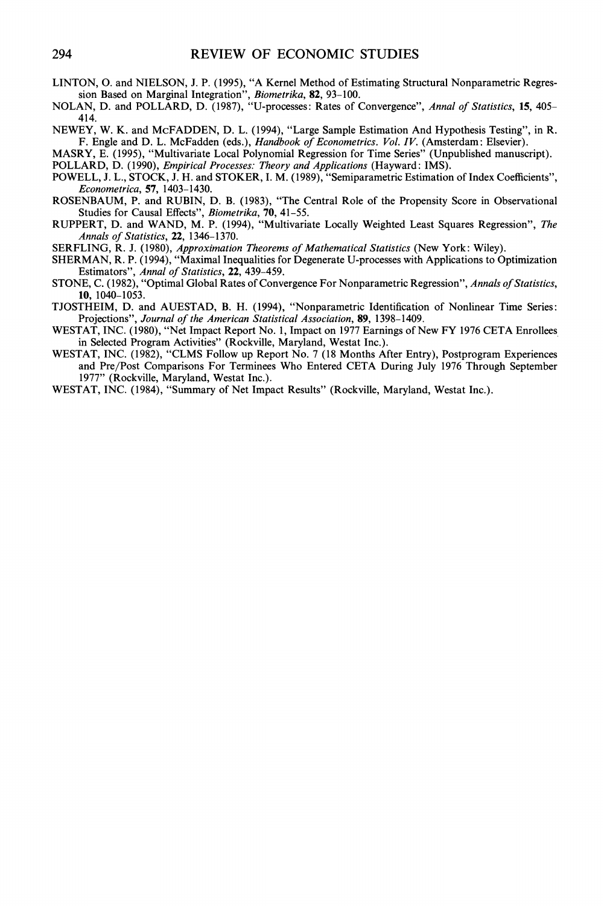LINTON, O. and NIELSON, J. P. (1995), "A Kernel Method of Estimating Structural Nonparametric Regression Based on Marginal Integration", *Biometrika*, **82**, 93–100.

NOLAN, D. and POLLARD, D. (1987), "U-processes: Rates of Convergence", *Annal of Statistics*, **15**, 405–414.

NEWEY, W. K. and McFADDEN, D. L. (1994), "Large Sample Estimation And Hypothesis Testing", in R. F. Engle and D. L. McFadden (eds.), *Handbook of Econometrics. Vol. IV.* (Amsterdam: Elsevier).

MASRY, E. (1995), "Multivariate Local Polynomial Regression for Time Series" (Unpublished manuscript).

POLLARD, D. (1990), *Empirical Processes: Theory and Applications* (Hayward: IMS).

POWELL, J. L., STOCK, J. H. and STOKER, I. M. (1989), "Semiparametric Estimation of Index Coefficients", *Econometrica*, **57**, 1403–1430.

ROSENBAUM, P. and RUBIN, D. B. (1983), "The Central Role of the Propensity Score in Observational Studies for Causal Effects", *Biometrika*, **70**, 41–55.

RUPPERT, D. and WAND, M. P. (1994), "Multivariate Locally Weighted Least Squares Regression", *The Annals of Statistics*, **22**, 1346–1370.

SERFLING, R. J. (1980), *Approximation Theorems of Mathematical Statistics* (New York: Wiley).

SHERMAN, R. P. (1994), "Maximal Inequalities for Degenerate U-processes with Applications to Optimization Estimators", *Annal of Statistics*, **22**, 439–459.

STONE, C. (1982), "Optimal Global Rates of Convergence For Nonparametric Regression", *Annals of Statistics*, **10**, 1040–1053.

TJOSTHEIM, D. and AUESTAD, B. H. (1994), "Nonparametric Identification of Nonlinear Time Series: Projections", *Journal of the American Statistical Association*, **89**, 1398–1409.

WESTAT, INC. (1980), "Net Impact Report No. 1, Impact on 1977 Earnings of New FY 1976 CETA Enrollees in Selected Program Activities" (Rockville, Maryland, Westat Inc.).

WESTAT, INC. (1982), "CLMS Follow up Report No. 7 (18 Months After Entry), Postprogram Experiences and Pre/Post Comparisons For Terminees Who Entered CETA During July 1976 Through September 1977" (Rockville, Maryland, Westat Inc.).

WESTAT, INC. (1984), "Summary of Net Impact Results" (Rockville, Maryland, Westat Inc.).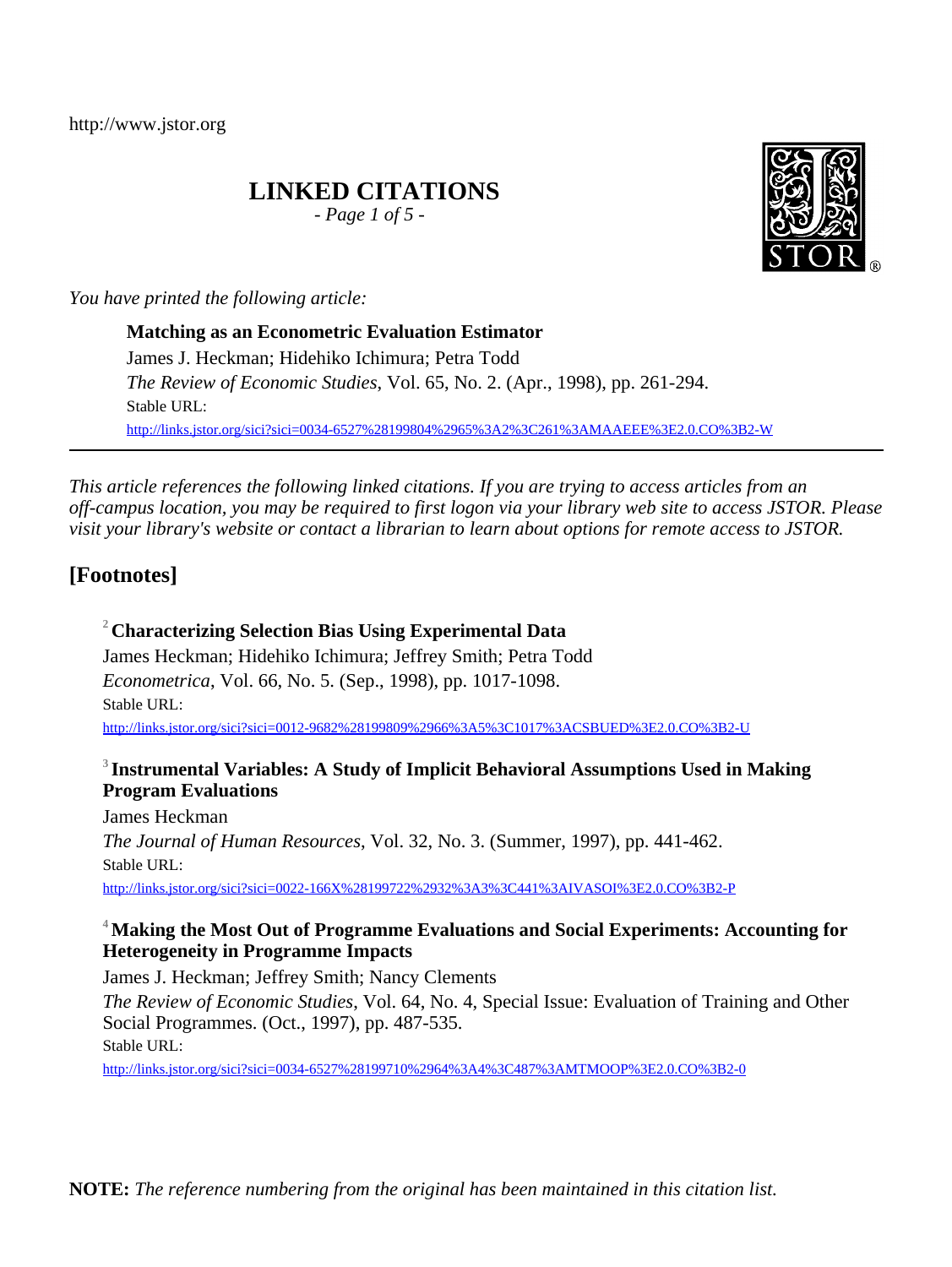http://www.jstor.org

# LINKED CITATIONS

*- Page 1 of 5 -*

*You have printed the following article:*

**Matching as an Econometric Evaluation Estimator**
James J. Heckman; Hidehiko Ichimura; Petra Todd
*The Review of Economic Studies*, Vol. 65, No. 2. (Apr., 1998), pp. 261-294.
Stable URL:
http://links.jstor.org/sici?sici=0034-6527%28199804%2965%3A2%3C261%3AMAAEEE%3E2.0.CO%3B2-W

---

*This article references the following linked citations. If you are trying to access articles from an off-campus location, you may be required to first logon via your library web site to access JSTOR. Please visit your library's website or contact a librarian to learn about options for remote access to JSTOR.*

## [Footnotes]

[2] **Characterizing Selection Bias Using Experimental Data**
James Heckman; Hidehiko Ichimura; Jeffrey Smith; Petra Todd
*Econometrica*, Vol. 66, No. 5. (Sep., 1998), pp. 1017-1098.
Stable URL:
http://links.jstor.org/sici?sici=0012-9682%28199809%2966%3A5%3C1017%3ACSBUED%3E2.0.CO%3B2-U

[3] **Instrumental Variables: A Study of Implicit Behavioral Assumptions Used in Making Program Evaluations**
James Heckman
*The Journal of Human Resources*, Vol. 32, No. 3. (Summer, 1997), pp. 441-462.
Stable URL:
http://links.jstor.org/sici?sici=0022-166X%28199722%2932%3A3%3C441%3AIVASOI%3E2.0.CO%3B2-P

[4] **Making the Most Out of Programme Evaluations and Social Experiments: Accounting for Heterogeneity in Programme Impacts**
James J. Heckman; Jeffrey Smith; Nancy Clements
*The Review of Economic Studies*, Vol. 64, No. 4, Special Issue: Evaluation of Training and Other Social Programmes. (Oct., 1997), pp. 487-535.
Stable URL:
http://links.jstor.org/sici?sici=0034-6527%28199710%2964%3A4%3C487%3AMTMOOP%3E2.0.CO%3B2-0

**NOTE:** *The reference numbering from the original has been maintained in this citation list.*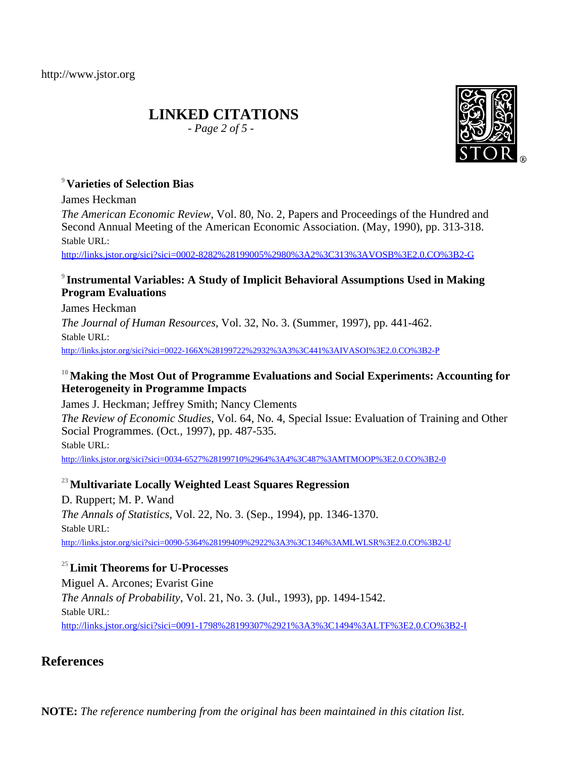http://www.jstor.org

# LINKED CITATIONS

*- Page 2 of 5 -*

### [9] Varieties of Selection Bias

James Heckman

*The American Economic Review*, Vol. 80, No. 2, Papers and Proceedings of the Hundred and Second Annual Meeting of the American Economic Association. (May, 1990), pp. 313-318.

Stable URL:

http://links.jstor.org/sici?sici=0002-8282%28199005%2980%3A2%3C313%3AVOSB%3E2.0.CO%3B2-G

### [9] Instrumental Variables: A Study of Implicit Behavioral Assumptions Used in Making Program Evaluations

James Heckman

*The Journal of Human Resources*, Vol. 32, No. 3. (Summer, 1997), pp. 441-462.

Stable URL:

http://links.jstor.org/sici?sici=0022-166X%28199722%2932%3A3%3C441%3AIVASOI%3E2.0.CO%3B2-P

### [10] Making the Most Out of Programme Evaluations and Social Experiments: Accounting for Heterogeneity in Programme Impacts

James J. Heckman; Jeffrey Smith; Nancy Clements

*The Review of Economic Studies*, Vol. 64, No. 4, Special Issue: Evaluation of Training and Other Social Programmes. (Oct., 1997), pp. 487-535.

Stable URL:

http://links.jstor.org/sici?sici=0034-6527%28199710%2964%3A4%3C487%3AMTMOOP%3E2.0.CO%3B2-0

### [23] Multivariate Locally Weighted Least Squares Regression

D. Ruppert; M. P. Wand

*The Annals of Statistics*, Vol. 22, No. 3. (Sep., 1994), pp. 1346-1370.

Stable URL:

http://links.jstor.org/sici?sici=0090-5364%28199409%2922%3A3%3C1346%3AMLWLSR%3E2.0.CO%3B2-U

### [25] Limit Theorems for U-Processes

Miguel A. Arcones; Evarist Gine

*The Annals of Probability*, Vol. 21, No. 3. (Jul., 1993), pp. 1494-1542.

Stable URL:

http://links.jstor.org/sici?sici=0091-1798%28199307%2921%3A3%3C1494%3ALTF%3E2.0.CO%3B2-I

## References

**NOTE:** *The reference numbering from the original has been maintained in this citation list.*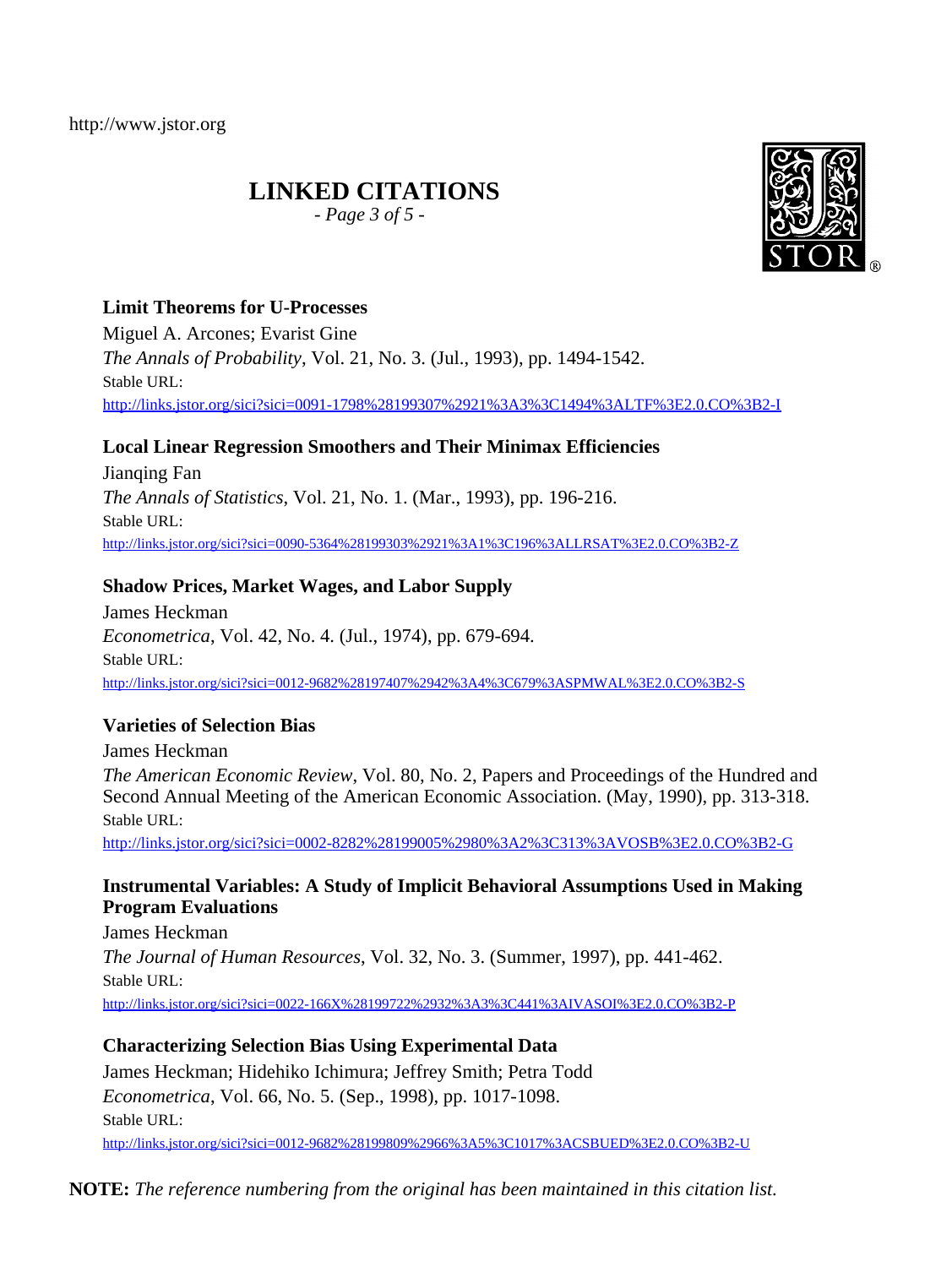http://www.jstor.org

# LINKED CITATIONS

*- Page 3 of 5 -*

### Limit Theorems for U-Processes

Miguel A. Arcones; Evarist Gine

*The Annals of Probability*, Vol. 21, No. 3. (Jul., 1993), pp. 1494-1542.

Stable URL:

http://links.jstor.org/sici?sici=0091-1798%28199307%2921%3A3%3C1494%3ALTF%3E2.0.CO%3B2-I

### Local Linear Regression Smoothers and Their Minimax Efficiencies

Jianqing Fan

*The Annals of Statistics*, Vol. 21, No. 1. (Mar., 1993), pp. 196-216.

Stable URL:

http://links.jstor.org/sici?sici=0090-5364%28199303%2921%3A1%3C196%3ALLRSAT%3E2.0.CO%3B2-Z

### Shadow Prices, Market Wages, and Labor Supply

James Heckman

*Econometrica*, Vol. 42, No. 4. (Jul., 1974), pp. 679-694.

Stable URL:

http://links.jstor.org/sici?sici=0012-9682%28197407%2942%3A4%3C679%3ASPMWAL%3E2.0.CO%3B2-S

### Varieties of Selection Bias

James Heckman

*The American Economic Review*, Vol. 80, No. 2, Papers and Proceedings of the Hundred and Second Annual Meeting of the American Economic Association. (May, 1990), pp. 313-318.

Stable URL:

http://links.jstor.org/sici?sici=0002-8282%28199005%2980%3A2%3C313%3AVOSB%3E2.0.CO%3B2-G

### Instrumental Variables: A Study of Implicit Behavioral Assumptions Used in Making Program Evaluations

James Heckman

*The Journal of Human Resources*, Vol. 32, No. 3. (Summer, 1997), pp. 441-462.

Stable URL:

http://links.jstor.org/sici?sici=0022-166X%28199722%2932%3A3%3C441%3AIVASOI%3E2.0.CO%3B2-P

### Characterizing Selection Bias Using Experimental Data

James Heckman; Hidehiko Ichimura; Jeffrey Smith; Petra Todd

*Econometrica*, Vol. 66, No. 5. (Sep., 1998), pp. 1017-1098.

Stable URL:

http://links.jstor.org/sici?sici=0012-9682%28199809%2966%3A5%3C1017%3ACSBUED%3E2.0.CO%3B2-U

**NOTE:** *The reference numbering from the original has been maintained in this citation list.*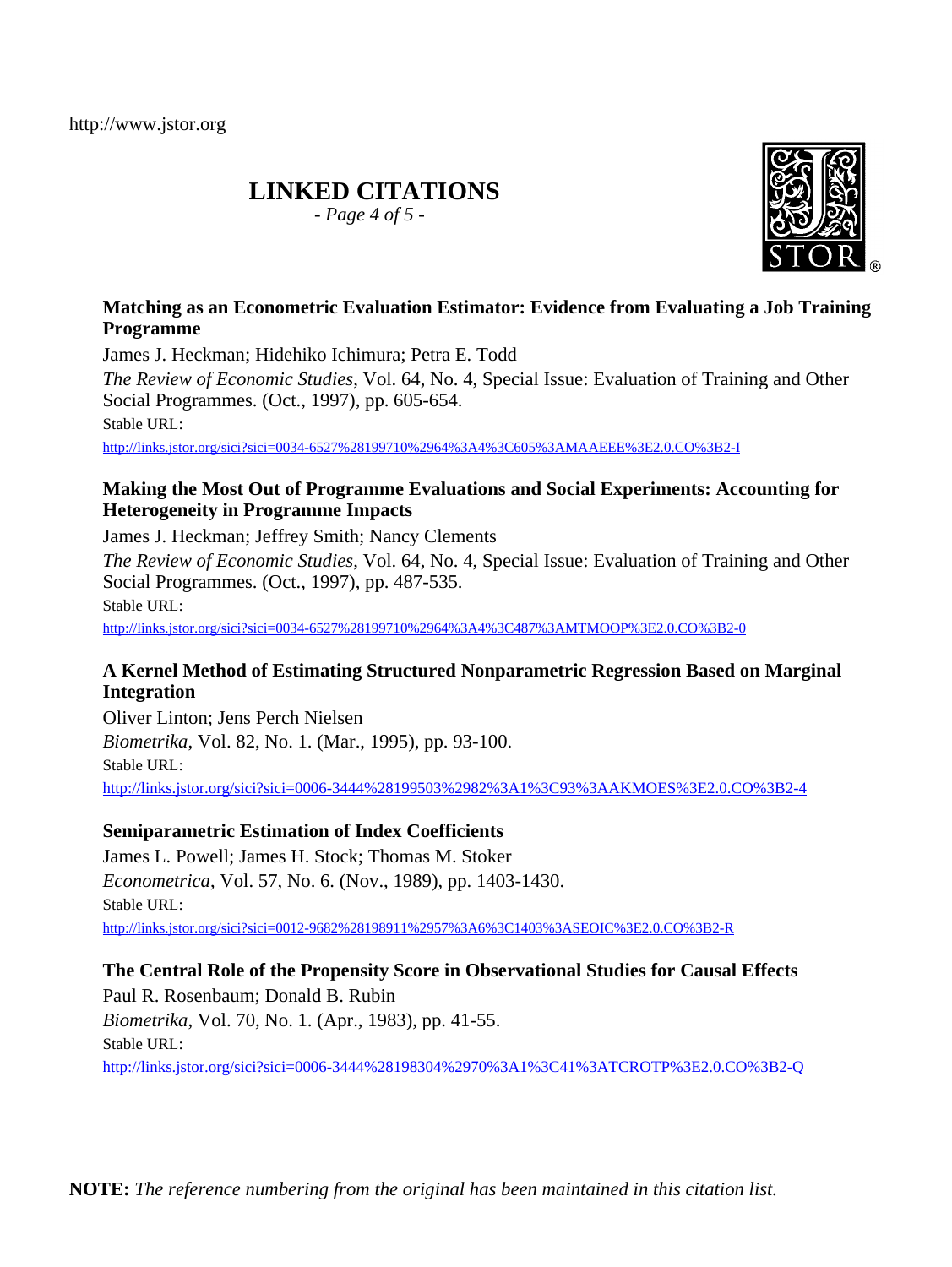http://www.jstor.org

# LINKED CITATIONS

*- Page 4 of 5 -*

**Matching as an Econometric Evaluation Estimator: Evidence from Evaluating a Job Training Programme**

James J. Heckman; Hidehiko Ichimura; Petra E. Todd

*The Review of Economic Studies*, Vol. 64, No. 4, Special Issue: Evaluation of Training and Other Social Programmes. (Oct., 1997), pp. 605-654.

Stable URL:

http://links.jstor.org/sici?sici=0034-6527%28199710%2964%3A4%3C605%3AMAAEEE%3E2.0.CO%3B2-I

**Making the Most Out of Programme Evaluations and Social Experiments: Accounting for Heterogeneity in Programme Impacts**

James J. Heckman; Jeffrey Smith; Nancy Clements

*The Review of Economic Studies*, Vol. 64, No. 4, Special Issue: Evaluation of Training and Other Social Programmes. (Oct., 1997), pp. 487-535.

Stable URL:

http://links.jstor.org/sici?sici=0034-6527%28199710%2964%3A4%3C487%3AMTMOOP%3E2.0.CO%3B2-0

**A Kernel Method of Estimating Structured Nonparametric Regression Based on Marginal Integration**

Oliver Linton; Jens Perch Nielsen

*Biometrika*, Vol. 82, No. 1. (Mar., 1995), pp. 93-100.

Stable URL:

http://links.jstor.org/sici?sici=0006-3444%28199503%2982%3A1%3C93%3AAKMOES%3E2.0.CO%3B2-4

**Semiparametric Estimation of Index Coefficients**

James L. Powell; James H. Stock; Thomas M. Stoker

*Econometrica*, Vol. 57, No. 6. (Nov., 1989), pp. 1403-1430.

Stable URL:

http://links.jstor.org/sici?sici=0012-9682%28198911%2957%3A6%3C1403%3ASEOIC%3E2.0.CO%3B2-R

**The Central Role of the Propensity Score in Observational Studies for Causal Effects**

Paul R. Rosenbaum; Donald B. Rubin

*Biometrika*, Vol. 70, No. 1. (Apr., 1983), pp. 41-55.

Stable URL:

http://links.jstor.org/sici?sici=0006-3444%28198304%2970%3A1%3C41%3ATCROTP%3E2.0.CO%3B2-Q

**NOTE:** *The reference numbering from the original has been maintained in this citation list.*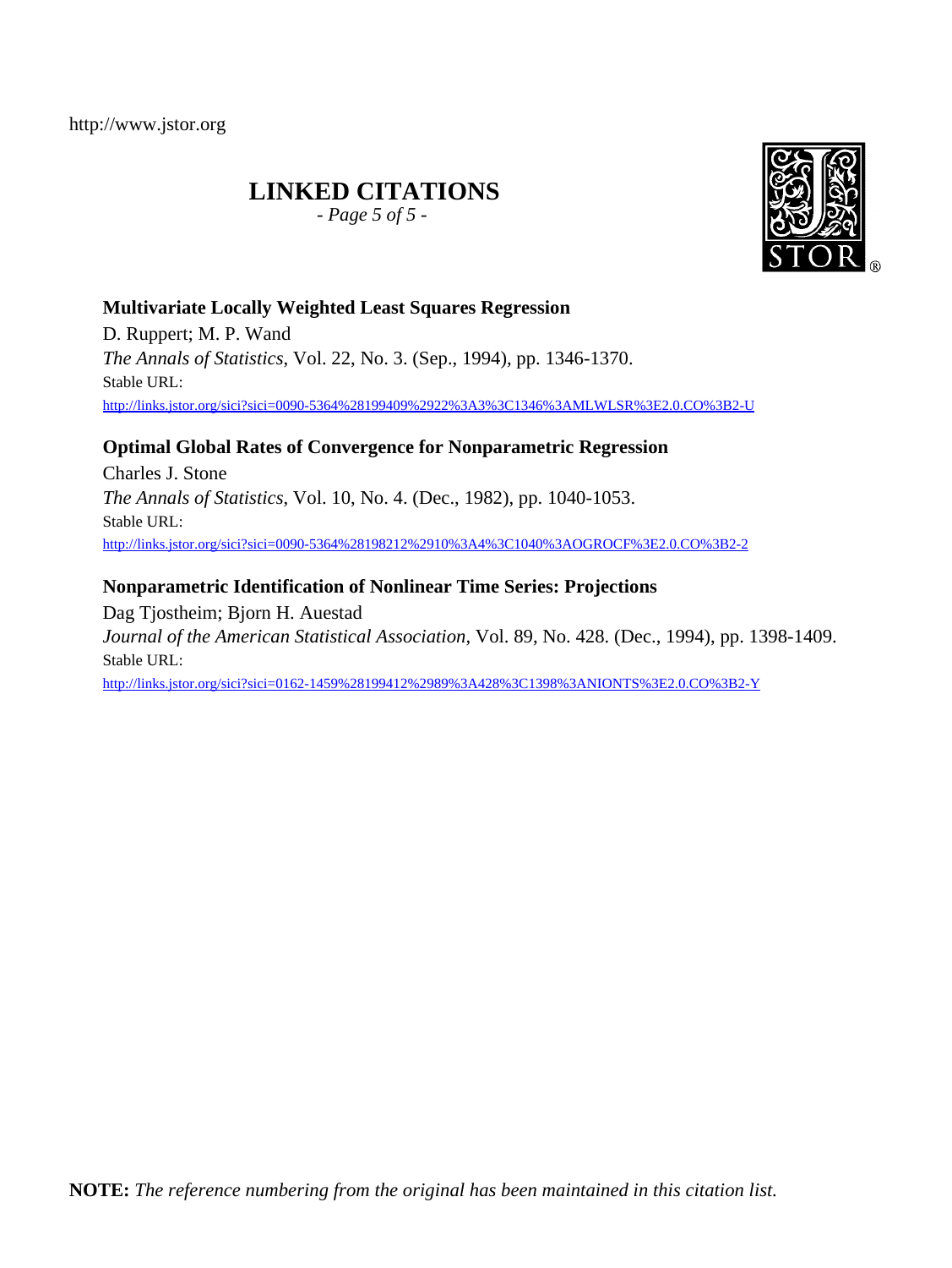http://www.jstor.org

# LINKED CITATIONS

*- Page 5 of 5 -*

**Multivariate Locally Weighted Least Squares Regression**

D. Ruppert; M. P. Wand

*The Annals of Statistics*, Vol. 22, No. 3. (Sep., 1994), pp. 1346-1370.

Stable URL:

http://links.jstor.org/sici?sici=0090-5364%28199409%2922%3A3%3C1346%3AMLWLSR%3E2.0.CO%3B2-U

**Optimal Global Rates of Convergence for Nonparametric Regression**

Charles J. Stone

*The Annals of Statistics*, Vol. 10, No. 4. (Dec., 1982), pp. 1040-1053.

Stable URL:

http://links.jstor.org/sici?sici=0090-5364%28198212%2910%3A4%3C1040%3AOGROCF%3E2.0.CO%3B2-2

**Nonparametric Identification of Nonlinear Time Series: Projections**

Dag Tjostheim; Bjorn H. Auestad

*Journal of the American Statistical Association*, Vol. 89, No. 428. (Dec., 1994), pp. 1398-1409.

Stable URL:

http://links.jstor.org/sici?sici=0162-1459%28199412%2989%3A428%3C1398%3ANIONTS%3E2.0.CO%3B2-Y

**NOTE:** *The reference numbering from the original has been maintained in this citation list.*